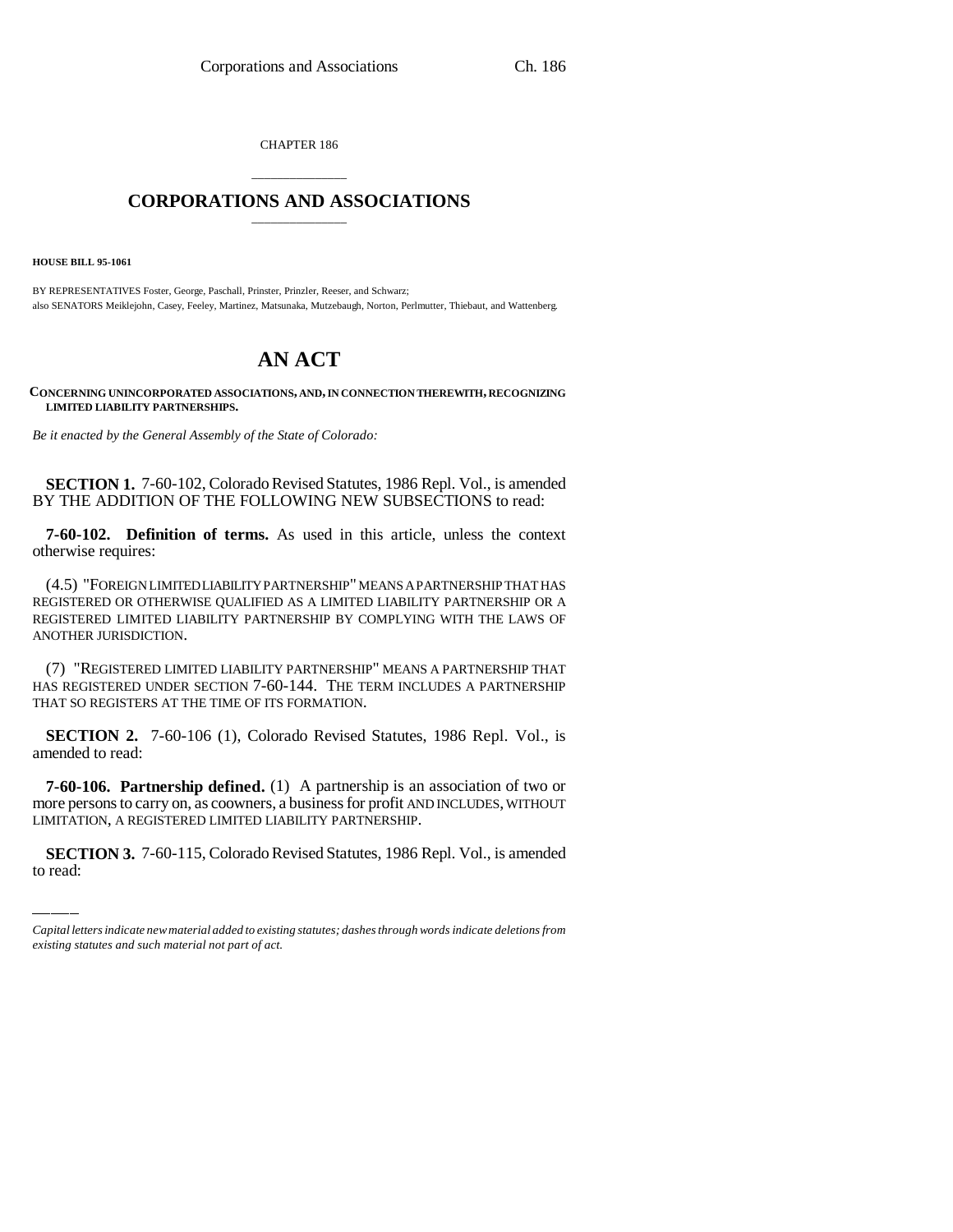CHAPTER 186

# CORPORATIONS AND ASSOCIATIONS

**HOUSE BILL 95-1061**

BY REPRESENTATIVES Foster, George, Paschall, Prinster, Prinzler, Reeser, and Schwarz;
also SENATORS Meiklejohn, Casey, Feeley, Martinez, Matsunaka, Mutzebaugh, Norton, Perlmutter, Thiebaut, and Wattenberg.

# AN ACT

**CONCERNING UNINCORPORATED ASSOCIATIONS, AND, IN CONNECTION THEREWITH, RECOGNIZING LIMITED LIABILITY PARTNERSHIPS.**

*Be it enacted by the General Assembly of the State of Colorado:*

**SECTION 1.** 7-60-102, Colorado Revised Statutes, 1986 Repl. Vol., is amended BY THE ADDITION OF THE FOLLOWING NEW SUBSECTIONS to read:

**7-60-102. Definition of terms.** As used in this article, unless the context otherwise requires:

(4.5) "FOREIGN LIMITED LIABILITY PARTNERSHIP" MEANS A PARTNERSHIP THAT HAS REGISTERED OR OTHERWISE QUALIFIED AS A LIMITED LIABILITY PARTNERSHIP OR A REGISTERED LIMITED LIABILITY PARTNERSHIP BY COMPLYING WITH THE LAWS OF ANOTHER JURISDICTION.

(7) "REGISTERED LIMITED LIABILITY PARTNERSHIP" MEANS A PARTNERSHIP THAT HAS REGISTERED UNDER SECTION 7-60-144. THE TERM INCLUDES A PARTNERSHIP THAT SO REGISTERS AT THE TIME OF ITS FORMATION.

**SECTION 2.** 7-60-106 (1), Colorado Revised Statutes, 1986 Repl. Vol., is amended to read:

**7-60-106. Partnership defined.** (1) A partnership is an association of two or more persons to carry on, as coowners, a business for profit AND INCLUDES, WITHOUT LIMITATION, A REGISTERED LIMITED LIABILITY PARTNERSHIP.

**SECTION 3.** 7-60-115, Colorado Revised Statutes, 1986 Repl. Vol., is amended to read:

*Capital letters indicate new material added to existing statutes; dashes through words indicate deletions from existing statutes and such material not part of act.*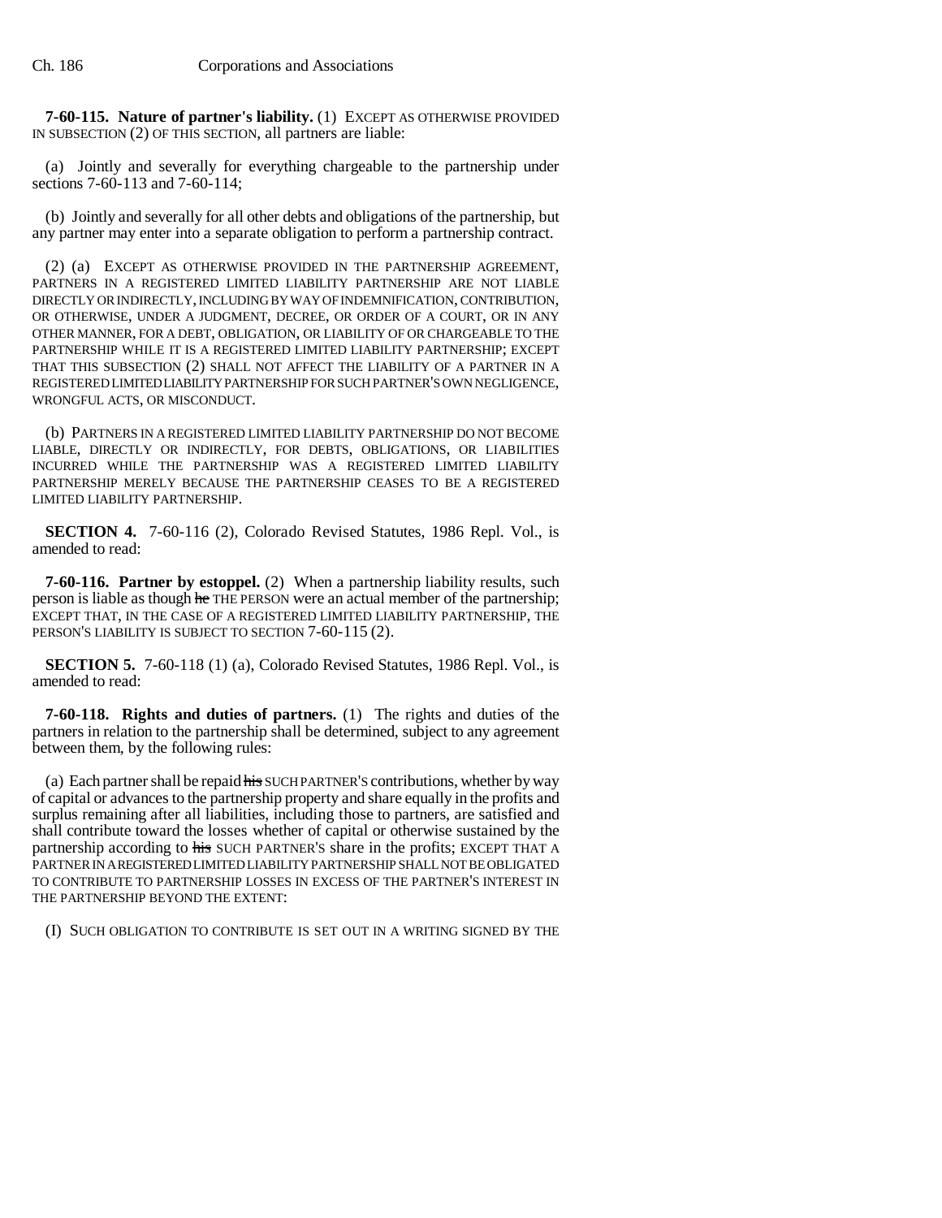**7-60-115. Nature of partner's liability.** (1) EXCEPT AS OTHERWISE PROVIDED IN SUBSECTION (2) OF THIS SECTION, all partners are liable:

(a) Jointly and severally for everything chargeable to the partnership under sections 7-60-113 and 7-60-114;

(b) Jointly and severally for all other debts and obligations of the partnership, but any partner may enter into a separate obligation to perform a partnership contract.

(2) (a) EXCEPT AS OTHERWISE PROVIDED IN THE PARTNERSHIP AGREEMENT, PARTNERS IN A REGISTERED LIMITED LIABILITY PARTNERSHIP ARE NOT LIABLE DIRECTLY OR INDIRECTLY, INCLUDING BY WAY OF INDEMNIFICATION, CONTRIBUTION, OR OTHERWISE, UNDER A JUDGMENT, DECREE, OR ORDER OF A COURT, OR IN ANY OTHER MANNER, FOR A DEBT, OBLIGATION, OR LIABILITY OF OR CHARGEABLE TO THE PARTNERSHIP WHILE IT IS A REGISTERED LIMITED LIABILITY PARTNERSHIP; EXCEPT THAT THIS SUBSECTION (2) SHALL NOT AFFECT THE LIABILITY OF A PARTNER IN A REGISTERED LIMITED LIABILITY PARTNERSHIP FOR SUCH PARTNER'S OWN NEGLIGENCE, WRONGFUL ACTS, OR MISCONDUCT.

(b) PARTNERS IN A REGISTERED LIMITED LIABILITY PARTNERSHIP DO NOT BECOME LIABLE, DIRECTLY OR INDIRECTLY, FOR DEBTS, OBLIGATIONS, OR LIABILITIES INCURRED WHILE THE PARTNERSHIP WAS A REGISTERED LIMITED LIABILITY PARTNERSHIP MERELY BECAUSE THE PARTNERSHIP CEASES TO BE A REGISTERED LIMITED LIABILITY PARTNERSHIP.

**SECTION 4.** 7-60-116 (2), Colorado Revised Statutes, 1986 Repl. Vol., is amended to read:

**7-60-116. Partner by estoppel.** (2) When a partnership liability results, such person is liable as though ~~he~~ THE PERSON were an actual member of the partnership; EXCEPT THAT, IN THE CASE OF A REGISTERED LIMITED LIABILITY PARTNERSHIP, THE PERSON'S LIABILITY IS SUBJECT TO SECTION 7-60-115 (2).

**SECTION 5.** 7-60-118 (1) (a), Colorado Revised Statutes, 1986 Repl. Vol., is amended to read:

**7-60-118. Rights and duties of partners.** (1) The rights and duties of the partners in relation to the partnership shall be determined, subject to any agreement between them, by the following rules:

(a) Each partner shall be repaid ~~his~~ SUCH PARTNER'S contributions, whether by way of capital or advances to the partnership property and share equally in the profits and surplus remaining after all liabilities, including those to partners, are satisfied and shall contribute toward the losses whether of capital or otherwise sustained by the partnership according to ~~his~~ SUCH PARTNER'S share in the profits; EXCEPT THAT A PARTNER IN A REGISTERED LIMITED LIABILITY PARTNERSHIP SHALL NOT BE OBLIGATED TO CONTRIBUTE TO PARTNERSHIP LOSSES IN EXCESS OF THE PARTNER'S INTEREST IN THE PARTNERSHIP BEYOND THE EXTENT:

(I) SUCH OBLIGATION TO CONTRIBUTE IS SET OUT IN A WRITING SIGNED BY THE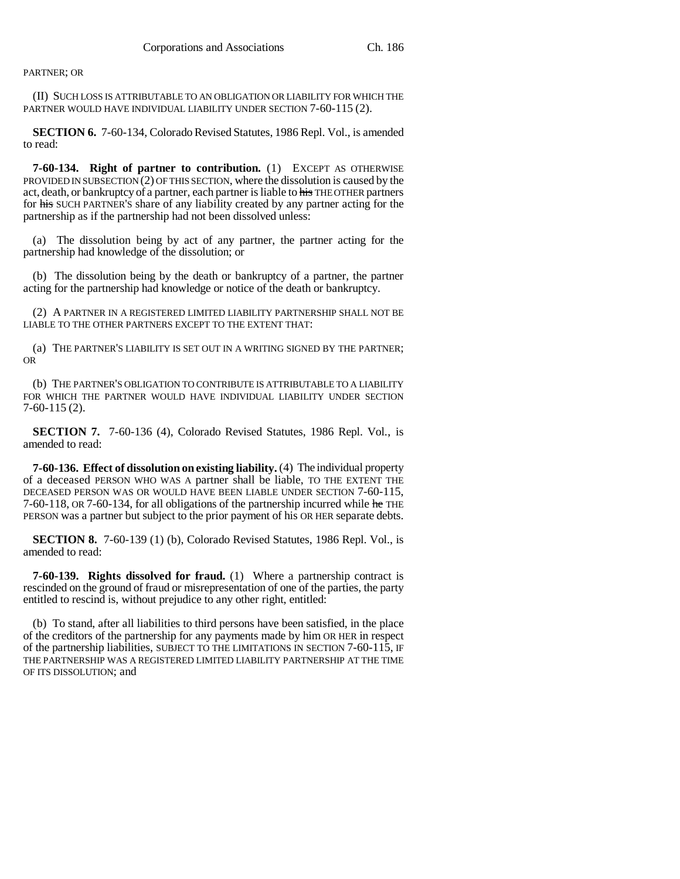PARTNER; OR

(II) SUCH LOSS IS ATTRIBUTABLE TO AN OBLIGATION OR LIABILITY FOR WHICH THE PARTNER WOULD HAVE INDIVIDUAL LIABILITY UNDER SECTION 7-60-115 (2).

**SECTION 6.** 7-60-134, Colorado Revised Statutes, 1986 Repl. Vol., is amended to read:

**7-60-134. Right of partner to contribution.** (1) EXCEPT AS OTHERWISE PROVIDED IN SUBSECTION (2) OF THIS SECTION, where the dissolution is caused by the act, death, or bankruptcy of a partner, each partner is liable to ~~his~~ THE OTHER partners for ~~his~~ SUCH PARTNER'S share of any liability created by any partner acting for the partnership as if the partnership had not been dissolved unless:

(a) The dissolution being by act of any partner, the partner acting for the partnership had knowledge of the dissolution; or

(b) The dissolution being by the death or bankruptcy of a partner, the partner acting for the partnership had knowledge or notice of the death or bankruptcy.

(2) A PARTNER IN A REGISTERED LIMITED LIABILITY PARTNERSHIP SHALL NOT BE LIABLE TO THE OTHER PARTNERS EXCEPT TO THE EXTENT THAT:

(a) THE PARTNER'S LIABILITY IS SET OUT IN A WRITING SIGNED BY THE PARTNER; OR

(b) THE PARTNER'S OBLIGATION TO CONTRIBUTE IS ATTRIBUTABLE TO A LIABILITY FOR WHICH THE PARTNER WOULD HAVE INDIVIDUAL LIABILITY UNDER SECTION 7-60-115 (2).

**SECTION 7.** 7-60-136 (4), Colorado Revised Statutes, 1986 Repl. Vol., is amended to read:

**7-60-136. Effect of dissolution on existing liability.** (4) The individual property of a deceased PERSON WHO WAS A partner shall be liable, TO THE EXTENT THE DECEASED PERSON WAS OR WOULD HAVE BEEN LIABLE UNDER SECTION 7-60-115, 7-60-118, OR 7-60-134, for all obligations of the partnership incurred while ~~he~~ THE PERSON was a partner but subject to the prior payment of his OR HER separate debts.

**SECTION 8.** 7-60-139 (1) (b), Colorado Revised Statutes, 1986 Repl. Vol., is amended to read:

**7-60-139. Rights dissolved for fraud.** (1) Where a partnership contract is rescinded on the ground of fraud or misrepresentation of one of the parties, the party entitled to rescind is, without prejudice to any other right, entitled:

(b) To stand, after all liabilities to third persons have been satisfied, in the place of the creditors of the partnership for any payments made by him OR HER in respect of the partnership liabilities, SUBJECT TO THE LIMITATIONS IN SECTION 7-60-115, IF THE PARTNERSHIP WAS A REGISTERED LIMITED LIABILITY PARTNERSHIP AT THE TIME OF ITS DISSOLUTION; and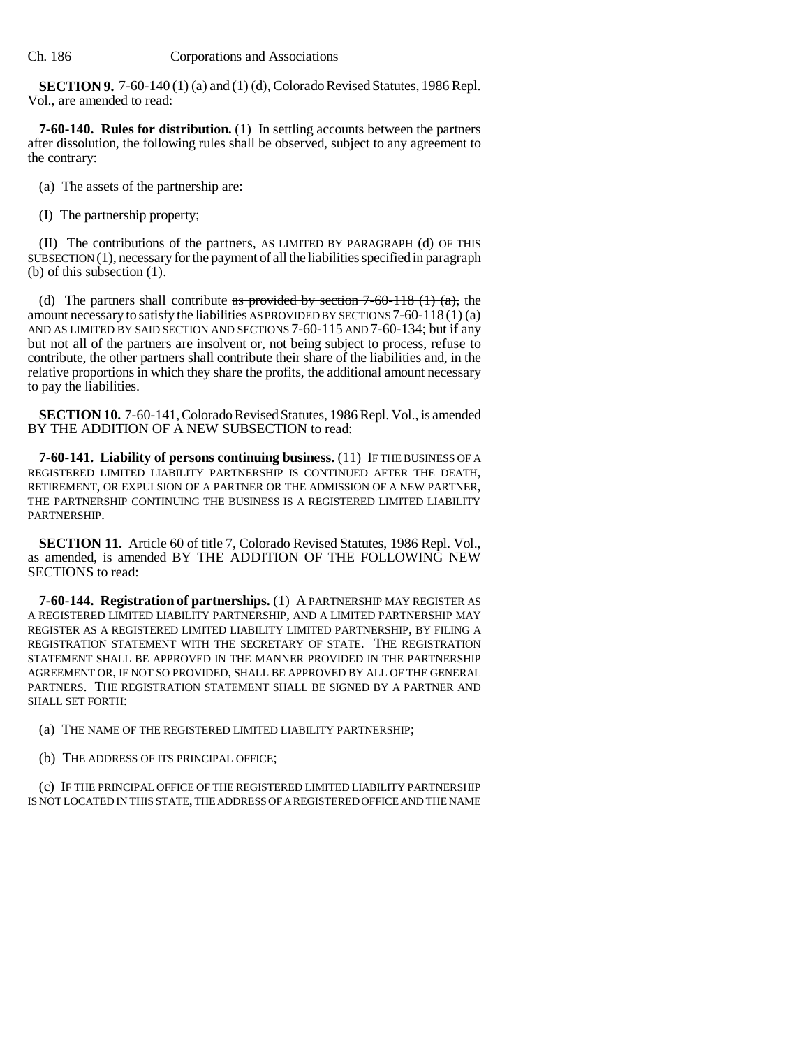**SECTION 9.** 7-60-140 (1) (a) and (1) (d), Colorado Revised Statutes, 1986 Repl. Vol., are amended to read:

**7-60-140. Rules for distribution.** (1) In settling accounts between the partners after dissolution, the following rules shall be observed, subject to any agreement to the contrary:

(a) The assets of the partnership are:

(I) The partnership property;

(II) The contributions of the partners, AS LIMITED BY PARAGRAPH (d) OF THIS SUBSECTION (1), necessary for the payment of all the liabilities specified in paragraph (b) of this subsection (1).

(d) The partners shall contribute ~~as provided by section 7-60-118 (1) (a),~~ the amount necessary to satisfy the liabilities AS PROVIDED BY SECTIONS 7-60-118 (1) (a) AND AS LIMITED BY SAID SECTION AND SECTIONS 7-60-115 AND 7-60-134; but if any but not all of the partners are insolvent or, not being subject to process, refuse to contribute, the other partners shall contribute their share of the liabilities and, in the relative proportions in which they share the profits, the additional amount necessary to pay the liabilities.

**SECTION 10.** 7-60-141, Colorado Revised Statutes, 1986 Repl. Vol., is amended BY THE ADDITION OF A NEW SUBSECTION to read:

**7-60-141. Liability of persons continuing business.** (11) IF THE BUSINESS OF A REGISTERED LIMITED LIABILITY PARTNERSHIP IS CONTINUED AFTER THE DEATH, RETIREMENT, OR EXPULSION OF A PARTNER OR THE ADMISSION OF A NEW PARTNER, THE PARTNERSHIP CONTINUING THE BUSINESS IS A REGISTERED LIMITED LIABILITY PARTNERSHIP.

**SECTION 11.** Article 60 of title 7, Colorado Revised Statutes, 1986 Repl. Vol., as amended, is amended BY THE ADDITION OF THE FOLLOWING NEW SECTIONS to read:

**7-60-144. Registration of partnerships.** (1) A PARTNERSHIP MAY REGISTER AS A REGISTERED LIMITED LIABILITY PARTNERSHIP, AND A LIMITED PARTNERSHIP MAY REGISTER AS A REGISTERED LIMITED LIABILITY LIMITED PARTNERSHIP, BY FILING A REGISTRATION STATEMENT WITH THE SECRETARY OF STATE. THE REGISTRATION STATEMENT SHALL BE APPROVED IN THE MANNER PROVIDED IN THE PARTNERSHIP AGREEMENT OR, IF NOT SO PROVIDED, SHALL BE APPROVED BY ALL OF THE GENERAL PARTNERS. THE REGISTRATION STATEMENT SHALL BE SIGNED BY A PARTNER AND SHALL SET FORTH:

(a) THE NAME OF THE REGISTERED LIMITED LIABILITY PARTNERSHIP;

(b) THE ADDRESS OF ITS PRINCIPAL OFFICE;

(c) IF THE PRINCIPAL OFFICE OF THE REGISTERED LIMITED LIABILITY PARTNERSHIP IS NOT LOCATED IN THIS STATE, THE ADDRESS OF A REGISTERED OFFICE AND THE NAME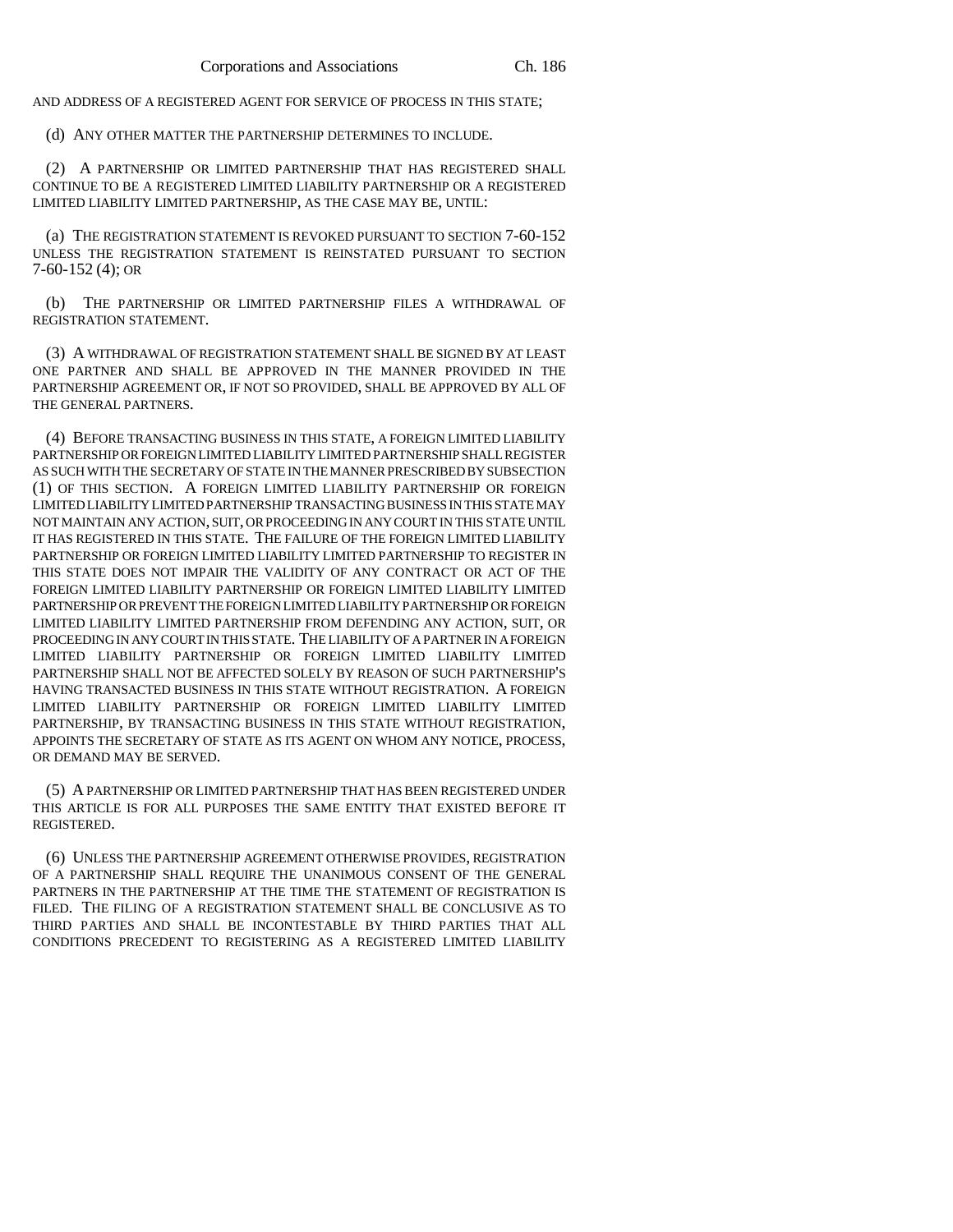AND ADDRESS OF A REGISTERED AGENT FOR SERVICE OF PROCESS IN THIS STATE;

(d) ANY OTHER MATTER THE PARTNERSHIP DETERMINES TO INCLUDE.

(2) A PARTNERSHIP OR LIMITED PARTNERSHIP THAT HAS REGISTERED SHALL CONTINUE TO BE A REGISTERED LIMITED LIABILITY PARTNERSHIP OR A REGISTERED LIMITED LIABILITY LIMITED PARTNERSHIP, AS THE CASE MAY BE, UNTIL:

(a) THE REGISTRATION STATEMENT IS REVOKED PURSUANT TO SECTION 7-60-152 UNLESS THE REGISTRATION STATEMENT IS REINSTATED PURSUANT TO SECTION 7-60-152 (4); OR

(b) THE PARTNERSHIP OR LIMITED PARTNERSHIP FILES A WITHDRAWAL OF REGISTRATION STATEMENT.

(3) A WITHDRAWAL OF REGISTRATION STATEMENT SHALL BE SIGNED BY AT LEAST ONE PARTNER AND SHALL BE APPROVED IN THE MANNER PROVIDED IN THE PARTNERSHIP AGREEMENT OR, IF NOT SO PROVIDED, SHALL BE APPROVED BY ALL OF THE GENERAL PARTNERS.

(4) BEFORE TRANSACTING BUSINESS IN THIS STATE, A FOREIGN LIMITED LIABILITY PARTNERSHIP OR FOREIGN LIMITED LIABILITY LIMITED PARTNERSHIP SHALL REGISTER AS SUCH WITH THE SECRETARY OF STATE IN THE MANNER PRESCRIBED BY SUBSECTION (1) OF THIS SECTION. A FOREIGN LIMITED LIABILITY PARTNERSHIP OR FOREIGN LIMITED LIABILITY LIMITED PARTNERSHIP TRANSACTING BUSINESS IN THIS STATE MAY NOT MAINTAIN ANY ACTION, SUIT, OR PROCEEDING IN ANY COURT IN THIS STATE UNTIL IT HAS REGISTERED IN THIS STATE. THE FAILURE OF THE FOREIGN LIMITED LIABILITY PARTNERSHIP OR FOREIGN LIMITED LIABILITY LIMITED PARTNERSHIP TO REGISTER IN THIS STATE DOES NOT IMPAIR THE VALIDITY OF ANY CONTRACT OR ACT OF THE FOREIGN LIMITED LIABILITY PARTNERSHIP OR FOREIGN LIMITED LIABILITY LIMITED PARTNERSHIP OR PREVENT THE FOREIGN LIMITED LIABILITY PARTNERSHIP OR FOREIGN LIMITED LIABILITY LIMITED PARTNERSHIP FROM DEFENDING ANY ACTION, SUIT, OR PROCEEDING IN ANY COURT IN THIS STATE. THE LIABILITY OF A PARTNER IN A FOREIGN LIMITED LIABILITY PARTNERSHIP OR FOREIGN LIMITED LIABILITY LIMITED PARTNERSHIP SHALL NOT BE AFFECTED SOLELY BY REASON OF SUCH PARTNERSHIP'S HAVING TRANSACTED BUSINESS IN THIS STATE WITHOUT REGISTRATION. A FOREIGN LIMITED LIABILITY PARTNERSHIP OR FOREIGN LIMITED LIABILITY LIMITED PARTNERSHIP, BY TRANSACTING BUSINESS IN THIS STATE WITHOUT REGISTRATION, APPOINTS THE SECRETARY OF STATE AS ITS AGENT ON WHOM ANY NOTICE, PROCESS, OR DEMAND MAY BE SERVED.

(5) A PARTNERSHIP OR LIMITED PARTNERSHIP THAT HAS BEEN REGISTERED UNDER THIS ARTICLE IS FOR ALL PURPOSES THE SAME ENTITY THAT EXISTED BEFORE IT REGISTERED.

(6) UNLESS THE PARTNERSHIP AGREEMENT OTHERWISE PROVIDES, REGISTRATION OF A PARTNERSHIP SHALL REQUIRE THE UNANIMOUS CONSENT OF THE GENERAL PARTNERS IN THE PARTNERSHIP AT THE TIME THE STATEMENT OF REGISTRATION IS FILED. THE FILING OF A REGISTRATION STATEMENT SHALL BE CONCLUSIVE AS TO THIRD PARTIES AND SHALL BE INCONTESTABLE BY THIRD PARTIES THAT ALL CONDITIONS PRECEDENT TO REGISTERING AS A REGISTERED LIMITED LIABILITY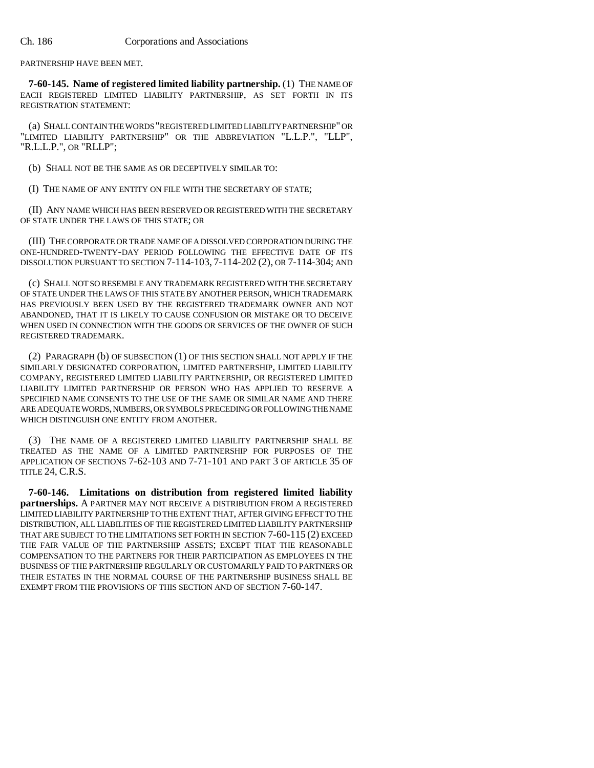PARTNERSHIP HAVE BEEN MET.

**7-60-145. Name of registered limited liability partnership.** (1) THE NAME OF EACH REGISTERED LIMITED LIABILITY PARTNERSHIP, AS SET FORTH IN ITS REGISTRATION STATEMENT:

(a) SHALL CONTAIN THE WORDS "REGISTERED LIMITED LIABILITY PARTNERSHIP" OR "LIMITED LIABILITY PARTNERSHIP" OR THE ABBREVIATION "L.L.P.", "LLP", "R.L.L.P.", OR "RLLP";

(b) SHALL NOT BE THE SAME AS OR DECEPTIVELY SIMILAR TO:

(I) THE NAME OF ANY ENTITY ON FILE WITH THE SECRETARY OF STATE;

(II) ANY NAME WHICH HAS BEEN RESERVED OR REGISTERED WITH THE SECRETARY OF STATE UNDER THE LAWS OF THIS STATE; OR

(III) THE CORPORATE OR TRADE NAME OF A DISSOLVED CORPORATION DURING THE ONE-HUNDRED-TWENTY-DAY PERIOD FOLLOWING THE EFFECTIVE DATE OF ITS DISSOLUTION PURSUANT TO SECTION 7-114-103, 7-114-202 (2), OR 7-114-304; AND

(c) SHALL NOT SO RESEMBLE ANY TRADEMARK REGISTERED WITH THE SECRETARY OF STATE UNDER THE LAWS OF THIS STATE BY ANOTHER PERSON, WHICH TRADEMARK HAS PREVIOUSLY BEEN USED BY THE REGISTERED TRADEMARK OWNER AND NOT ABANDONED, THAT IT IS LIKELY TO CAUSE CONFUSION OR MISTAKE OR TO DECEIVE WHEN USED IN CONNECTION WITH THE GOODS OR SERVICES OF THE OWNER OF SUCH REGISTERED TRADEMARK.

(2) PARAGRAPH (b) OF SUBSECTION (1) OF THIS SECTION SHALL NOT APPLY IF THE SIMILARLY DESIGNATED CORPORATION, LIMITED PARTNERSHIP, LIMITED LIABILITY COMPANY, REGISTERED LIMITED LIABILITY PARTNERSHIP, OR REGISTERED LIMITED LIABILITY LIMITED PARTNERSHIP OR PERSON WHO HAS APPLIED TO RESERVE A SPECIFIED NAME CONSENTS TO THE USE OF THE SAME OR SIMILAR NAME AND THERE ARE ADEQUATE WORDS, NUMBERS, OR SYMBOLS PRECEDING OR FOLLOWING THE NAME WHICH DISTINGUISH ONE ENTITY FROM ANOTHER.

(3) THE NAME OF A REGISTERED LIMITED LIABILITY PARTNERSHIP SHALL BE TREATED AS THE NAME OF A LIMITED PARTNERSHIP FOR PURPOSES OF THE APPLICATION OF SECTIONS 7-62-103 AND 7-71-101 AND PART 3 OF ARTICLE 35 OF TITLE 24, C.R.S.

**7-60-146. Limitations on distribution from registered limited liability partnerships.** A PARTNER MAY NOT RECEIVE A DISTRIBUTION FROM A REGISTERED LIMITED LIABILITY PARTNERSHIP TO THE EXTENT THAT, AFTER GIVING EFFECT TO THE DISTRIBUTION, ALL LIABILITIES OF THE REGISTERED LIMITED LIABILITY PARTNERSHIP THAT ARE SUBJECT TO THE LIMITATIONS SET FORTH IN SECTION 7-60-115 (2) EXCEED THE FAIR VALUE OF THE PARTNERSHIP ASSETS; EXCEPT THAT THE REASONABLE COMPENSATION TO THE PARTNERS FOR THEIR PARTICIPATION AS EMPLOYEES IN THE BUSINESS OF THE PARTNERSHIP REGULARLY OR CUSTOMARILY PAID TO PARTNERS OR THEIR ESTATES IN THE NORMAL COURSE OF THE PARTNERSHIP BUSINESS SHALL BE EXEMPT FROM THE PROVISIONS OF THIS SECTION AND OF SECTION 7-60-147.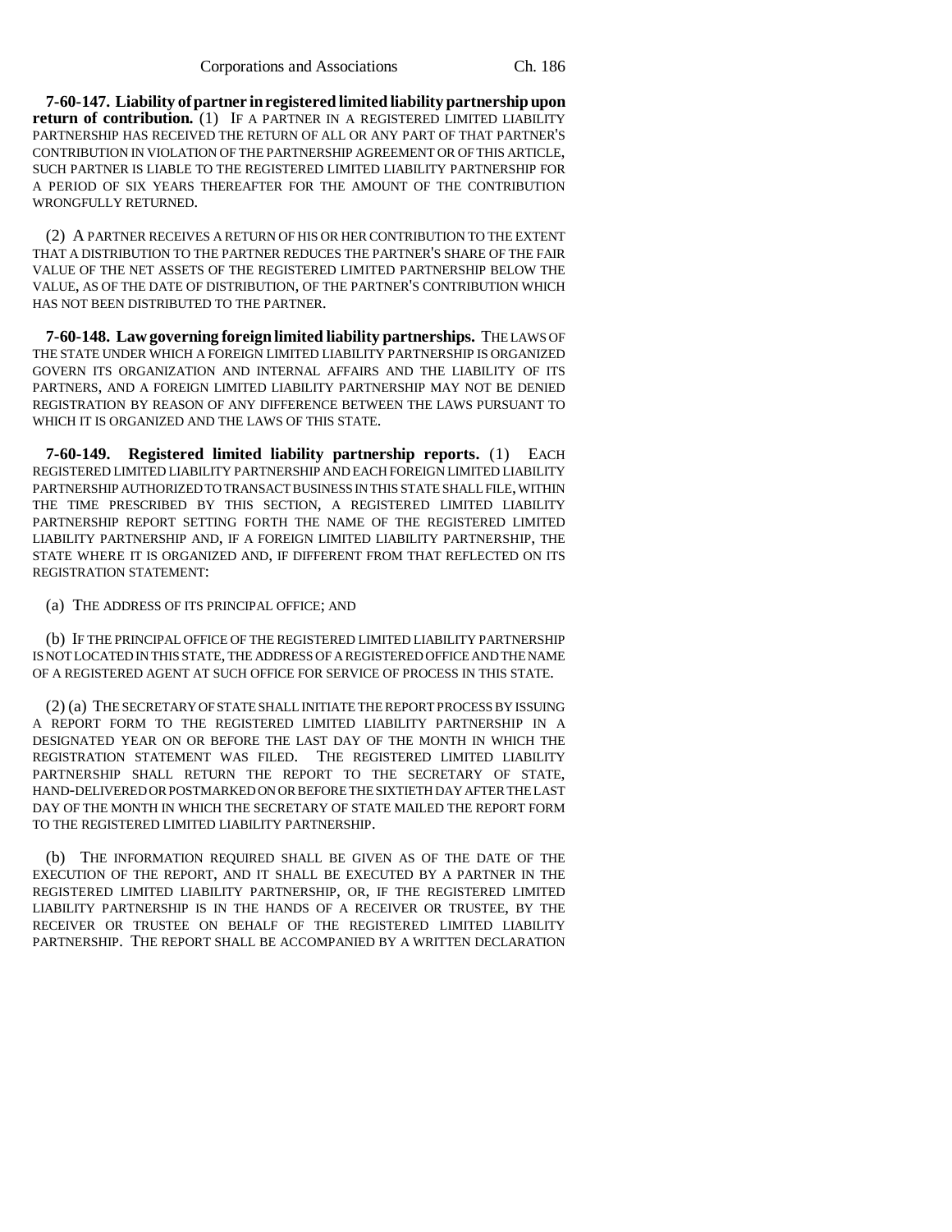**7-60-147. Liability of partner in registered limited liability partnership upon return of contribution.** (1) IF A PARTNER IN A REGISTERED LIMITED LIABILITY PARTNERSHIP HAS RECEIVED THE RETURN OF ALL OR ANY PART OF THAT PARTNER'S CONTRIBUTION IN VIOLATION OF THE PARTNERSHIP AGREEMENT OR OF THIS ARTICLE, SUCH PARTNER IS LIABLE TO THE REGISTERED LIMITED LIABILITY PARTNERSHIP FOR A PERIOD OF SIX YEARS THEREAFTER FOR THE AMOUNT OF THE CONTRIBUTION WRONGFULLY RETURNED.

(2) A PARTNER RECEIVES A RETURN OF HIS OR HER CONTRIBUTION TO THE EXTENT THAT A DISTRIBUTION TO THE PARTNER REDUCES THE PARTNER'S SHARE OF THE FAIR VALUE OF THE NET ASSETS OF THE REGISTERED LIMITED PARTNERSHIP BELOW THE VALUE, AS OF THE DATE OF DISTRIBUTION, OF THE PARTNER'S CONTRIBUTION WHICH HAS NOT BEEN DISTRIBUTED TO THE PARTNER.

**7-60-148. Law governing foreign limited liability partnerships.** THE LAWS OF THE STATE UNDER WHICH A FOREIGN LIMITED LIABILITY PARTNERSHIP IS ORGANIZED GOVERN ITS ORGANIZATION AND INTERNAL AFFAIRS AND THE LIABILITY OF ITS PARTNERS, AND A FOREIGN LIMITED LIABILITY PARTNERSHIP MAY NOT BE DENIED REGISTRATION BY REASON OF ANY DIFFERENCE BETWEEN THE LAWS PURSUANT TO WHICH IT IS ORGANIZED AND THE LAWS OF THIS STATE.

**7-60-149. Registered limited liability partnership reports.** (1) EACH REGISTERED LIMITED LIABILITY PARTNERSHIP AND EACH FOREIGN LIMITED LIABILITY PARTNERSHIP AUTHORIZED TO TRANSACT BUSINESS IN THIS STATE SHALL FILE, WITHIN THE TIME PRESCRIBED BY THIS SECTION, A REGISTERED LIMITED LIABILITY PARTNERSHIP REPORT SETTING FORTH THE NAME OF THE REGISTERED LIMITED LIABILITY PARTNERSHIP AND, IF A FOREIGN LIMITED LIABILITY PARTNERSHIP, THE STATE WHERE IT IS ORGANIZED AND, IF DIFFERENT FROM THAT REFLECTED ON ITS REGISTRATION STATEMENT:

(a) THE ADDRESS OF ITS PRINCIPAL OFFICE; AND

(b) IF THE PRINCIPAL OFFICE OF THE REGISTERED LIMITED LIABILITY PARTNERSHIP IS NOT LOCATED IN THIS STATE, THE ADDRESS OF A REGISTERED OFFICE AND THE NAME OF A REGISTERED AGENT AT SUCH OFFICE FOR SERVICE OF PROCESS IN THIS STATE.

(2) (a) THE SECRETARY OF STATE SHALL INITIATE THE REPORT PROCESS BY ISSUING A REPORT FORM TO THE REGISTERED LIMITED LIABILITY PARTNERSHIP IN A DESIGNATED YEAR ON OR BEFORE THE LAST DAY OF THE MONTH IN WHICH THE REGISTRATION STATEMENT WAS FILED. THE REGISTERED LIMITED LIABILITY PARTNERSHIP SHALL RETURN THE REPORT TO THE SECRETARY OF STATE, HAND-DELIVERED OR POSTMARKED ON OR BEFORE THE SIXTIETH DAY AFTER THE LAST DAY OF THE MONTH IN WHICH THE SECRETARY OF STATE MAILED THE REPORT FORM TO THE REGISTERED LIMITED LIABILITY PARTNERSHIP.

(b) THE INFORMATION REQUIRED SHALL BE GIVEN AS OF THE DATE OF THE EXECUTION OF THE REPORT, AND IT SHALL BE EXECUTED BY A PARTNER IN THE REGISTERED LIMITED LIABILITY PARTNERSHIP, OR, IF THE REGISTERED LIMITED LIABILITY PARTNERSHIP IS IN THE HANDS OF A RECEIVER OR TRUSTEE, BY THE RECEIVER OR TRUSTEE ON BEHALF OF THE REGISTERED LIMITED LIABILITY PARTNERSHIP. THE REPORT SHALL BE ACCOMPANIED BY A WRITTEN DECLARATION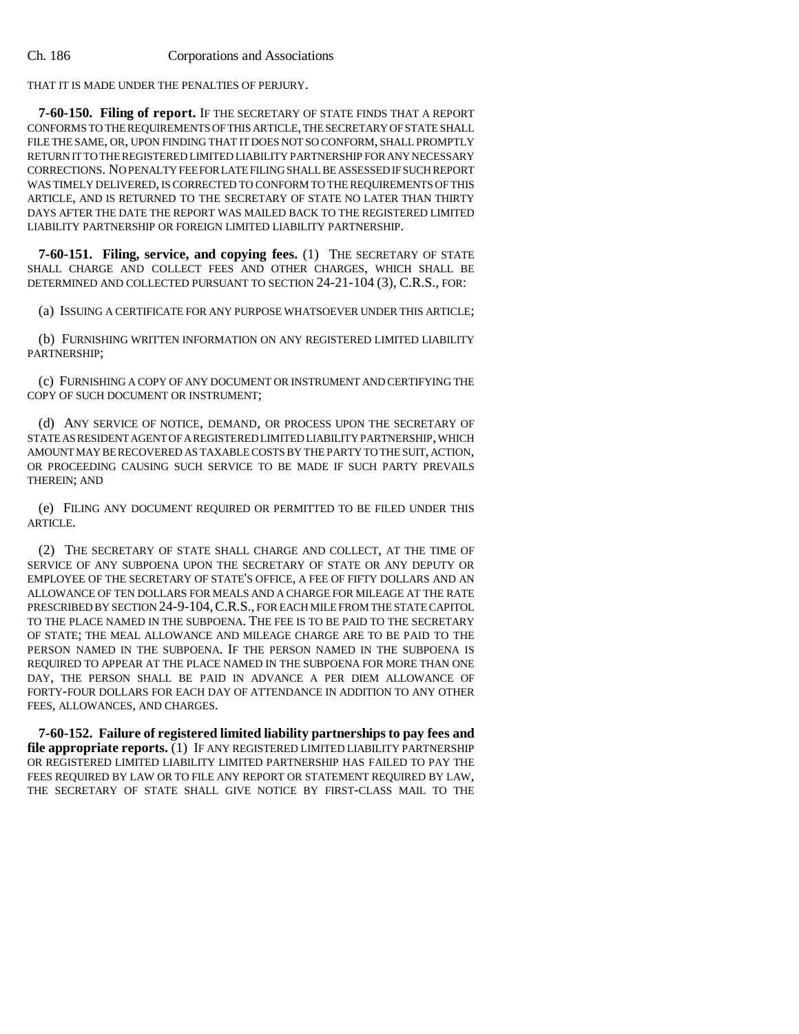THAT IT IS MADE UNDER THE PENALTIES OF PERJURY.

**7-60-150. Filing of report.** IF THE SECRETARY OF STATE FINDS THAT A REPORT CONFORMS TO THE REQUIREMENTS OF THIS ARTICLE, THE SECRETARY OF STATE SHALL FILE THE SAME, OR, UPON FINDING THAT IT DOES NOT SO CONFORM, SHALL PROMPTLY RETURN IT TO THE REGISTERED LIMITED LIABILITY PARTNERSHIP FOR ANY NECESSARY CORRECTIONS. NO PENALTY FEE FOR LATE FILING SHALL BE ASSESSED IF SUCH REPORT WAS TIMELY DELIVERED, IS CORRECTED TO CONFORM TO THE REQUIREMENTS OF THIS ARTICLE, AND IS RETURNED TO THE SECRETARY OF STATE NO LATER THAN THIRTY DAYS AFTER THE DATE THE REPORT WAS MAILED BACK TO THE REGISTERED LIMITED LIABILITY PARTNERSHIP OR FOREIGN LIMITED LIABILITY PARTNERSHIP.

**7-60-151. Filing, service, and copying fees.** (1) THE SECRETARY OF STATE SHALL CHARGE AND COLLECT FEES AND OTHER CHARGES, WHICH SHALL BE DETERMINED AND COLLECTED PURSUANT TO SECTION 24-21-104 (3), C.R.S., FOR:

(a) ISSUING A CERTIFICATE FOR ANY PURPOSE WHATSOEVER UNDER THIS ARTICLE;

(b) FURNISHING WRITTEN INFORMATION ON ANY REGISTERED LIMITED LIABILITY PARTNERSHIP;

(c) FURNISHING A COPY OF ANY DOCUMENT OR INSTRUMENT AND CERTIFYING THE COPY OF SUCH DOCUMENT OR INSTRUMENT;

(d) ANY SERVICE OF NOTICE, DEMAND, OR PROCESS UPON THE SECRETARY OF STATE AS RESIDENT AGENT OF A REGISTERED LIMITED LIABILITY PARTNERSHIP, WHICH AMOUNT MAY BE RECOVERED AS TAXABLE COSTS BY THE PARTY TO THE SUIT, ACTION, OR PROCEEDING CAUSING SUCH SERVICE TO BE MADE IF SUCH PARTY PREVAILS THEREIN; AND

(e) FILING ANY DOCUMENT REQUIRED OR PERMITTED TO BE FILED UNDER THIS ARTICLE.

(2) THE SECRETARY OF STATE SHALL CHARGE AND COLLECT, AT THE TIME OF SERVICE OF ANY SUBPOENA UPON THE SECRETARY OF STATE OR ANY DEPUTY OR EMPLOYEE OF THE SECRETARY OF STATE'S OFFICE, A FEE OF FIFTY DOLLARS AND AN ALLOWANCE OF TEN DOLLARS FOR MEALS AND A CHARGE FOR MILEAGE AT THE RATE PRESCRIBED BY SECTION 24-9-104, C.R.S., FOR EACH MILE FROM THE STATE CAPITOL TO THE PLACE NAMED IN THE SUBPOENA. THE FEE IS TO BE PAID TO THE SECRETARY OF STATE; THE MEAL ALLOWANCE AND MILEAGE CHARGE ARE TO BE PAID TO THE PERSON NAMED IN THE SUBPOENA. IF THE PERSON NAMED IN THE SUBPOENA IS REQUIRED TO APPEAR AT THE PLACE NAMED IN THE SUBPOENA FOR MORE THAN ONE DAY, THE PERSON SHALL BE PAID IN ADVANCE A PER DIEM ALLOWANCE OF FORTY-FOUR DOLLARS FOR EACH DAY OF ATTENDANCE IN ADDITION TO ANY OTHER FEES, ALLOWANCES, AND CHARGES.

**7-60-152. Failure of registered limited liability partnerships to pay fees and file appropriate reports.** (1) IF ANY REGISTERED LIMITED LIABILITY PARTNERSHIP OR REGISTERED LIMITED LIABILITY LIMITED PARTNERSHIP HAS FAILED TO PAY THE FEES REQUIRED BY LAW OR TO FILE ANY REPORT OR STATEMENT REQUIRED BY LAW, THE SECRETARY OF STATE SHALL GIVE NOTICE BY FIRST-CLASS MAIL TO THE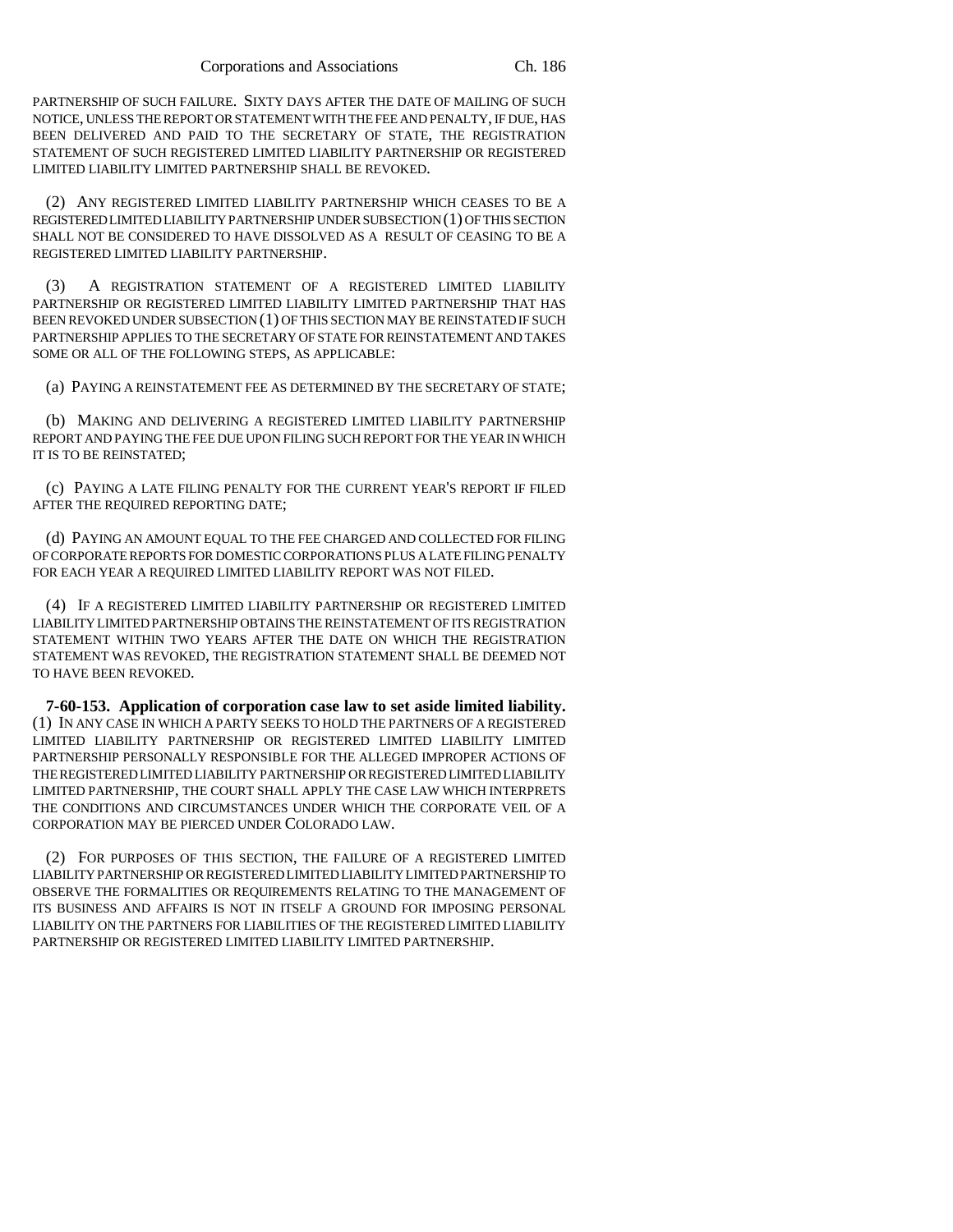PARTNERSHIP OF SUCH FAILURE. SIXTY DAYS AFTER THE DATE OF MAILING OF SUCH NOTICE, UNLESS THE REPORT OR STATEMENT WITH THE FEE AND PENALTY, IF DUE, HAS BEEN DELIVERED AND PAID TO THE SECRETARY OF STATE, THE REGISTRATION STATEMENT OF SUCH REGISTERED LIMITED LIABILITY PARTNERSHIP OR REGISTERED LIMITED LIABILITY LIMITED PARTNERSHIP SHALL BE REVOKED.

(2) ANY REGISTERED LIMITED LIABILITY PARTNERSHIP WHICH CEASES TO BE A REGISTERED LIMITED LIABILITY PARTNERSHIP UNDER SUBSECTION (1) OF THIS SECTION SHALL NOT BE CONSIDERED TO HAVE DISSOLVED AS A RESULT OF CEASING TO BE A REGISTERED LIMITED LIABILITY PARTNERSHIP.

(3) A REGISTRATION STATEMENT OF A REGISTERED LIMITED LIABILITY PARTNERSHIP OR REGISTERED LIMITED LIABILITY LIMITED PARTNERSHIP THAT HAS BEEN REVOKED UNDER SUBSECTION (1) OF THIS SECTION MAY BE REINSTATED IF SUCH PARTNERSHIP APPLIES TO THE SECRETARY OF STATE FOR REINSTATEMENT AND TAKES SOME OR ALL OF THE FOLLOWING STEPS, AS APPLICABLE:

(a) PAYING A REINSTATEMENT FEE AS DETERMINED BY THE SECRETARY OF STATE;

(b) MAKING AND DELIVERING A REGISTERED LIMITED LIABILITY PARTNERSHIP REPORT AND PAYING THE FEE DUE UPON FILING SUCH REPORT FOR THE YEAR IN WHICH IT IS TO BE REINSTATED;

(c) PAYING A LATE FILING PENALTY FOR THE CURRENT YEAR'S REPORT IF FILED AFTER THE REQUIRED REPORTING DATE;

(d) PAYING AN AMOUNT EQUAL TO THE FEE CHARGED AND COLLECTED FOR FILING OF CORPORATE REPORTS FOR DOMESTIC CORPORATIONS PLUS A LATE FILING PENALTY FOR EACH YEAR A REQUIRED LIMITED LIABILITY REPORT WAS NOT FILED.

(4) IF A REGISTERED LIMITED LIABILITY PARTNERSHIP OR REGISTERED LIMITED LIABILITY LIMITED PARTNERSHIP OBTAINS THE REINSTATEMENT OF ITS REGISTRATION STATEMENT WITHIN TWO YEARS AFTER THE DATE ON WHICH THE REGISTRATION STATEMENT WAS REVOKED, THE REGISTRATION STATEMENT SHALL BE DEEMED NOT TO HAVE BEEN REVOKED.

**7-60-153. Application of corporation case law to set aside limited liability.** (1) IN ANY CASE IN WHICH A PARTY SEEKS TO HOLD THE PARTNERS OF A REGISTERED LIMITED LIABILITY PARTNERSHIP OR REGISTERED LIMITED LIABILITY LIMITED PARTNERSHIP PERSONALLY RESPONSIBLE FOR THE ALLEGED IMPROPER ACTIONS OF THE REGISTERED LIMITED LIABILITY PARTNERSHIP OR REGISTERED LIMITED LIABILITY LIMITED PARTNERSHIP, THE COURT SHALL APPLY THE CASE LAW WHICH INTERPRETS THE CONDITIONS AND CIRCUMSTANCES UNDER WHICH THE CORPORATE VEIL OF A CORPORATION MAY BE PIERCED UNDER COLORADO LAW.

(2) FOR PURPOSES OF THIS SECTION, THE FAILURE OF A REGISTERED LIMITED LIABILITY PARTNERSHIP OR REGISTERED LIMITED LIABILITY LIMITED PARTNERSHIP TO OBSERVE THE FORMALITIES OR REQUIREMENTS RELATING TO THE MANAGEMENT OF ITS BUSINESS AND AFFAIRS IS NOT IN ITSELF A GROUND FOR IMPOSING PERSONAL LIABILITY ON THE PARTNERS FOR LIABILITIES OF THE REGISTERED LIMITED LIABILITY PARTNERSHIP OR REGISTERED LIMITED LIABILITY LIMITED PARTNERSHIP.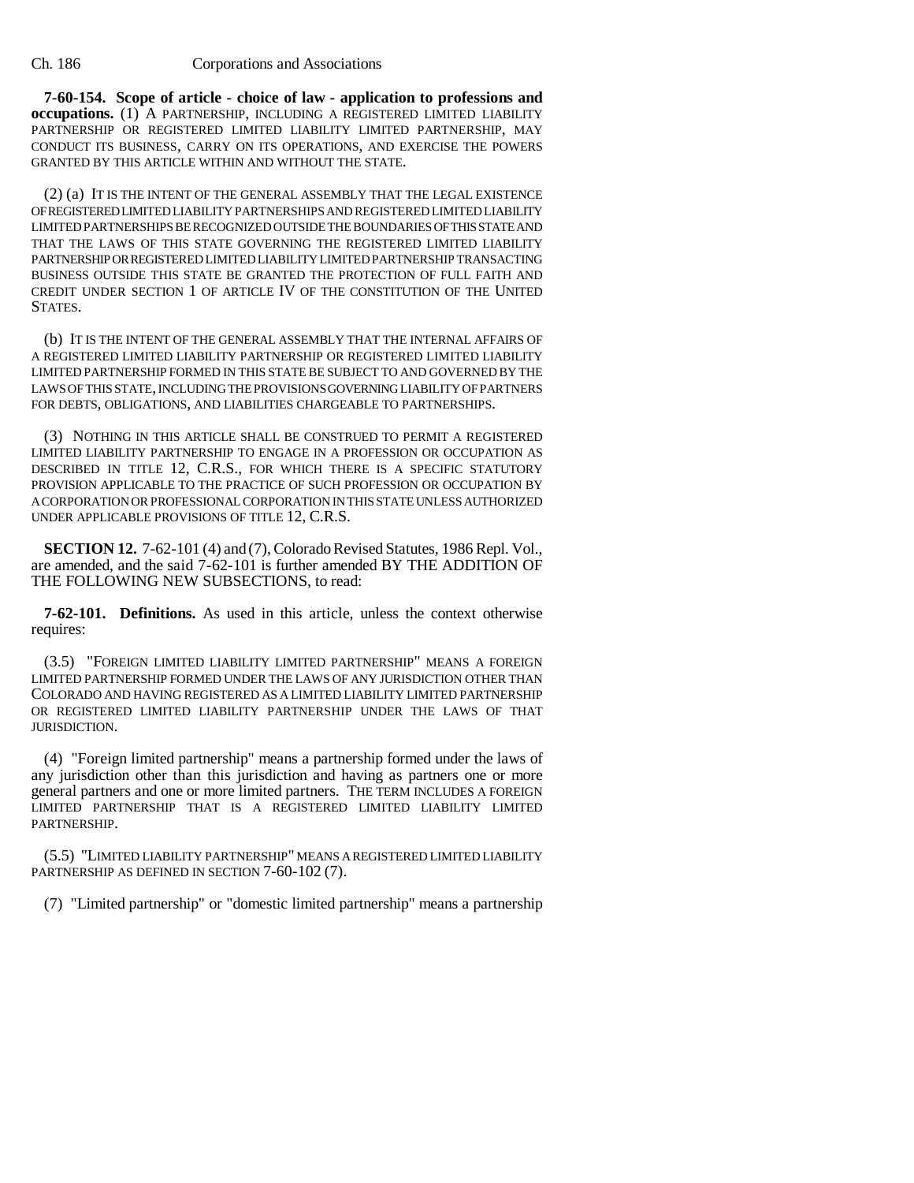**7-60-154. Scope of article - choice of law - application to professions and occupations.** (1) A PARTNERSHIP, INCLUDING A REGISTERED LIMITED LIABILITY PARTNERSHIP OR REGISTERED LIMITED LIABILITY LIMITED PARTNERSHIP, MAY CONDUCT ITS BUSINESS, CARRY ON ITS OPERATIONS, AND EXERCISE THE POWERS GRANTED BY THIS ARTICLE WITHIN AND WITHOUT THE STATE.

(2) (a) IT IS THE INTENT OF THE GENERAL ASSEMBLY THAT THE LEGAL EXISTENCE OF REGISTERED LIMITED LIABILITY PARTNERSHIPS AND REGISTERED LIMITED LIABILITY LIMITED PARTNERSHIPS BE RECOGNIZED OUTSIDE THE BOUNDARIES OF THIS STATE AND THAT THE LAWS OF THIS STATE GOVERNING THE REGISTERED LIMITED LIABILITY PARTNERSHIP OR REGISTERED LIMITED LIABILITY LIMITED PARTNERSHIP TRANSACTING BUSINESS OUTSIDE THIS STATE BE GRANTED THE PROTECTION OF FULL FAITH AND CREDIT UNDER SECTION 1 OF ARTICLE IV OF THE CONSTITUTION OF THE UNITED STATES.

(b) IT IS THE INTENT OF THE GENERAL ASSEMBLY THAT THE INTERNAL AFFAIRS OF A REGISTERED LIMITED LIABILITY PARTNERSHIP OR REGISTERED LIMITED LIABILITY LIMITED PARTNERSHIP FORMED IN THIS STATE BE SUBJECT TO AND GOVERNED BY THE LAWS OF THIS STATE, INCLUDING THE PROVISIONS GOVERNING LIABILITY OF PARTNERS FOR DEBTS, OBLIGATIONS, AND LIABILITIES CHARGEABLE TO PARTNERSHIPS.

(3) NOTHING IN THIS ARTICLE SHALL BE CONSTRUED TO PERMIT A REGISTERED LIMITED LIABILITY PARTNERSHIP TO ENGAGE IN A PROFESSION OR OCCUPATION AS DESCRIBED IN TITLE 12, C.R.S., FOR WHICH THERE IS A SPECIFIC STATUTORY PROVISION APPLICABLE TO THE PRACTICE OF SUCH PROFESSION OR OCCUPATION BY A CORPORATION OR PROFESSIONAL CORPORATION IN THIS STATE UNLESS AUTHORIZED UNDER APPLICABLE PROVISIONS OF TITLE 12, C.R.S.

**SECTION 12.** 7-62-101 (4) and (7), Colorado Revised Statutes, 1986 Repl. Vol., are amended, and the said 7-62-101 is further amended BY THE ADDITION OF THE FOLLOWING NEW SUBSECTIONS, to read:

**7-62-101. Definitions.** As used in this article, unless the context otherwise requires:

(3.5) "FOREIGN LIMITED LIABILITY LIMITED PARTNERSHIP" MEANS A FOREIGN LIMITED PARTNERSHIP FORMED UNDER THE LAWS OF ANY JURISDICTION OTHER THAN COLORADO AND HAVING REGISTERED AS A LIMITED LIABILITY LIMITED PARTNERSHIP OR REGISTERED LIMITED LIABILITY PARTNERSHIP UNDER THE LAWS OF THAT JURISDICTION.

(4) "Foreign limited partnership" means a partnership formed under the laws of any jurisdiction other than this jurisdiction and having as partners one or more general partners and one or more limited partners. THE TERM INCLUDES A FOREIGN LIMITED PARTNERSHIP THAT IS A REGISTERED LIMITED LIABILITY LIMITED PARTNERSHIP.

(5.5) "LIMITED LIABILITY PARTNERSHIP" MEANS A REGISTERED LIMITED LIABILITY PARTNERSHIP AS DEFINED IN SECTION 7-60-102 (7).

(7) "Limited partnership" or "domestic limited partnership" means a partnership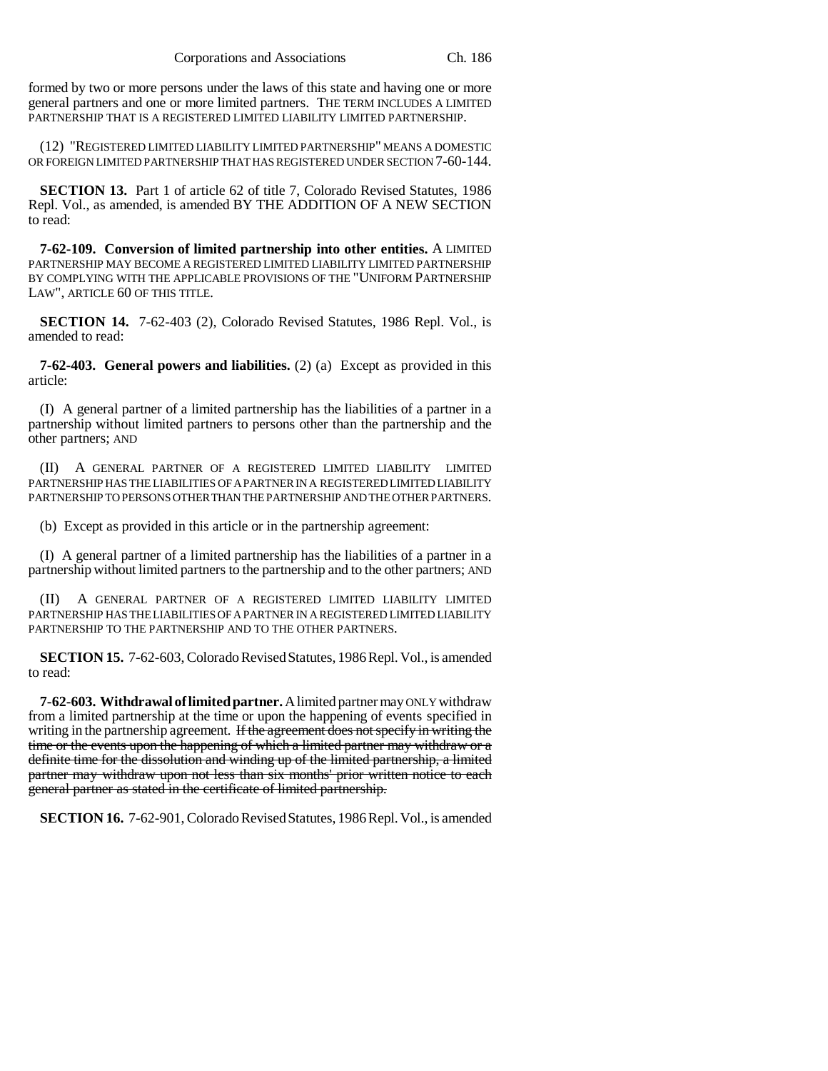formed by two or more persons under the laws of this state and having one or more general partners and one or more limited partners. THE TERM INCLUDES A LIMITED PARTNERSHIP THAT IS A REGISTERED LIMITED LIABILITY LIMITED PARTNERSHIP.

(12) "REGISTERED LIMITED LIABILITY LIMITED PARTNERSHIP" MEANS A DOMESTIC OR FOREIGN LIMITED PARTNERSHIP THAT HAS REGISTERED UNDER SECTION 7-60-144.

**SECTION 13.** Part 1 of article 62 of title 7, Colorado Revised Statutes, 1986 Repl. Vol., as amended, is amended BY THE ADDITION OF A NEW SECTION to read:

**7-62-109. Conversion of limited partnership into other entities.** A LIMITED PARTNERSHIP MAY BECOME A REGISTERED LIMITED LIABILITY LIMITED PARTNERSHIP BY COMPLYING WITH THE APPLICABLE PROVISIONS OF THE "UNIFORM PARTNERSHIP LAW", ARTICLE 60 OF THIS TITLE.

**SECTION 14.** 7-62-403 (2), Colorado Revised Statutes, 1986 Repl. Vol., is amended to read:

**7-62-403. General powers and liabilities.** (2) (a) Except as provided in this article:

(I) A general partner of a limited partnership has the liabilities of a partner in a partnership without limited partners to persons other than the partnership and the other partners; AND

(II) A GENERAL PARTNER OF A REGISTERED LIMITED LIABILITY LIMITED PARTNERSHIP HAS THE LIABILITIES OF A PARTNER IN A REGISTERED LIMITED LIABILITY PARTNERSHIP TO PERSONS OTHER THAN THE PARTNERSHIP AND THE OTHER PARTNERS.

(b) Except as provided in this article or in the partnership agreement:

(I) A general partner of a limited partnership has the liabilities of a partner in a partnership without limited partners to the partnership and to the other partners; AND

(II) A GENERAL PARTNER OF A REGISTERED LIMITED LIABILITY LIMITED PARTNERSHIP HAS THE LIABILITIES OF A PARTNER IN A REGISTERED LIMITED LIABILITY PARTNERSHIP TO THE PARTNERSHIP AND TO THE OTHER PARTNERS.

**SECTION 15.** 7-62-603, Colorado Revised Statutes, 1986 Repl. Vol., is amended to read:

**7-62-603. Withdrawal of limited partner.** A limited partner may ONLY withdraw from a limited partnership at the time or upon the happening of events specified in writing in the partnership agreement. ~~If the agreement does not specify in writing the time or the events upon the happening of which a limited partner may withdraw or a definite time for the dissolution and winding up of the limited partnership, a limited partner may withdraw upon not less than six months' prior written notice to each general partner as stated in the certificate of limited partnership.~~

**SECTION 16.** 7-62-901, Colorado Revised Statutes, 1986 Repl. Vol., is amended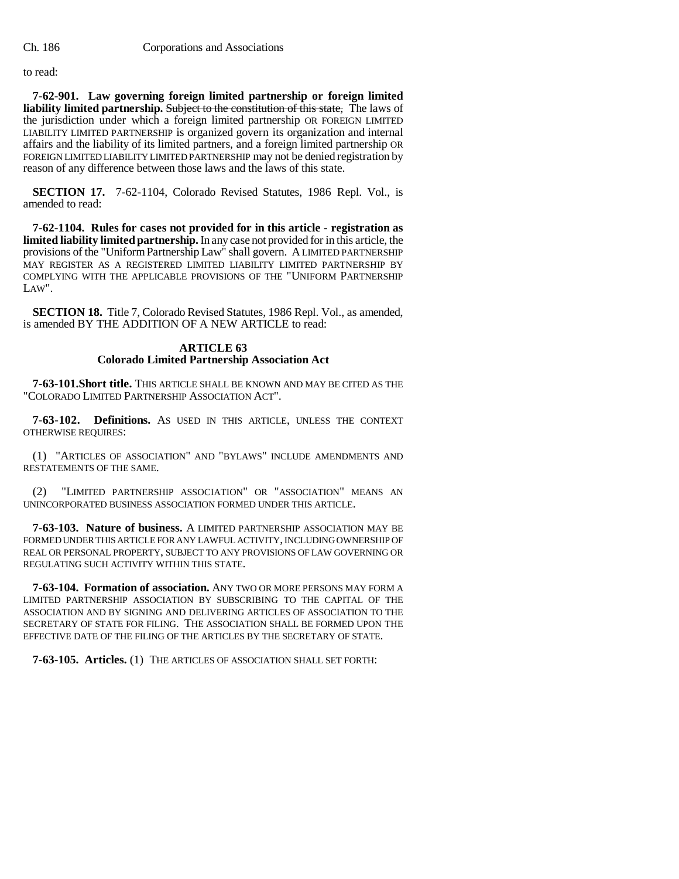to read:

**7-62-901. Law governing foreign limited partnership or foreign limited liability limited partnership.** ~~Subject to the constitution of this state,~~ The laws of the jurisdiction under which a foreign limited partnership OR FOREIGN LIMITED LIABILITY LIMITED PARTNERSHIP is organized govern its organization and internal affairs and the liability of its limited partners, and a foreign limited partnership OR FOREIGN LIMITED LIABILITY LIMITED PARTNERSHIP may not be denied registration by reason of any difference between those laws and the laws of this state.

**SECTION 17.** 7-62-1104, Colorado Revised Statutes, 1986 Repl. Vol., is amended to read:

**7-62-1104. Rules for cases not provided for in this article - registration as limited liability limited partnership.** In any case not provided for in this article, the provisions of the "Uniform Partnership Law" shall govern. A LIMITED PARTNERSHIP MAY REGISTER AS A REGISTERED LIMITED LIABILITY LIMITED PARTNERSHIP BY COMPLYING WITH THE APPLICABLE PROVISIONS OF THE "UNIFORM PARTNERSHIP LAW".

**SECTION 18.** Title 7, Colorado Revised Statutes, 1986 Repl. Vol., as amended, is amended BY THE ADDITION OF A NEW ARTICLE to read:

**ARTICLE 63**
**Colorado Limited Partnership Association Act**

**7-63-101. Short title.** THIS ARTICLE SHALL BE KNOWN AND MAY BE CITED AS THE "COLORADO LIMITED PARTNERSHIP ASSOCIATION ACT".

**7-63-102. Definitions.** AS USED IN THIS ARTICLE, UNLESS THE CONTEXT OTHERWISE REQUIRES:

(1) "ARTICLES OF ASSOCIATION" AND "BYLAWS" INCLUDE AMENDMENTS AND RESTATEMENTS OF THE SAME.

(2) "LIMITED PARTNERSHIP ASSOCIATION" OR "ASSOCIATION" MEANS AN UNINCORPORATED BUSINESS ASSOCIATION FORMED UNDER THIS ARTICLE.

**7-63-103. Nature of business.** A LIMITED PARTNERSHIP ASSOCIATION MAY BE FORMED UNDER THIS ARTICLE FOR ANY LAWFUL ACTIVITY, INCLUDING OWNERSHIP OF REAL OR PERSONAL PROPERTY, SUBJECT TO ANY PROVISIONS OF LAW GOVERNING OR REGULATING SUCH ACTIVITY WITHIN THIS STATE.

**7-63-104. Formation of association.** ANY TWO OR MORE PERSONS MAY FORM A LIMITED PARTNERSHIP ASSOCIATION BY SUBSCRIBING TO THE CAPITAL OF THE ASSOCIATION AND BY SIGNING AND DELIVERING ARTICLES OF ASSOCIATION TO THE SECRETARY OF STATE FOR FILING. THE ASSOCIATION SHALL BE FORMED UPON THE EFFECTIVE DATE OF THE FILING OF THE ARTICLES BY THE SECRETARY OF STATE.

**7-63-105. Articles.** (1) THE ARTICLES OF ASSOCIATION SHALL SET FORTH: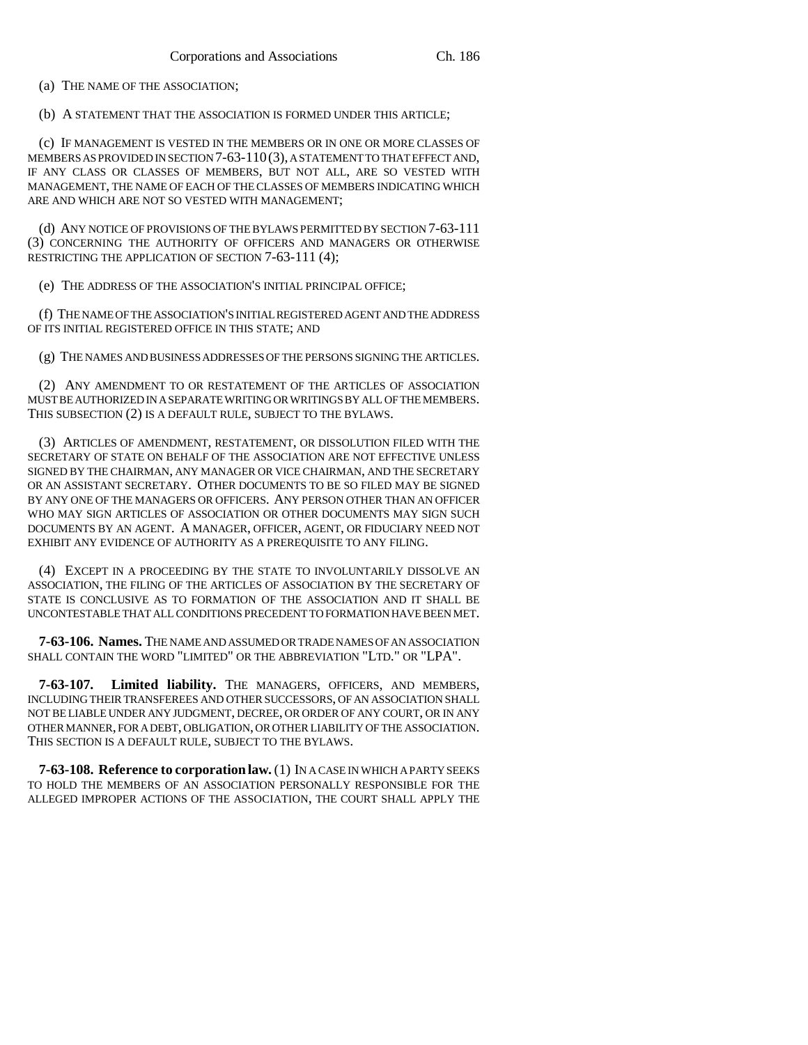(a) THE NAME OF THE ASSOCIATION;

(b) A STATEMENT THAT THE ASSOCIATION IS FORMED UNDER THIS ARTICLE;

(c) IF MANAGEMENT IS VESTED IN THE MEMBERS OR IN ONE OR MORE CLASSES OF MEMBERS AS PROVIDED IN SECTION 7-63-110 (3), A STATEMENT TO THAT EFFECT AND, IF ANY CLASS OR CLASSES OF MEMBERS, BUT NOT ALL, ARE SO VESTED WITH MANAGEMENT, THE NAME OF EACH OF THE CLASSES OF MEMBERS INDICATING WHICH ARE AND WHICH ARE NOT SO VESTED WITH MANAGEMENT;

(d) ANY NOTICE OF PROVISIONS OF THE BYLAWS PERMITTED BY SECTION 7-63-111 (3) CONCERNING THE AUTHORITY OF OFFICERS AND MANAGERS OR OTHERWISE RESTRICTING THE APPLICATION OF SECTION 7-63-111 (4);

(e) THE ADDRESS OF THE ASSOCIATION'S INITIAL PRINCIPAL OFFICE;

(f) THE NAME OF THE ASSOCIATION'S INITIAL REGISTERED AGENT AND THE ADDRESS OF ITS INITIAL REGISTERED OFFICE IN THIS STATE; AND

(g) THE NAMES AND BUSINESS ADDRESSES OF THE PERSONS SIGNING THE ARTICLES.

(2) ANY AMENDMENT TO OR RESTATEMENT OF THE ARTICLES OF ASSOCIATION MUST BE AUTHORIZED IN A SEPARATE WRITING OR WRITINGS BY ALL OF THE MEMBERS. THIS SUBSECTION (2) IS A DEFAULT RULE, SUBJECT TO THE BYLAWS.

(3) ARTICLES OF AMENDMENT, RESTATEMENT, OR DISSOLUTION FILED WITH THE SECRETARY OF STATE ON BEHALF OF THE ASSOCIATION ARE NOT EFFECTIVE UNLESS SIGNED BY THE CHAIRMAN, ANY MANAGER OR VICE CHAIRMAN, AND THE SECRETARY OR AN ASSISTANT SECRETARY. OTHER DOCUMENTS TO BE SO FILED MAY BE SIGNED BY ANY ONE OF THE MANAGERS OR OFFICERS. ANY PERSON OTHER THAN AN OFFICER WHO MAY SIGN ARTICLES OF ASSOCIATION OR OTHER DOCUMENTS MAY SIGN SUCH DOCUMENTS BY AN AGENT. A MANAGER, OFFICER, AGENT, OR FIDUCIARY NEED NOT EXHIBIT ANY EVIDENCE OF AUTHORITY AS A PREREQUISITE TO ANY FILING.

(4) EXCEPT IN A PROCEEDING BY THE STATE TO INVOLUNTARILY DISSOLVE AN ASSOCIATION, THE FILING OF THE ARTICLES OF ASSOCIATION BY THE SECRETARY OF STATE IS CONCLUSIVE AS TO FORMATION OF THE ASSOCIATION AND IT SHALL BE UNCONTESTABLE THAT ALL CONDITIONS PRECEDENT TO FORMATION HAVE BEEN MET.

**7-63-106. Names.** THE NAME AND ASSUMED OR TRADE NAMES OF AN ASSOCIATION SHALL CONTAIN THE WORD "LIMITED" OR THE ABBREVIATION "LTD." OR "LPA".

**7-63-107. Limited liability.** THE MANAGERS, OFFICERS, AND MEMBERS, INCLUDING THEIR TRANSFEREES AND OTHER SUCCESSORS, OF AN ASSOCIATION SHALL NOT BE LIABLE UNDER ANY JUDGMENT, DECREE, OR ORDER OF ANY COURT, OR IN ANY OTHER MANNER, FOR A DEBT, OBLIGATION, OR OTHER LIABILITY OF THE ASSOCIATION. THIS SECTION IS A DEFAULT RULE, SUBJECT TO THE BYLAWS.

**7-63-108. Reference to corporation law.** (1) IN A CASE IN WHICH A PARTY SEEKS TO HOLD THE MEMBERS OF AN ASSOCIATION PERSONALLY RESPONSIBLE FOR THE ALLEGED IMPROPER ACTIONS OF THE ASSOCIATION, THE COURT SHALL APPLY THE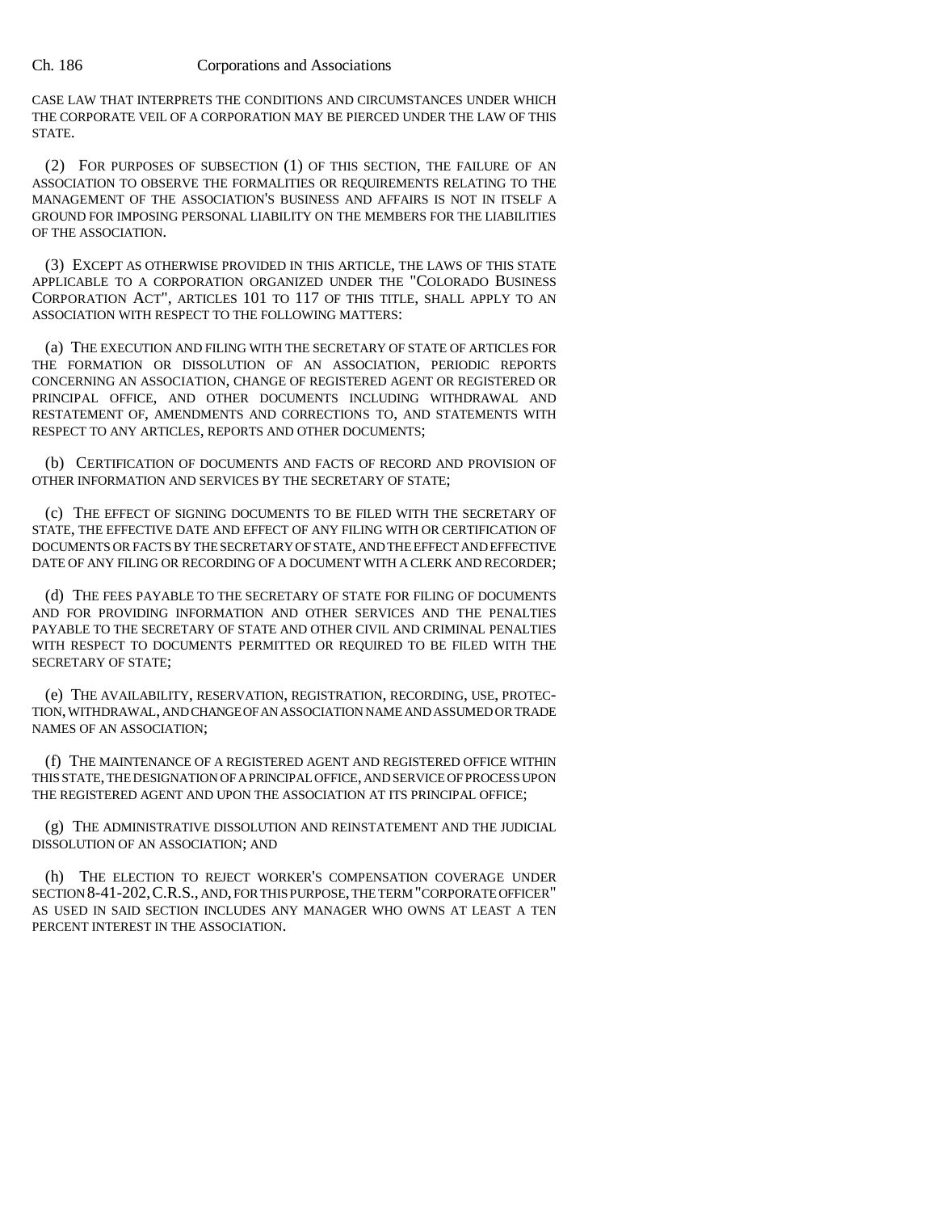CASE LAW THAT INTERPRETS THE CONDITIONS AND CIRCUMSTANCES UNDER WHICH THE CORPORATE VEIL OF A CORPORATION MAY BE PIERCED UNDER THE LAW OF THIS STATE.

(2) FOR PURPOSES OF SUBSECTION (1) OF THIS SECTION, THE FAILURE OF AN ASSOCIATION TO OBSERVE THE FORMALITIES OR REQUIREMENTS RELATING TO THE MANAGEMENT OF THE ASSOCIATION'S BUSINESS AND AFFAIRS IS NOT IN ITSELF A GROUND FOR IMPOSING PERSONAL LIABILITY ON THE MEMBERS FOR THE LIABILITIES OF THE ASSOCIATION.

(3) EXCEPT AS OTHERWISE PROVIDED IN THIS ARTICLE, THE LAWS OF THIS STATE APPLICABLE TO A CORPORATION ORGANIZED UNDER THE "COLORADO BUSINESS CORPORATION ACT", ARTICLES 101 TO 117 OF THIS TITLE, SHALL APPLY TO AN ASSOCIATION WITH RESPECT TO THE FOLLOWING MATTERS:

(a) THE EXECUTION AND FILING WITH THE SECRETARY OF STATE OF ARTICLES FOR THE FORMATION OR DISSOLUTION OF AN ASSOCIATION, PERIODIC REPORTS CONCERNING AN ASSOCIATION, CHANGE OF REGISTERED AGENT OR REGISTERED OR PRINCIPAL OFFICE, AND OTHER DOCUMENTS INCLUDING WITHDRAWAL AND RESTATEMENT OF, AMENDMENTS AND CORRECTIONS TO, AND STATEMENTS WITH RESPECT TO ANY ARTICLES, REPORTS AND OTHER DOCUMENTS;

(b) CERTIFICATION OF DOCUMENTS AND FACTS OF RECORD AND PROVISION OF OTHER INFORMATION AND SERVICES BY THE SECRETARY OF STATE;

(c) THE EFFECT OF SIGNING DOCUMENTS TO BE FILED WITH THE SECRETARY OF STATE, THE EFFECTIVE DATE AND EFFECT OF ANY FILING WITH OR CERTIFICATION OF DOCUMENTS OR FACTS BY THE SECRETARY OF STATE, AND THE EFFECT AND EFFECTIVE DATE OF ANY FILING OR RECORDING OF A DOCUMENT WITH A CLERK AND RECORDER;

(d) THE FEES PAYABLE TO THE SECRETARY OF STATE FOR FILING OF DOCUMENTS AND FOR PROVIDING INFORMATION AND OTHER SERVICES AND THE PENALTIES PAYABLE TO THE SECRETARY OF STATE AND OTHER CIVIL AND CRIMINAL PENALTIES WITH RESPECT TO DOCUMENTS PERMITTED OR REQUIRED TO BE FILED WITH THE SECRETARY OF STATE;

(e) THE AVAILABILITY, RESERVATION, REGISTRATION, RECORDING, USE, PROTECTION, WITHDRAWAL, AND CHANGE OF AN ASSOCIATION NAME AND ASSUMED OR TRADE NAMES OF AN ASSOCIATION;

(f) THE MAINTENANCE OF A REGISTERED AGENT AND REGISTERED OFFICE WITHIN THIS STATE, THE DESIGNATION OF A PRINCIPAL OFFICE, AND SERVICE OF PROCESS UPON THE REGISTERED AGENT AND UPON THE ASSOCIATION AT ITS PRINCIPAL OFFICE;

(g) THE ADMINISTRATIVE DISSOLUTION AND REINSTATEMENT AND THE JUDICIAL DISSOLUTION OF AN ASSOCIATION; AND

(h) THE ELECTION TO REJECT WORKER'S COMPENSATION COVERAGE UNDER SECTION 8-41-202, C.R.S., AND, FOR THIS PURPOSE, THE TERM "CORPORATE OFFICER" AS USED IN SAID SECTION INCLUDES ANY MANAGER WHO OWNS AT LEAST A TEN PERCENT INTEREST IN THE ASSOCIATION.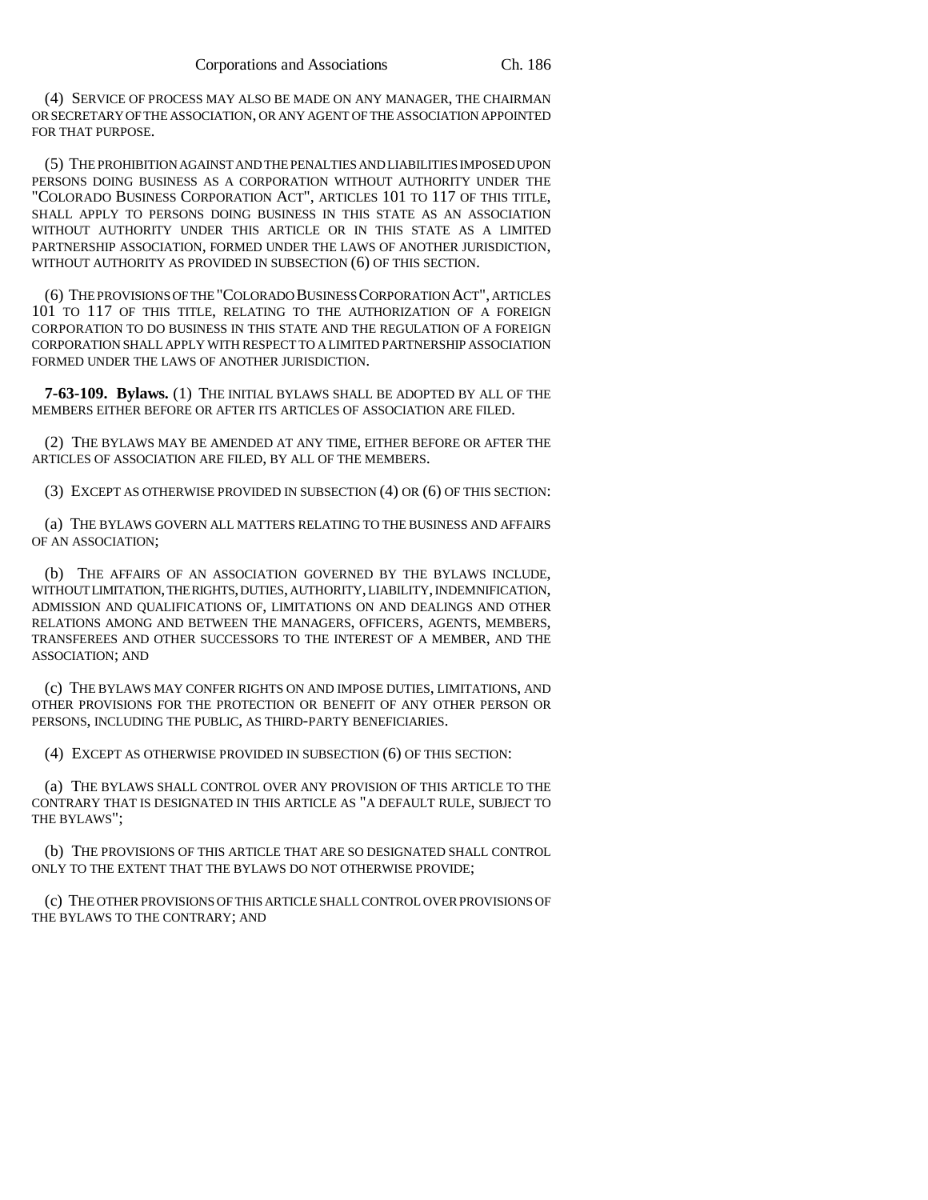(4) SERVICE OF PROCESS MAY ALSO BE MADE ON ANY MANAGER, THE CHAIRMAN OR SECRETARY OF THE ASSOCIATION, OR ANY AGENT OF THE ASSOCIATION APPOINTED FOR THAT PURPOSE.

(5) THE PROHIBITION AGAINST AND THE PENALTIES AND LIABILITIES IMPOSED UPON PERSONS DOING BUSINESS AS A CORPORATION WITHOUT AUTHORITY UNDER THE "COLORADO BUSINESS CORPORATION ACT", ARTICLES 101 TO 117 OF THIS TITLE, SHALL APPLY TO PERSONS DOING BUSINESS IN THIS STATE AS AN ASSOCIATION WITHOUT AUTHORITY UNDER THIS ARTICLE OR IN THIS STATE AS A LIMITED PARTNERSHIP ASSOCIATION, FORMED UNDER THE LAWS OF ANOTHER JURISDICTION, WITHOUT AUTHORITY AS PROVIDED IN SUBSECTION (6) OF THIS SECTION.

(6) THE PROVISIONS OF THE "COLORADO BUSINESS CORPORATION ACT", ARTICLES 101 TO 117 OF THIS TITLE, RELATING TO THE AUTHORIZATION OF A FOREIGN CORPORATION TO DO BUSINESS IN THIS STATE AND THE REGULATION OF A FOREIGN CORPORATION SHALL APPLY WITH RESPECT TO A LIMITED PARTNERSHIP ASSOCIATION FORMED UNDER THE LAWS OF ANOTHER JURISDICTION.

**7-63-109. Bylaws.** (1) THE INITIAL BYLAWS SHALL BE ADOPTED BY ALL OF THE MEMBERS EITHER BEFORE OR AFTER ITS ARTICLES OF ASSOCIATION ARE FILED.

(2) THE BYLAWS MAY BE AMENDED AT ANY TIME, EITHER BEFORE OR AFTER THE ARTICLES OF ASSOCIATION ARE FILED, BY ALL OF THE MEMBERS.

(3) EXCEPT AS OTHERWISE PROVIDED IN SUBSECTION (4) OR (6) OF THIS SECTION:

(a) THE BYLAWS GOVERN ALL MATTERS RELATING TO THE BUSINESS AND AFFAIRS OF AN ASSOCIATION;

(b) THE AFFAIRS OF AN ASSOCIATION GOVERNED BY THE BYLAWS INCLUDE, WITHOUT LIMITATION, THE RIGHTS, DUTIES, AUTHORITY, LIABILITY, INDEMNIFICATION, ADMISSION AND QUALIFICATIONS OF, LIMITATIONS ON AND DEALINGS AND OTHER RELATIONS AMONG AND BETWEEN THE MANAGERS, OFFICERS, AGENTS, MEMBERS, TRANSFEREES AND OTHER SUCCESSORS TO THE INTEREST OF A MEMBER, AND THE ASSOCIATION; AND

(c) THE BYLAWS MAY CONFER RIGHTS ON AND IMPOSE DUTIES, LIMITATIONS, AND OTHER PROVISIONS FOR THE PROTECTION OR BENEFIT OF ANY OTHER PERSON OR PERSONS, INCLUDING THE PUBLIC, AS THIRD-PARTY BENEFICIARIES.

(4) EXCEPT AS OTHERWISE PROVIDED IN SUBSECTION (6) OF THIS SECTION:

(a) THE BYLAWS SHALL CONTROL OVER ANY PROVISION OF THIS ARTICLE TO THE CONTRARY THAT IS DESIGNATED IN THIS ARTICLE AS "A DEFAULT RULE, SUBJECT TO THE BYLAWS";

(b) THE PROVISIONS OF THIS ARTICLE THAT ARE SO DESIGNATED SHALL CONTROL ONLY TO THE EXTENT THAT THE BYLAWS DO NOT OTHERWISE PROVIDE;

(c) THE OTHER PROVISIONS OF THIS ARTICLE SHALL CONTROL OVER PROVISIONS OF THE BYLAWS TO THE CONTRARY; AND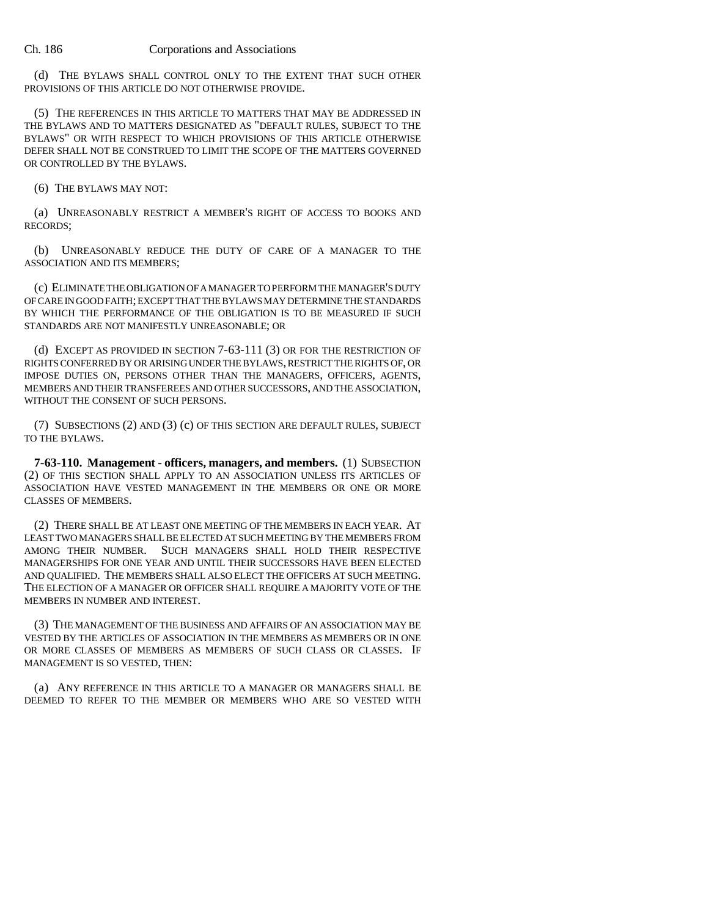(d) THE BYLAWS SHALL CONTROL ONLY TO THE EXTENT THAT SUCH OTHER PROVISIONS OF THIS ARTICLE DO NOT OTHERWISE PROVIDE.

(5) THE REFERENCES IN THIS ARTICLE TO MATTERS THAT MAY BE ADDRESSED IN THE BYLAWS AND TO MATTERS DESIGNATED AS "DEFAULT RULES, SUBJECT TO THE BYLAWS" OR WITH RESPECT TO WHICH PROVISIONS OF THIS ARTICLE OTHERWISE DEFER SHALL NOT BE CONSTRUED TO LIMIT THE SCOPE OF THE MATTERS GOVERNED OR CONTROLLED BY THE BYLAWS.

(6) THE BYLAWS MAY NOT:

(a) UNREASONABLY RESTRICT A MEMBER'S RIGHT OF ACCESS TO BOOKS AND RECORDS;

(b) UNREASONABLY REDUCE THE DUTY OF CARE OF A MANAGER TO THE ASSOCIATION AND ITS MEMBERS;

(c) ELIMINATE THE OBLIGATION OF A MANAGER TO PERFORM THE MANAGER'S DUTY OF CARE IN GOOD FAITH; EXCEPT THAT THE BYLAWS MAY DETERMINE THE STANDARDS BY WHICH THE PERFORMANCE OF THE OBLIGATION IS TO BE MEASURED IF SUCH STANDARDS ARE NOT MANIFESTLY UNREASONABLE; OR

(d) EXCEPT AS PROVIDED IN SECTION 7-63-111 (3) OR FOR THE RESTRICTION OF RIGHTS CONFERRED BY OR ARISING UNDER THE BYLAWS, RESTRICT THE RIGHTS OF, OR IMPOSE DUTIES ON, PERSONS OTHER THAN THE MANAGERS, OFFICERS, AGENTS, MEMBERS AND THEIR TRANSFEREES AND OTHER SUCCESSORS, AND THE ASSOCIATION, WITHOUT THE CONSENT OF SUCH PERSONS.

(7) SUBSECTIONS (2) AND (3) (c) OF THIS SECTION ARE DEFAULT RULES, SUBJECT TO THE BYLAWS.

**7-63-110. Management - officers, managers, and members.** (1) SUBSECTION (2) OF THIS SECTION SHALL APPLY TO AN ASSOCIATION UNLESS ITS ARTICLES OF ASSOCIATION HAVE VESTED MANAGEMENT IN THE MEMBERS OR ONE OR MORE CLASSES OF MEMBERS.

(2) THERE SHALL BE AT LEAST ONE MEETING OF THE MEMBERS IN EACH YEAR. AT LEAST TWO MANAGERS SHALL BE ELECTED AT SUCH MEETING BY THE MEMBERS FROM AMONG THEIR NUMBER. SUCH MANAGERS SHALL HOLD THEIR RESPECTIVE MANAGERSHIPS FOR ONE YEAR AND UNTIL THEIR SUCCESSORS HAVE BEEN ELECTED AND QUALIFIED. THE MEMBERS SHALL ALSO ELECT THE OFFICERS AT SUCH MEETING. THE ELECTION OF A MANAGER OR OFFICER SHALL REQUIRE A MAJORITY VOTE OF THE MEMBERS IN NUMBER AND INTEREST.

(3) THE MANAGEMENT OF THE BUSINESS AND AFFAIRS OF AN ASSOCIATION MAY BE VESTED BY THE ARTICLES OF ASSOCIATION IN THE MEMBERS AS MEMBERS OR IN ONE OR MORE CLASSES OF MEMBERS AS MEMBERS OF SUCH CLASS OR CLASSES. IF MANAGEMENT IS SO VESTED, THEN:

(a) ANY REFERENCE IN THIS ARTICLE TO A MANAGER OR MANAGERS SHALL BE DEEMED TO REFER TO THE MEMBER OR MEMBERS WHO ARE SO VESTED WITH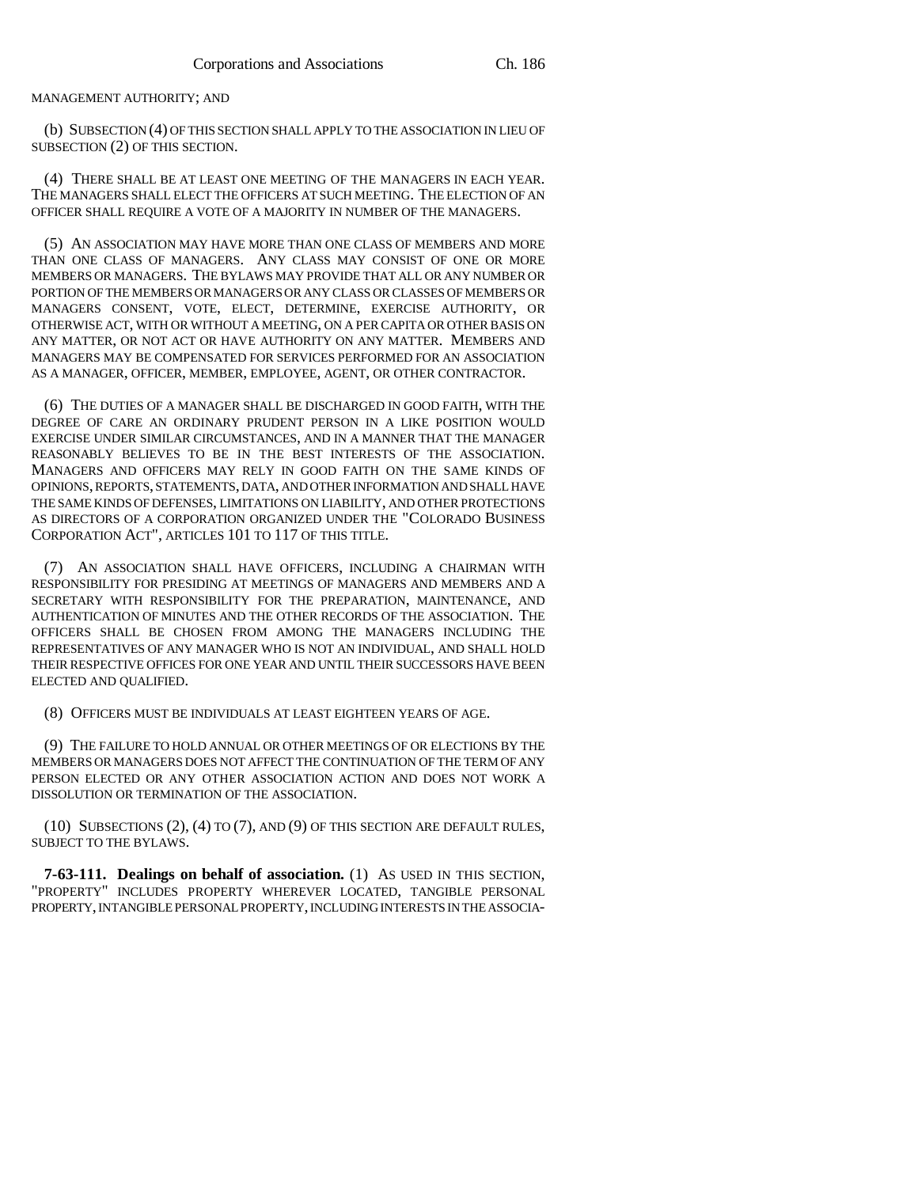MANAGEMENT AUTHORITY; AND

(b) SUBSECTION (4) OF THIS SECTION SHALL APPLY TO THE ASSOCIATION IN LIEU OF SUBSECTION (2) OF THIS SECTION.

(4) THERE SHALL BE AT LEAST ONE MEETING OF THE MANAGERS IN EACH YEAR. THE MANAGERS SHALL ELECT THE OFFICERS AT SUCH MEETING. THE ELECTION OF AN OFFICER SHALL REQUIRE A VOTE OF A MAJORITY IN NUMBER OF THE MANAGERS.

(5) AN ASSOCIATION MAY HAVE MORE THAN ONE CLASS OF MEMBERS AND MORE THAN ONE CLASS OF MANAGERS. ANY CLASS MAY CONSIST OF ONE OR MORE MEMBERS OR MANAGERS. THE BYLAWS MAY PROVIDE THAT ALL OR ANY NUMBER OR PORTION OF THE MEMBERS OR MANAGERS OR ANY CLASS OR CLASSES OF MEMBERS OR MANAGERS CONSENT, VOTE, ELECT, DETERMINE, EXERCISE AUTHORITY, OR OTHERWISE ACT, WITH OR WITHOUT A MEETING, ON A PER CAPITA OR OTHER BASIS ON ANY MATTER, OR NOT ACT OR HAVE AUTHORITY ON ANY MATTER. MEMBERS AND MANAGERS MAY BE COMPENSATED FOR SERVICES PERFORMED FOR AN ASSOCIATION AS A MANAGER, OFFICER, MEMBER, EMPLOYEE, AGENT, OR OTHER CONTRACTOR.

(6) THE DUTIES OF A MANAGER SHALL BE DISCHARGED IN GOOD FAITH, WITH THE DEGREE OF CARE AN ORDINARY PRUDENT PERSON IN A LIKE POSITION WOULD EXERCISE UNDER SIMILAR CIRCUMSTANCES, AND IN A MANNER THAT THE MANAGER REASONABLY BELIEVES TO BE IN THE BEST INTERESTS OF THE ASSOCIATION. MANAGERS AND OFFICERS MAY RELY IN GOOD FAITH ON THE SAME KINDS OF OPINIONS, REPORTS, STATEMENTS, DATA, AND OTHER INFORMATION AND SHALL HAVE THE SAME KINDS OF DEFENSES, LIMITATIONS ON LIABILITY, AND OTHER PROTECTIONS AS DIRECTORS OF A CORPORATION ORGANIZED UNDER THE "COLORADO BUSINESS CORPORATION ACT", ARTICLES 101 TO 117 OF THIS TITLE.

(7) AN ASSOCIATION SHALL HAVE OFFICERS, INCLUDING A CHAIRMAN WITH RESPONSIBILITY FOR PRESIDING AT MEETINGS OF MANAGERS AND MEMBERS AND A SECRETARY WITH RESPONSIBILITY FOR THE PREPARATION, MAINTENANCE, AND AUTHENTICATION OF MINUTES AND THE OTHER RECORDS OF THE ASSOCIATION. THE OFFICERS SHALL BE CHOSEN FROM AMONG THE MANAGERS INCLUDING THE REPRESENTATIVES OF ANY MANAGER WHO IS NOT AN INDIVIDUAL, AND SHALL HOLD THEIR RESPECTIVE OFFICES FOR ONE YEAR AND UNTIL THEIR SUCCESSORS HAVE BEEN ELECTED AND QUALIFIED.

(8) OFFICERS MUST BE INDIVIDUALS AT LEAST EIGHTEEN YEARS OF AGE.

(9) THE FAILURE TO HOLD ANNUAL OR OTHER MEETINGS OF OR ELECTIONS BY THE MEMBERS OR MANAGERS DOES NOT AFFECT THE CONTINUATION OF THE TERM OF ANY PERSON ELECTED OR ANY OTHER ASSOCIATION ACTION AND DOES NOT WORK A DISSOLUTION OR TERMINATION OF THE ASSOCIATION.

(10) SUBSECTIONS (2), (4) TO (7), AND (9) OF THIS SECTION ARE DEFAULT RULES, SUBJECT TO THE BYLAWS.

**7-63-111. Dealings on behalf of association.** (1) AS USED IN THIS SECTION, "PROPERTY" INCLUDES PROPERTY WHEREVER LOCATED, TANGIBLE PERSONAL PROPERTY, INTANGIBLE PERSONAL PROPERTY, INCLUDING INTERESTS IN THE ASSOCIA-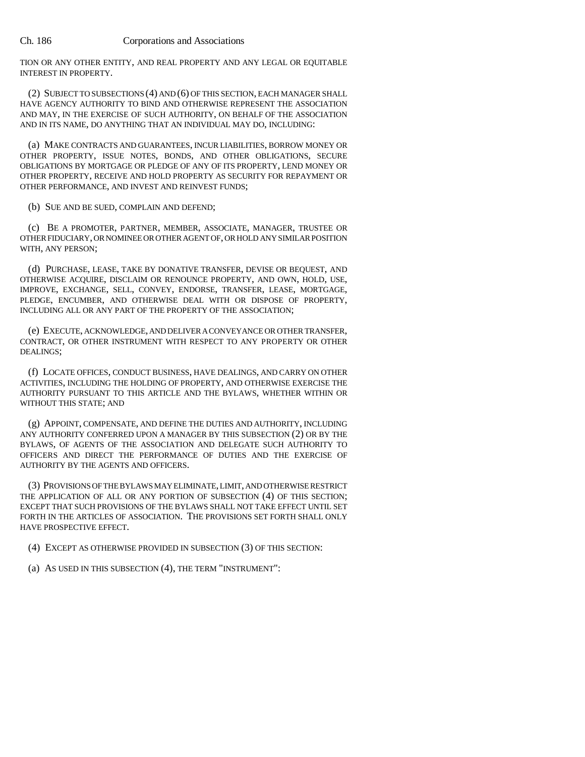TION OR ANY OTHER ENTITY, AND REAL PROPERTY AND ANY LEGAL OR EQUITABLE INTEREST IN PROPERTY.

(2) SUBJECT TO SUBSECTIONS (4) AND (6) OF THIS SECTION, EACH MANAGER SHALL HAVE AGENCY AUTHORITY TO BIND AND OTHERWISE REPRESENT THE ASSOCIATION AND MAY, IN THE EXERCISE OF SUCH AUTHORITY, ON BEHALF OF THE ASSOCIATION AND IN ITS NAME, DO ANYTHING THAT AN INDIVIDUAL MAY DO, INCLUDING:

(a) MAKE CONTRACTS AND GUARANTEES, INCUR LIABILITIES, BORROW MONEY OR OTHER PROPERTY, ISSUE NOTES, BONDS, AND OTHER OBLIGATIONS, SECURE OBLIGATIONS BY MORTGAGE OR PLEDGE OF ANY OF ITS PROPERTY, LEND MONEY OR OTHER PROPERTY, RECEIVE AND HOLD PROPERTY AS SECURITY FOR REPAYMENT OR OTHER PERFORMANCE, AND INVEST AND REINVEST FUNDS;

(b) SUE AND BE SUED, COMPLAIN AND DEFEND;

(c) BE A PROMOTER, PARTNER, MEMBER, ASSOCIATE, MANAGER, TRUSTEE OR OTHER FIDUCIARY, OR NOMINEE OR OTHER AGENT OF, OR HOLD ANY SIMILAR POSITION WITH, ANY PERSON;

(d) PURCHASE, LEASE, TAKE BY DONATIVE TRANSFER, DEVISE OR BEQUEST, AND OTHERWISE ACQUIRE, DISCLAIM OR RENOUNCE PROPERTY, AND OWN, HOLD, USE, IMPROVE, EXCHANGE, SELL, CONVEY, ENDORSE, TRANSFER, LEASE, MORTGAGE, PLEDGE, ENCUMBER, AND OTHERWISE DEAL WITH OR DISPOSE OF PROPERTY, INCLUDING ALL OR ANY PART OF THE PROPERTY OF THE ASSOCIATION;

(e) EXECUTE, ACKNOWLEDGE, AND DELIVER A CONVEYANCE OR OTHER TRANSFER, CONTRACT, OR OTHER INSTRUMENT WITH RESPECT TO ANY PROPERTY OR OTHER DEALINGS;

(f) LOCATE OFFICES, CONDUCT BUSINESS, HAVE DEALINGS, AND CARRY ON OTHER ACTIVITIES, INCLUDING THE HOLDING OF PROPERTY, AND OTHERWISE EXERCISE THE AUTHORITY PURSUANT TO THIS ARTICLE AND THE BYLAWS, WHETHER WITHIN OR WITHOUT THIS STATE; AND

(g) APPOINT, COMPENSATE, AND DEFINE THE DUTIES AND AUTHORITY, INCLUDING ANY AUTHORITY CONFERRED UPON A MANAGER BY THIS SUBSECTION (2) OR BY THE BYLAWS, OF AGENTS OF THE ASSOCIATION AND DELEGATE SUCH AUTHORITY TO OFFICERS AND DIRECT THE PERFORMANCE OF DUTIES AND THE EXERCISE OF AUTHORITY BY THE AGENTS AND OFFICERS.

(3) PROVISIONS OF THE BYLAWS MAY ELIMINATE, LIMIT, AND OTHERWISE RESTRICT THE APPLICATION OF ALL OR ANY PORTION OF SUBSECTION (4) OF THIS SECTION; EXCEPT THAT SUCH PROVISIONS OF THE BYLAWS SHALL NOT TAKE EFFECT UNTIL SET FORTH IN THE ARTICLES OF ASSOCIATION. THE PROVISIONS SET FORTH SHALL ONLY HAVE PROSPECTIVE EFFECT.

(4) EXCEPT AS OTHERWISE PROVIDED IN SUBSECTION (3) OF THIS SECTION:

(a) AS USED IN THIS SUBSECTION (4), THE TERM "INSTRUMENT":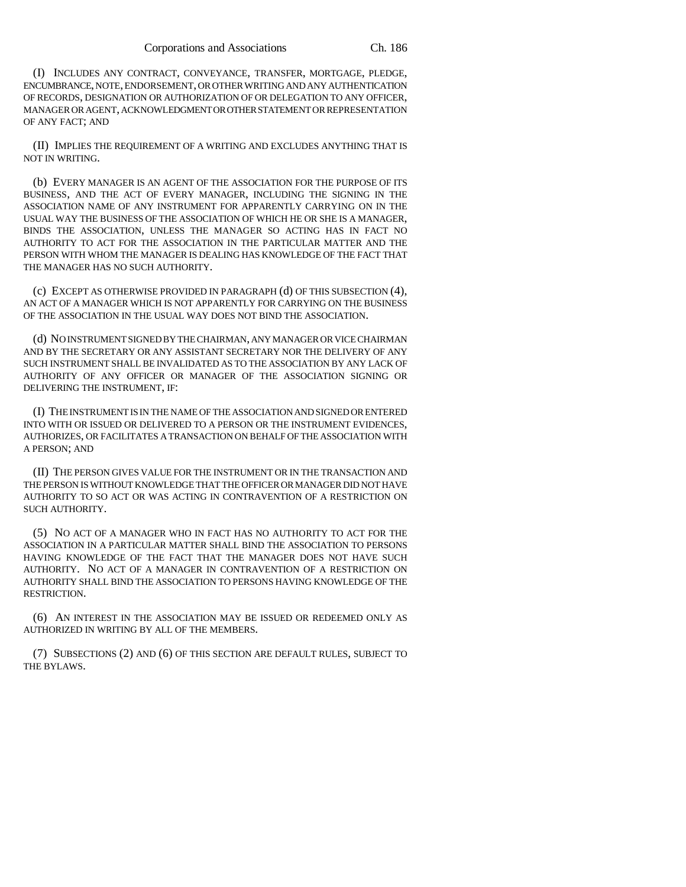(I) INCLUDES ANY CONTRACT, CONVEYANCE, TRANSFER, MORTGAGE, PLEDGE, ENCUMBRANCE, NOTE, ENDORSEMENT, OR OTHER WRITING AND ANY AUTHENTICATION OF RECORDS, DESIGNATION OR AUTHORIZATION OF OR DELEGATION TO ANY OFFICER, MANAGER OR AGENT, ACKNOWLEDGMENT OR OTHER STATEMENT OR REPRESENTATION OF ANY FACT; AND

(II) IMPLIES THE REQUIREMENT OF A WRITING AND EXCLUDES ANYTHING THAT IS NOT IN WRITING.

(b) EVERY MANAGER IS AN AGENT OF THE ASSOCIATION FOR THE PURPOSE OF ITS BUSINESS, AND THE ACT OF EVERY MANAGER, INCLUDING THE SIGNING IN THE ASSOCIATION NAME OF ANY INSTRUMENT FOR APPARENTLY CARRYING ON IN THE USUAL WAY THE BUSINESS OF THE ASSOCIATION OF WHICH HE OR SHE IS A MANAGER, BINDS THE ASSOCIATION, UNLESS THE MANAGER SO ACTING HAS IN FACT NO AUTHORITY TO ACT FOR THE ASSOCIATION IN THE PARTICULAR MATTER AND THE PERSON WITH WHOM THE MANAGER IS DEALING HAS KNOWLEDGE OF THE FACT THAT THE MANAGER HAS NO SUCH AUTHORITY.

(c) EXCEPT AS OTHERWISE PROVIDED IN PARAGRAPH (d) OF THIS SUBSECTION (4), AN ACT OF A MANAGER WHICH IS NOT APPARENTLY FOR CARRYING ON THE BUSINESS OF THE ASSOCIATION IN THE USUAL WAY DOES NOT BIND THE ASSOCIATION.

(d) NO INSTRUMENT SIGNED BY THE CHAIRMAN, ANY MANAGER OR VICE CHAIRMAN AND BY THE SECRETARY OR ANY ASSISTANT SECRETARY NOR THE DELIVERY OF ANY SUCH INSTRUMENT SHALL BE INVALIDATED AS TO THE ASSOCIATION BY ANY LACK OF AUTHORITY OF ANY OFFICER OR MANAGER OF THE ASSOCIATION SIGNING OR DELIVERING THE INSTRUMENT, IF:

(I) THE INSTRUMENT IS IN THE NAME OF THE ASSOCIATION AND SIGNED OR ENTERED INTO WITH OR ISSUED OR DELIVERED TO A PERSON OR THE INSTRUMENT EVIDENCES, AUTHORIZES, OR FACILITATES A TRANSACTION ON BEHALF OF THE ASSOCIATION WITH A PERSON; AND

(II) THE PERSON GIVES VALUE FOR THE INSTRUMENT OR IN THE TRANSACTION AND THE PERSON IS WITHOUT KNOWLEDGE THAT THE OFFICER OR MANAGER DID NOT HAVE AUTHORITY TO SO ACT OR WAS ACTING IN CONTRAVENTION OF A RESTRICTION ON SUCH AUTHORITY.

(5) NO ACT OF A MANAGER WHO IN FACT HAS NO AUTHORITY TO ACT FOR THE ASSOCIATION IN A PARTICULAR MATTER SHALL BIND THE ASSOCIATION TO PERSONS HAVING KNOWLEDGE OF THE FACT THAT THE MANAGER DOES NOT HAVE SUCH AUTHORITY. NO ACT OF A MANAGER IN CONTRAVENTION OF A RESTRICTION ON AUTHORITY SHALL BIND THE ASSOCIATION TO PERSONS HAVING KNOWLEDGE OF THE RESTRICTION.

(6) AN INTEREST IN THE ASSOCIATION MAY BE ISSUED OR REDEEMED ONLY AS AUTHORIZED IN WRITING BY ALL OF THE MEMBERS.

(7) SUBSECTIONS (2) AND (6) OF THIS SECTION ARE DEFAULT RULES, SUBJECT TO THE BYLAWS.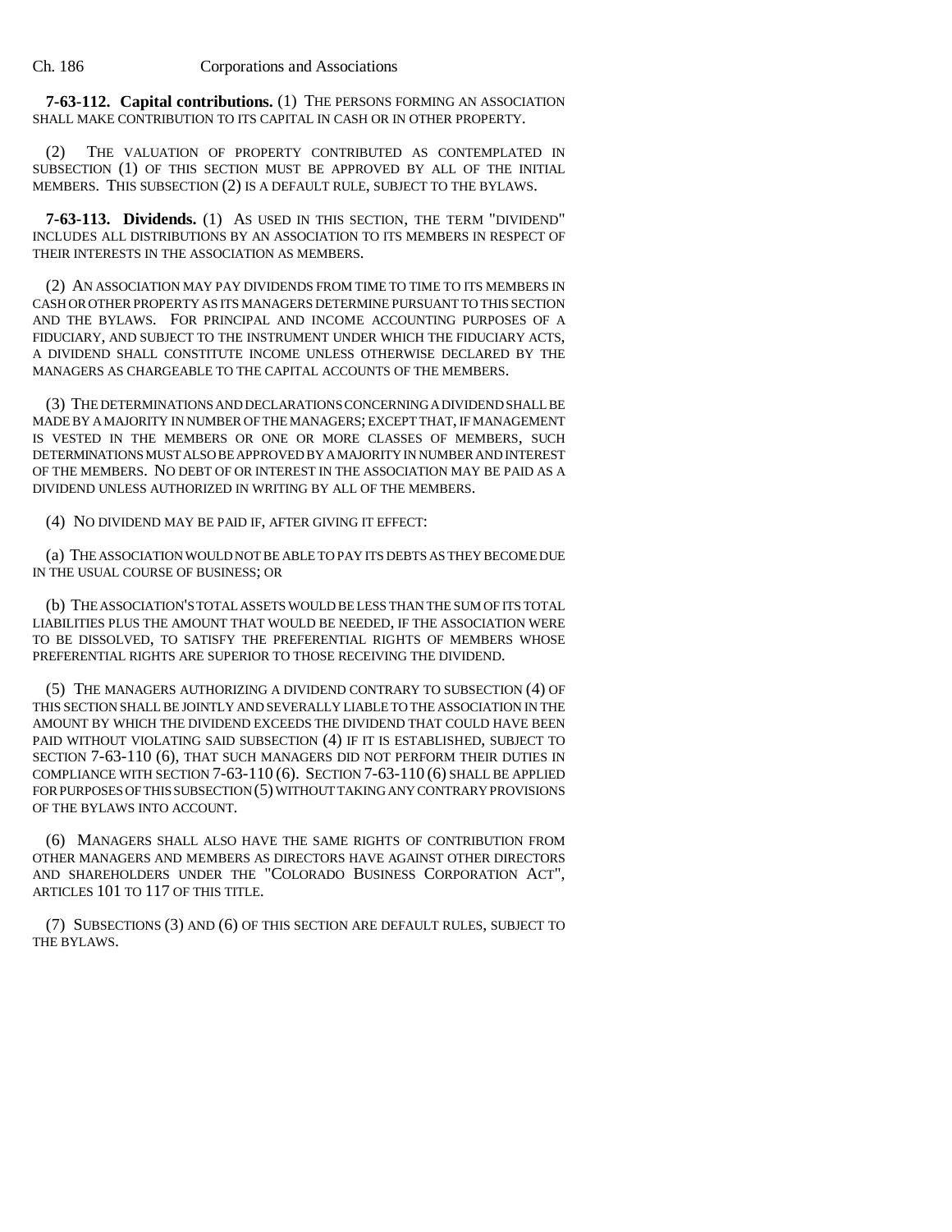**7-63-112. Capital contributions.** (1) THE PERSONS FORMING AN ASSOCIATION SHALL MAKE CONTRIBUTION TO ITS CAPITAL IN CASH OR IN OTHER PROPERTY.

(2) THE VALUATION OF PROPERTY CONTRIBUTED AS CONTEMPLATED IN SUBSECTION (1) OF THIS SECTION MUST BE APPROVED BY ALL OF THE INITIAL MEMBERS. THIS SUBSECTION (2) IS A DEFAULT RULE, SUBJECT TO THE BYLAWS.

**7-63-113. Dividends.** (1) AS USED IN THIS SECTION, THE TERM "DIVIDEND" INCLUDES ALL DISTRIBUTIONS BY AN ASSOCIATION TO ITS MEMBERS IN RESPECT OF THEIR INTERESTS IN THE ASSOCIATION AS MEMBERS.

(2) AN ASSOCIATION MAY PAY DIVIDENDS FROM TIME TO TIME TO ITS MEMBERS IN CASH OR OTHER PROPERTY AS ITS MANAGERS DETERMINE PURSUANT TO THIS SECTION AND THE BYLAWS. FOR PRINCIPAL AND INCOME ACCOUNTING PURPOSES OF A FIDUCIARY, AND SUBJECT TO THE INSTRUMENT UNDER WHICH THE FIDUCIARY ACTS, A DIVIDEND SHALL CONSTITUTE INCOME UNLESS OTHERWISE DECLARED BY THE MANAGERS AS CHARGEABLE TO THE CAPITAL ACCOUNTS OF THE MEMBERS.

(3) THE DETERMINATIONS AND DECLARATIONS CONCERNING A DIVIDEND SHALL BE MADE BY A MAJORITY IN NUMBER OF THE MANAGERS; EXCEPT THAT, IF MANAGEMENT IS VESTED IN THE MEMBERS OR ONE OR MORE CLASSES OF MEMBERS, SUCH DETERMINATIONS MUST ALSO BE APPROVED BY A MAJORITY IN NUMBER AND INTEREST OF THE MEMBERS. NO DEBT OF OR INTEREST IN THE ASSOCIATION MAY BE PAID AS A DIVIDEND UNLESS AUTHORIZED IN WRITING BY ALL OF THE MEMBERS.

(4) NO DIVIDEND MAY BE PAID IF, AFTER GIVING IT EFFECT:

(a) THE ASSOCIATION WOULD NOT BE ABLE TO PAY ITS DEBTS AS THEY BECOME DUE IN THE USUAL COURSE OF BUSINESS; OR

(b) THE ASSOCIATION'S TOTAL ASSETS WOULD BE LESS THAN THE SUM OF ITS TOTAL LIABILITIES PLUS THE AMOUNT THAT WOULD BE NEEDED, IF THE ASSOCIATION WERE TO BE DISSOLVED, TO SATISFY THE PREFERENTIAL RIGHTS OF MEMBERS WHOSE PREFERENTIAL RIGHTS ARE SUPERIOR TO THOSE RECEIVING THE DIVIDEND.

(5) THE MANAGERS AUTHORIZING A DIVIDEND CONTRARY TO SUBSECTION (4) OF THIS SECTION SHALL BE JOINTLY AND SEVERALLY LIABLE TO THE ASSOCIATION IN THE AMOUNT BY WHICH THE DIVIDEND EXCEEDS THE DIVIDEND THAT COULD HAVE BEEN PAID WITHOUT VIOLATING SAID SUBSECTION (4) IF IT IS ESTABLISHED, SUBJECT TO SECTION 7-63-110 (6), THAT SUCH MANAGERS DID NOT PERFORM THEIR DUTIES IN COMPLIANCE WITH SECTION 7-63-110 (6). SECTION 7-63-110 (6) SHALL BE APPLIED FOR PURPOSES OF THIS SUBSECTION (5) WITHOUT TAKING ANY CONTRARY PROVISIONS OF THE BYLAWS INTO ACCOUNT.

(6) MANAGERS SHALL ALSO HAVE THE SAME RIGHTS OF CONTRIBUTION FROM OTHER MANAGERS AND MEMBERS AS DIRECTORS HAVE AGAINST OTHER DIRECTORS AND SHAREHOLDERS UNDER THE "COLORADO BUSINESS CORPORATION ACT", ARTICLES 101 TO 117 OF THIS TITLE.

(7) SUBSECTIONS (3) AND (6) OF THIS SECTION ARE DEFAULT RULES, SUBJECT TO THE BYLAWS.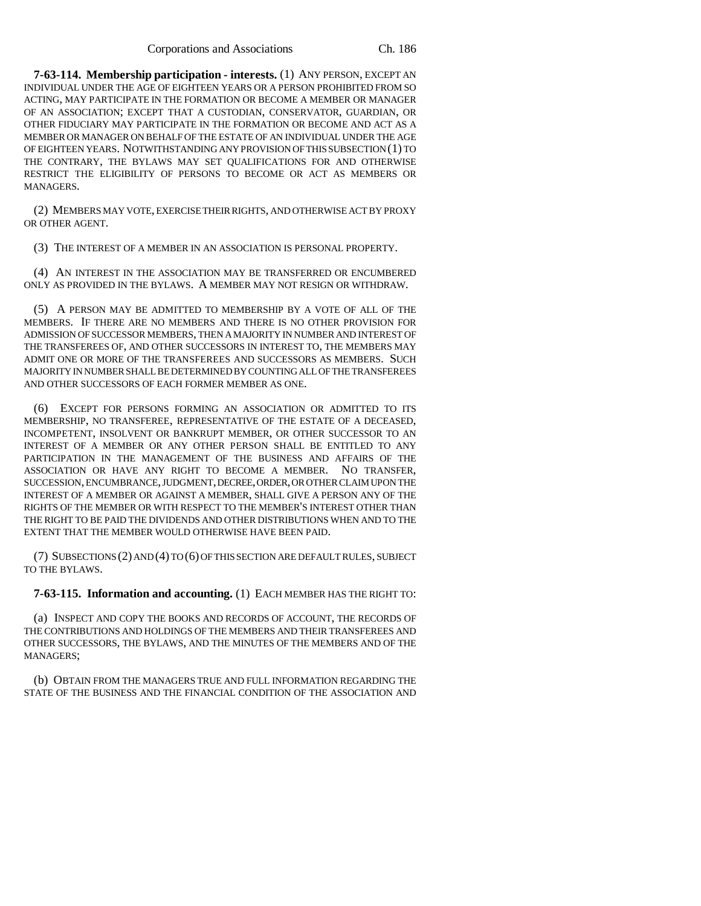**7-63-114. Membership participation - interests.** (1) ANY PERSON, EXCEPT AN INDIVIDUAL UNDER THE AGE OF EIGHTEEN YEARS OR A PERSON PROHIBITED FROM SO ACTING, MAY PARTICIPATE IN THE FORMATION OR BECOME A MEMBER OR MANAGER OF AN ASSOCIATION; EXCEPT THAT A CUSTODIAN, CONSERVATOR, GUARDIAN, OR OTHER FIDUCIARY MAY PARTICIPATE IN THE FORMATION OR BECOME AND ACT AS A MEMBER OR MANAGER ON BEHALF OF THE ESTATE OF AN INDIVIDUAL UNDER THE AGE OF EIGHTEEN YEARS. NOTWITHSTANDING ANY PROVISION OF THIS SUBSECTION (1) TO THE CONTRARY, THE BYLAWS MAY SET QUALIFICATIONS FOR AND OTHERWISE RESTRICT THE ELIGIBILITY OF PERSONS TO BECOME OR ACT AS MEMBERS OR MANAGERS.

(2) MEMBERS MAY VOTE, EXERCISE THEIR RIGHTS, AND OTHERWISE ACT BY PROXY OR OTHER AGENT.

(3) THE INTEREST OF A MEMBER IN AN ASSOCIATION IS PERSONAL PROPERTY.

(4) AN INTEREST IN THE ASSOCIATION MAY BE TRANSFERRED OR ENCUMBERED ONLY AS PROVIDED IN THE BYLAWS. A MEMBER MAY NOT RESIGN OR WITHDRAW.

(5) A PERSON MAY BE ADMITTED TO MEMBERSHIP BY A VOTE OF ALL OF THE MEMBERS. IF THERE ARE NO MEMBERS AND THERE IS NO OTHER PROVISION FOR ADMISSION OF SUCCESSOR MEMBERS, THEN A MAJORITY IN NUMBER AND INTEREST OF THE TRANSFEREES OF, AND OTHER SUCCESSORS IN INTEREST TO, THE MEMBERS MAY ADMIT ONE OR MORE OF THE TRANSFEREES AND SUCCESSORS AS MEMBERS. SUCH MAJORITY IN NUMBER SHALL BE DETERMINED BY COUNTING ALL OF THE TRANSFEREES AND OTHER SUCCESSORS OF EACH FORMER MEMBER AS ONE.

(6) EXCEPT FOR PERSONS FORMING AN ASSOCIATION OR ADMITTED TO ITS MEMBERSHIP, NO TRANSFEREE, REPRESENTATIVE OF THE ESTATE OF A DECEASED, INCOMPETENT, INSOLVENT OR BANKRUPT MEMBER, OR OTHER SUCCESSOR TO AN INTEREST OF A MEMBER OR ANY OTHER PERSON SHALL BE ENTITLED TO ANY PARTICIPATION IN THE MANAGEMENT OF THE BUSINESS AND AFFAIRS OF THE ASSOCIATION OR HAVE ANY RIGHT TO BECOME A MEMBER. NO TRANSFER, SUCCESSION, ENCUMBRANCE, JUDGMENT, DECREE, ORDER, OR OTHER CLAIM UPON THE INTEREST OF A MEMBER OR AGAINST A MEMBER, SHALL GIVE A PERSON ANY OF THE RIGHTS OF THE MEMBER OR WITH RESPECT TO THE MEMBER'S INTEREST OTHER THAN THE RIGHT TO BE PAID THE DIVIDENDS AND OTHER DISTRIBUTIONS WHEN AND TO THE EXTENT THAT THE MEMBER WOULD OTHERWISE HAVE BEEN PAID.

(7) SUBSECTIONS (2) AND (4) TO (6) OF THIS SECTION ARE DEFAULT RULES, SUBJECT TO THE BYLAWS.

**7-63-115. Information and accounting.** (1) EACH MEMBER HAS THE RIGHT TO:

(a) INSPECT AND COPY THE BOOKS AND RECORDS OF ACCOUNT, THE RECORDS OF THE CONTRIBUTIONS AND HOLDINGS OF THE MEMBERS AND THEIR TRANSFEREES AND OTHER SUCCESSORS, THE BYLAWS, AND THE MINUTES OF THE MEMBERS AND OF THE MANAGERS;

(b) OBTAIN FROM THE MANAGERS TRUE AND FULL INFORMATION REGARDING THE STATE OF THE BUSINESS AND THE FINANCIAL CONDITION OF THE ASSOCIATION AND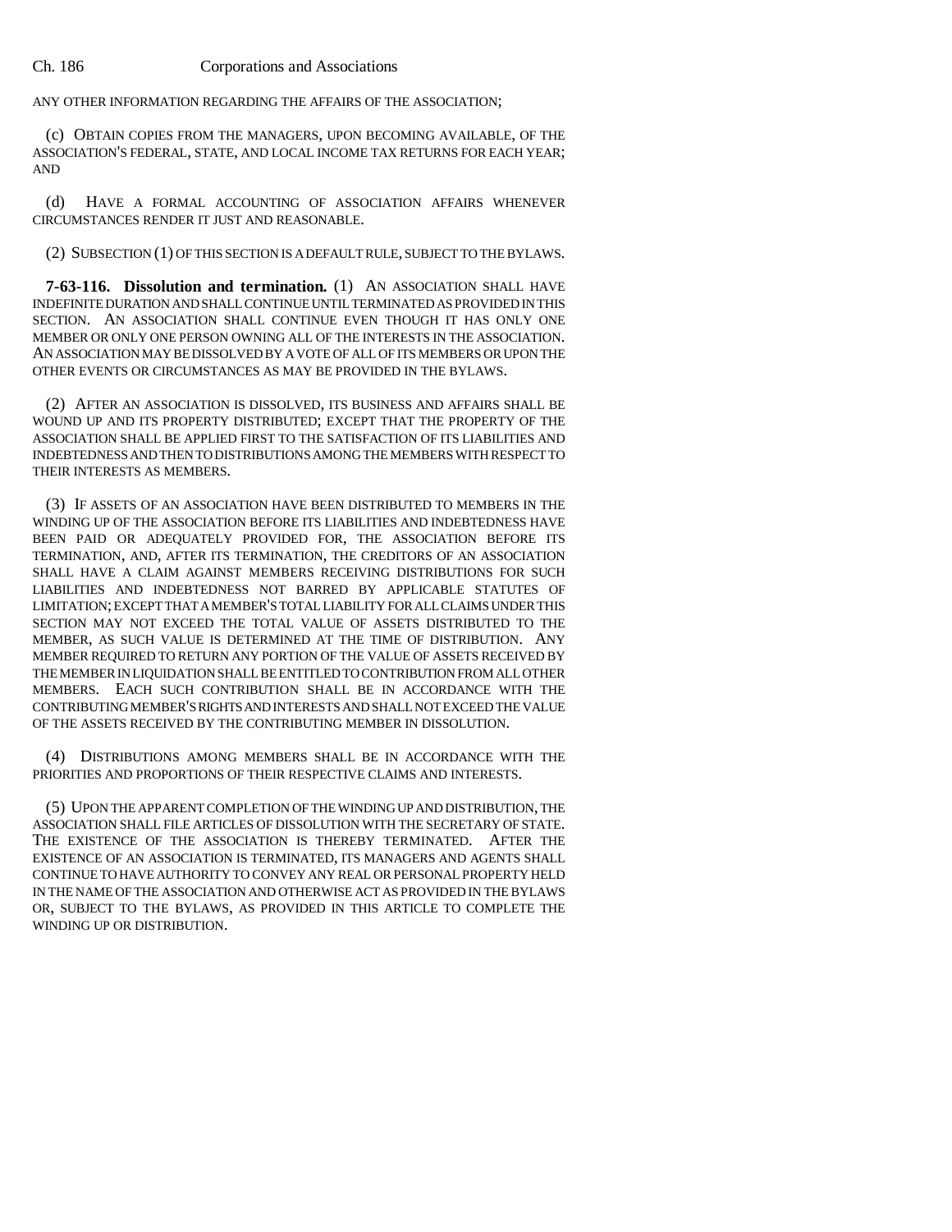ANY OTHER INFORMATION REGARDING THE AFFAIRS OF THE ASSOCIATION;

(c) OBTAIN COPIES FROM THE MANAGERS, UPON BECOMING AVAILABLE, OF THE ASSOCIATION'S FEDERAL, STATE, AND LOCAL INCOME TAX RETURNS FOR EACH YEAR; AND

(d) HAVE A FORMAL ACCOUNTING OF ASSOCIATION AFFAIRS WHENEVER CIRCUMSTANCES RENDER IT JUST AND REASONABLE.

(2) SUBSECTION (1) OF THIS SECTION IS A DEFAULT RULE, SUBJECT TO THE BYLAWS.

**7-63-116. Dissolution and termination.** (1) AN ASSOCIATION SHALL HAVE INDEFINITE DURATION AND SHALL CONTINUE UNTIL TERMINATED AS PROVIDED IN THIS SECTION. AN ASSOCIATION SHALL CONTINUE EVEN THOUGH IT HAS ONLY ONE MEMBER OR ONLY ONE PERSON OWNING ALL OF THE INTERESTS IN THE ASSOCIATION. AN ASSOCIATION MAY BE DISSOLVED BY A VOTE OF ALL OF ITS MEMBERS OR UPON THE OTHER EVENTS OR CIRCUMSTANCES AS MAY BE PROVIDED IN THE BYLAWS.

(2) AFTER AN ASSOCIATION IS DISSOLVED, ITS BUSINESS AND AFFAIRS SHALL BE WOUND UP AND ITS PROPERTY DISTRIBUTED; EXCEPT THAT THE PROPERTY OF THE ASSOCIATION SHALL BE APPLIED FIRST TO THE SATISFACTION OF ITS LIABILITIES AND INDEBTEDNESS AND THEN TO DISTRIBUTIONS AMONG THE MEMBERS WITH RESPECT TO THEIR INTERESTS AS MEMBERS.

(3) IF ASSETS OF AN ASSOCIATION HAVE BEEN DISTRIBUTED TO MEMBERS IN THE WINDING UP OF THE ASSOCIATION BEFORE ITS LIABILITIES AND INDEBTEDNESS HAVE BEEN PAID OR ADEQUATELY PROVIDED FOR, THE ASSOCIATION BEFORE ITS TERMINATION, AND, AFTER ITS TERMINATION, THE CREDITORS OF AN ASSOCIATION SHALL HAVE A CLAIM AGAINST MEMBERS RECEIVING DISTRIBUTIONS FOR SUCH LIABILITIES AND INDEBTEDNESS NOT BARRED BY APPLICABLE STATUTES OF LIMITATION; EXCEPT THAT A MEMBER'S TOTAL LIABILITY FOR ALL CLAIMS UNDER THIS SECTION MAY NOT EXCEED THE TOTAL VALUE OF ASSETS DISTRIBUTED TO THE MEMBER, AS SUCH VALUE IS DETERMINED AT THE TIME OF DISTRIBUTION. ANY MEMBER REQUIRED TO RETURN ANY PORTION OF THE VALUE OF ASSETS RECEIVED BY THE MEMBER IN LIQUIDATION SHALL BE ENTITLED TO CONTRIBUTION FROM ALL OTHER MEMBERS. EACH SUCH CONTRIBUTION SHALL BE IN ACCORDANCE WITH THE CONTRIBUTING MEMBER'S RIGHTS AND INTERESTS AND SHALL NOT EXCEED THE VALUE OF THE ASSETS RECEIVED BY THE CONTRIBUTING MEMBER IN DISSOLUTION.

(4) DISTRIBUTIONS AMONG MEMBERS SHALL BE IN ACCORDANCE WITH THE PRIORITIES AND PROPORTIONS OF THEIR RESPECTIVE CLAIMS AND INTERESTS.

(5) UPON THE APPARENT COMPLETION OF THE WINDING UP AND DISTRIBUTION, THE ASSOCIATION SHALL FILE ARTICLES OF DISSOLUTION WITH THE SECRETARY OF STATE. THE EXISTENCE OF THE ASSOCIATION IS THEREBY TERMINATED. AFTER THE EXISTENCE OF AN ASSOCIATION IS TERMINATED, ITS MANAGERS AND AGENTS SHALL CONTINUE TO HAVE AUTHORITY TO CONVEY ANY REAL OR PERSONAL PROPERTY HELD IN THE NAME OF THE ASSOCIATION AND OTHERWISE ACT AS PROVIDED IN THE BYLAWS OR, SUBJECT TO THE BYLAWS, AS PROVIDED IN THIS ARTICLE TO COMPLETE THE WINDING UP OR DISTRIBUTION.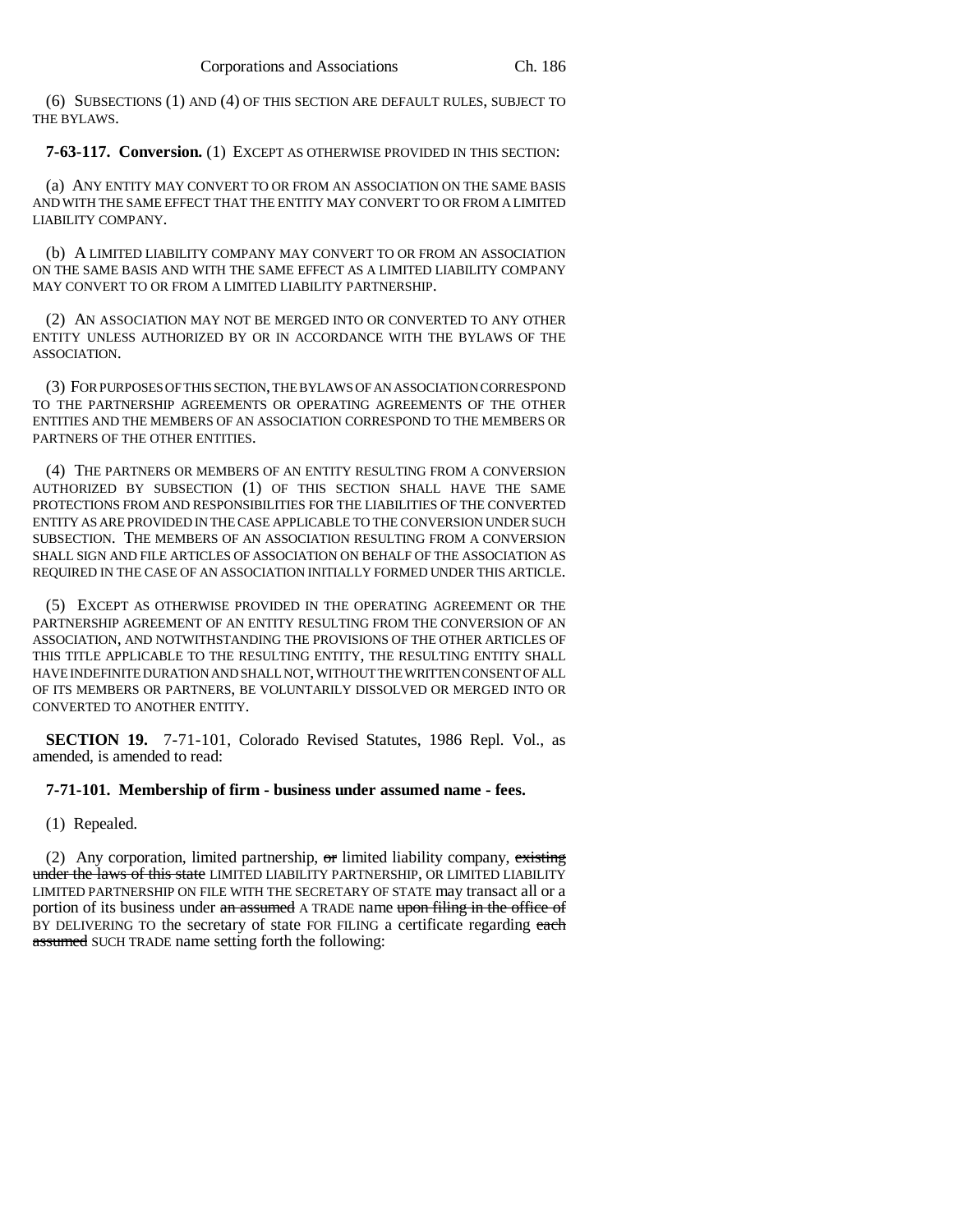(6) SUBSECTIONS (1) AND (4) OF THIS SECTION ARE DEFAULT RULES, SUBJECT TO THE BYLAWS.

**7-63-117. Conversion.** (1) EXCEPT AS OTHERWISE PROVIDED IN THIS SECTION:

(a) ANY ENTITY MAY CONVERT TO OR FROM AN ASSOCIATION ON THE SAME BASIS AND WITH THE SAME EFFECT THAT THE ENTITY MAY CONVERT TO OR FROM A LIMITED LIABILITY COMPANY.

(b) A LIMITED LIABILITY COMPANY MAY CONVERT TO OR FROM AN ASSOCIATION ON THE SAME BASIS AND WITH THE SAME EFFECT AS A LIMITED LIABILITY COMPANY MAY CONVERT TO OR FROM A LIMITED LIABILITY PARTNERSHIP.

(2) AN ASSOCIATION MAY NOT BE MERGED INTO OR CONVERTED TO ANY OTHER ENTITY UNLESS AUTHORIZED BY OR IN ACCORDANCE WITH THE BYLAWS OF THE ASSOCIATION.

(3) FOR PURPOSES OF THIS SECTION, THE BYLAWS OF AN ASSOCIATION CORRESPOND TO THE PARTNERSHIP AGREEMENTS OR OPERATING AGREEMENTS OF THE OTHER ENTITIES AND THE MEMBERS OF AN ASSOCIATION CORRESPOND TO THE MEMBERS OR PARTNERS OF THE OTHER ENTITIES.

(4) THE PARTNERS OR MEMBERS OF AN ENTITY RESULTING FROM A CONVERSION AUTHORIZED BY SUBSECTION (1) OF THIS SECTION SHALL HAVE THE SAME PROTECTIONS FROM AND RESPONSIBILITIES FOR THE LIABILITIES OF THE CONVERTED ENTITY AS ARE PROVIDED IN THE CASE APPLICABLE TO THE CONVERSION UNDER SUCH SUBSECTION. THE MEMBERS OF AN ASSOCIATION RESULTING FROM A CONVERSION SHALL SIGN AND FILE ARTICLES OF ASSOCIATION ON BEHALF OF THE ASSOCIATION AS REQUIRED IN THE CASE OF AN ASSOCIATION INITIALLY FORMED UNDER THIS ARTICLE.

(5) EXCEPT AS OTHERWISE PROVIDED IN THE OPERATING AGREEMENT OR THE PARTNERSHIP AGREEMENT OF AN ENTITY RESULTING FROM THE CONVERSION OF AN ASSOCIATION, AND NOTWITHSTANDING THE PROVISIONS OF THE OTHER ARTICLES OF THIS TITLE APPLICABLE TO THE RESULTING ENTITY, THE RESULTING ENTITY SHALL HAVE INDEFINITE DURATION AND SHALL NOT, WITHOUT THE WRITTEN CONSENT OF ALL OF ITS MEMBERS OR PARTNERS, BE VOLUNTARILY DISSOLVED OR MERGED INTO OR CONVERTED TO ANOTHER ENTITY.

**SECTION 19.** 7-71-101, Colorado Revised Statutes, 1986 Repl. Vol., as amended, is amended to read:

**7-71-101. Membership of firm - business under assumed name - fees.**

(1) Repealed.

(2) Any corporation, limited partnership, ~~or~~ limited liability company, ~~existing under the laws of this state~~ LIMITED LIABILITY PARTNERSHIP, OR LIMITED LIABILITY LIMITED PARTNERSHIP ON FILE WITH THE SECRETARY OF STATE may transact all or a portion of its business under ~~an assumed~~ A TRADE name ~~upon filing in the office of~~ BY DELIVERING TO the secretary of state FOR FILING a certificate regarding ~~each assumed~~ SUCH TRADE name setting forth the following: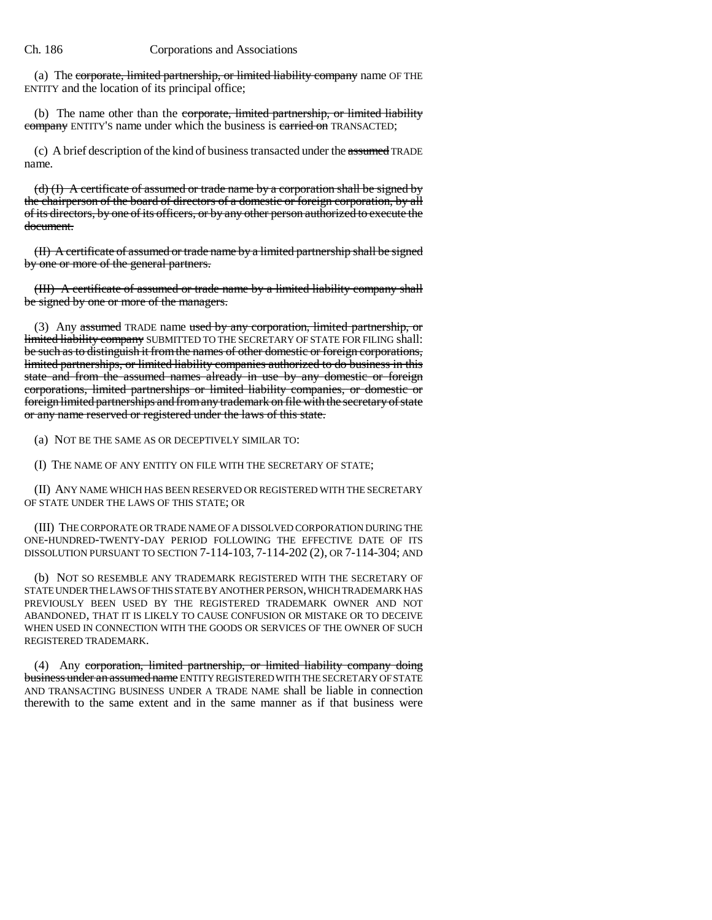(a) The ~~corporate, limited partnership, or limited liability company~~ name OF THE ENTITY and the location of its principal office;

(b) The name other than the ~~corporate, limited partnership, or limited liability company~~ ENTITY'S name under which the business is ~~carried on~~ TRANSACTED;

(c) A brief description of the kind of business transacted under the ~~assumed~~ TRADE name.

~~(d) (I) A certificate of assumed or trade name by a corporation shall be signed by the chairperson of the board of directors of a domestic or foreign corporation, by all of its directors, by one of its officers, or by any other person authorized to execute the document.~~

~~(II) A certificate of assumed or trade name by a limited partnership shall be signed by one or more of the general partners.~~

~~(III) A certificate of assumed or trade name by a limited liability company shall be signed by one or more of the managers.~~

(3) Any ~~assumed~~ TRADE name ~~used by any corporation, limited partnership, or limited liability company~~ SUBMITTED TO THE SECRETARY OF STATE FOR FILING shall: ~~be such as to distinguish it from the names of other domestic or foreign corporations, limited partnerships, or limited liability companies authorized to do business in this state and from the assumed names already in use by any domestic or foreign corporations, limited partnerships or limited liability companies, or domestic or foreign limited partnerships and from any trademark on file with the secretary of state or any name reserved or registered under the laws of this state.~~

(a) NOT BE THE SAME AS OR DECEPTIVELY SIMILAR TO:

(I) THE NAME OF ANY ENTITY ON FILE WITH THE SECRETARY OF STATE;

(II) ANY NAME WHICH HAS BEEN RESERVED OR REGISTERED WITH THE SECRETARY OF STATE UNDER THE LAWS OF THIS STATE; OR

(III) THE CORPORATE OR TRADE NAME OF A DISSOLVED CORPORATION DURING THE ONE-HUNDRED-TWENTY-DAY PERIOD FOLLOWING THE EFFECTIVE DATE OF ITS DISSOLUTION PURSUANT TO SECTION 7-114-103, 7-114-202 (2), OR 7-114-304; AND

(b) NOT SO RESEMBLE ANY TRADEMARK REGISTERED WITH THE SECRETARY OF STATE UNDER THE LAWS OF THIS STATE BY ANOTHER PERSON, WHICH TRADEMARK HAS PREVIOUSLY BEEN USED BY THE REGISTERED TRADEMARK OWNER AND NOT ABANDONED, THAT IT IS LIKELY TO CAUSE CONFUSION OR MISTAKE OR TO DECEIVE WHEN USED IN CONNECTION WITH THE GOODS OR SERVICES OF THE OWNER OF SUCH REGISTERED TRADEMARK.

(4) Any ~~corporation, limited partnership, or limited liability company doing business under an assumed name~~ ENTITY REGISTERED WITH THE SECRETARY OF STATE AND TRANSACTING BUSINESS UNDER A TRADE NAME shall be liable in connection therewith to the same extent and in the same manner as if that business were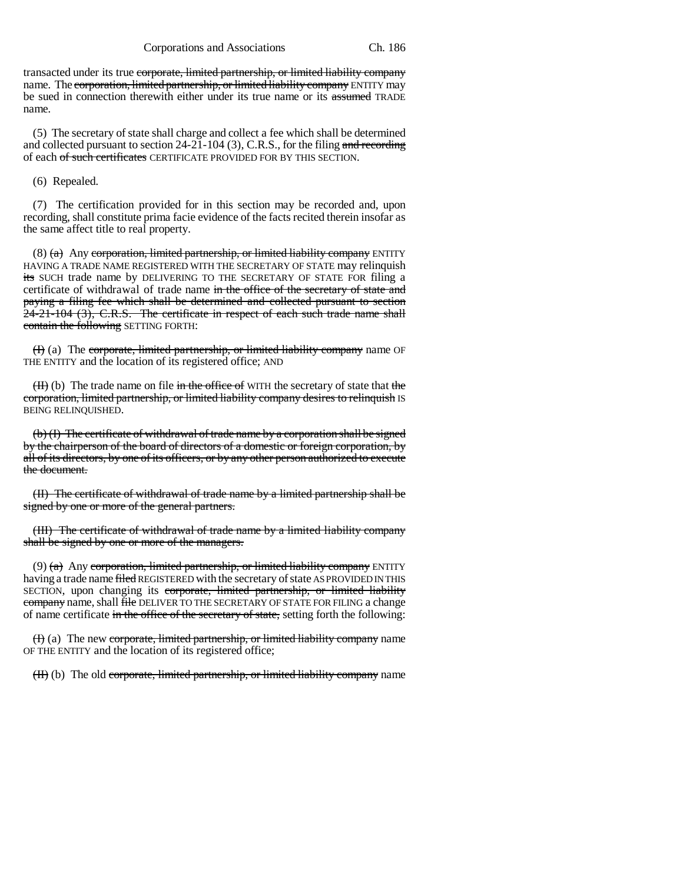transacted under its true ~~corporate, limited partnership, or limited liability company~~ name. The ~~corporation, limited partnership, or limited liability company~~ ENTITY may be sued in connection therewith either under its true name or its ~~assumed~~ TRADE name.

(5) The secretary of state shall charge and collect a fee which shall be determined and collected pursuant to section 24-21-104 (3), C.R.S., for the filing ~~and recording~~ of each ~~of such certificates~~ CERTIFICATE PROVIDED FOR BY THIS SECTION.

(6) Repealed.

(7) The certification provided for in this section may be recorded and, upon recording, shall constitute prima facie evidence of the facts recited therein insofar as the same affect title to real property.

(8) ~~(a)~~ Any ~~corporation, limited partnership, or limited liability company~~ ENTITY HAVING A TRADE NAME REGISTERED WITH THE SECRETARY OF STATE may relinquish ~~its~~ SUCH trade name by DELIVERING TO THE SECRETARY OF STATE FOR filing a certificate of withdrawal of trade name ~~in the office of the secretary of state and paying a filing fee which shall be determined and collected pursuant to section 24-21-104 (3), C.R.S. The certificate in respect of each such trade name shall contain the following~~ SETTING FORTH:

~~(I)~~ (a) The ~~corporate, limited partnership, or limited liability company~~ name OF THE ENTITY and the location of its registered office; AND

~~(II)~~ (b) The trade name on file ~~in the office of~~ WITH the secretary of state that ~~the corporation, limited partnership, or limited liability company desires to relinquish~~ IS BEING RELINQUISHED.

~~(b) (I) The certificate of withdrawal of trade name by a corporation shall be signed by the chairperson of the board of directors of a domestic or foreign corporation, by all of its directors, by one of its officers, or by any other person authorized to execute the document.~~

~~(II) The certificate of withdrawal of trade name by a limited partnership shall be signed by one or more of the general partners.~~

~~(III) The certificate of withdrawal of trade name by a limited liability company shall be signed by one or more of the managers.~~

(9) ~~(a)~~ Any ~~corporation, limited partnership, or limited liability company~~ ENTITY having a trade name ~~filed~~ REGISTERED with the secretary of state AS PROVIDED IN THIS SECTION, upon changing its ~~corporate, limited partnership, or limited liability company~~ name, shall ~~file~~ DELIVER TO THE SECRETARY OF STATE FOR FILING a change of name certificate ~~in the office of the secretary of state,~~ setting forth the following:

~~(I)~~ (a) The new ~~corporate, limited partnership, or limited liability company~~ name OF THE ENTITY and the location of its registered office;

~~(II)~~ (b) The old ~~corporate, limited partnership, or limited liability company~~ name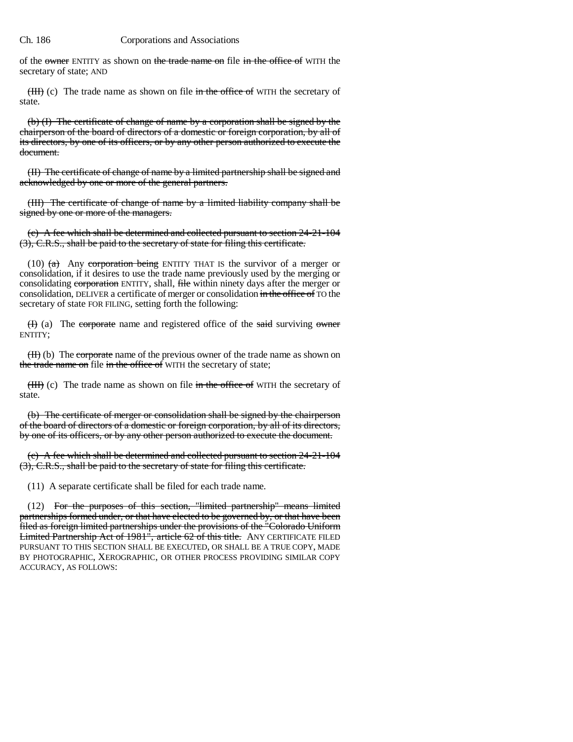of the ~~owner~~ ENTITY as shown on ~~the trade name on~~ file ~~in the office of~~ WITH the secretary of state; AND

~~(III)~~ (c) The trade name as shown on file ~~in the office of~~ WITH the secretary of state.

~~(b) (I) The certificate of change of name by a corporation shall be signed by the chairperson of the board of directors of a domestic or foreign corporation, by all of its directors, by one of its officers, or by any other person authorized to execute the document.~~

~~(II) The certificate of change of name by a limited partnership shall be signed and acknowledged by one or more of the general partners.~~

~~(III) The certificate of change of name by a limited liability company shall be signed by one or more of the managers.~~

~~(c) A fee which shall be determined and collected pursuant to section 24-21-104 (3), C.R.S., shall be paid to the secretary of state for filing this certificate.~~

(10) ~~(a)~~ Any ~~corporation being~~ ENTITY THAT IS the survivor of a merger or consolidation, if it desires to use the trade name previously used by the merging or consolidating ~~corporation~~ ENTITY, shall, ~~file~~ within ninety days after the merger or consolidation, DELIVER a certificate of merger or consolidation ~~in the office of~~ TO the secretary of state FOR FILING, setting forth the following:

~~(I)~~ (a) The ~~corporate~~ name and registered office of the ~~said~~ surviving ~~owner~~ ENTITY;

~~(II)~~ (b) The ~~corporate~~ name of the previous owner of the trade name as shown on ~~the trade name on~~ file ~~in the office of~~ WITH the secretary of state;

~~(III)~~ (c) The trade name as shown on file ~~in the office of~~ WITH the secretary of state.

~~(b) The certificate of merger or consolidation shall be signed by the chairperson of the board of directors of a domestic or foreign corporation, by all of its directors, by one of its officers, or by any other person authorized to execute the document.~~

~~(c) A fee which shall be determined and collected pursuant to section 24-21-104 (3), C.R.S., shall be paid to the secretary of state for filing this certificate.~~

(11) A separate certificate shall be filed for each trade name.

(12) ~~For the purposes of this section, "limited partnership" means limited partnerships formed under, or that have elected to be governed by, or that have been filed as foreign limited partnerships under the provisions of the "Colorado Uniform Limited Partnership Act of 1981", article 62 of this title.~~ ANY CERTIFICATE FILED PURSUANT TO THIS SECTION SHALL BE EXECUTED, OR SHALL BE A TRUE COPY, MADE BY PHOTOGRAPHIC, XEROGRAPHIC, OR OTHER PROCESS PROVIDING SIMILAR COPY ACCURACY, AS FOLLOWS: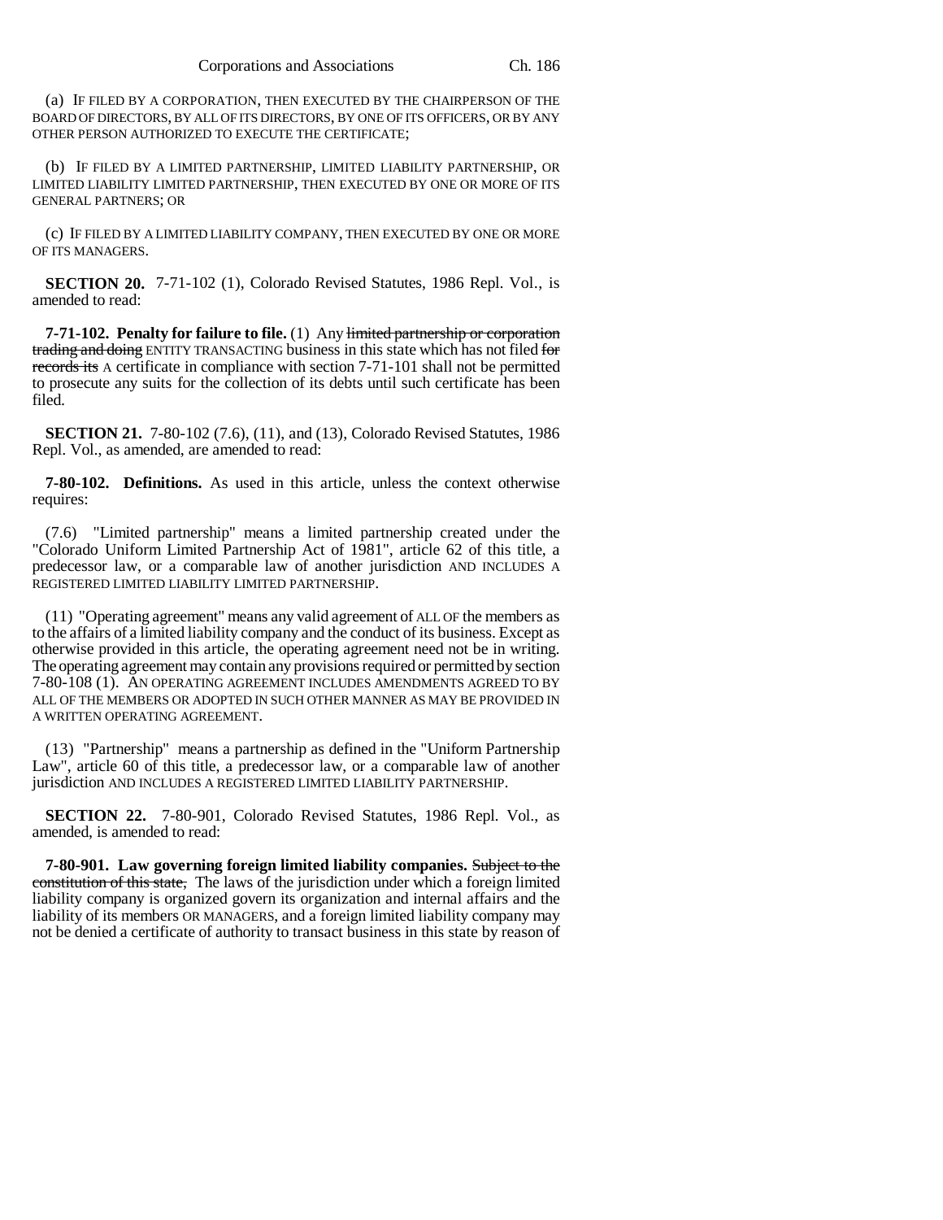(a) IF FILED BY A CORPORATION, THEN EXECUTED BY THE CHAIRPERSON OF THE BOARD OF DIRECTORS, BY ALL OF ITS DIRECTORS, BY ONE OF ITS OFFICERS, OR BY ANY OTHER PERSON AUTHORIZED TO EXECUTE THE CERTIFICATE;

(b) IF FILED BY A LIMITED PARTNERSHIP, LIMITED LIABILITY PARTNERSHIP, OR LIMITED LIABILITY LIMITED PARTNERSHIP, THEN EXECUTED BY ONE OR MORE OF ITS GENERAL PARTNERS; OR

(c) IF FILED BY A LIMITED LIABILITY COMPANY, THEN EXECUTED BY ONE OR MORE OF ITS MANAGERS.

**SECTION 20.** 7-71-102 (1), Colorado Revised Statutes, 1986 Repl. Vol., is amended to read:

**7-71-102. Penalty for failure to file.** (1) Any ~~limited partnership or corporation trading and doing~~ ENTITY TRANSACTING business in this state which has not filed ~~for records its~~ A certificate in compliance with section 7-71-101 shall not be permitted to prosecute any suits for the collection of its debts until such certificate has been filed.

**SECTION 21.** 7-80-102 (7.6), (11), and (13), Colorado Revised Statutes, 1986 Repl. Vol., as amended, are amended to read:

**7-80-102. Definitions.** As used in this article, unless the context otherwise requires:

(7.6) "Limited partnership" means a limited partnership created under the "Colorado Uniform Limited Partnership Act of 1981", article 62 of this title, a predecessor law, or a comparable law of another jurisdiction AND INCLUDES A REGISTERED LIMITED LIABILITY LIMITED PARTNERSHIP.

(11) "Operating agreement" means any valid agreement of ALL OF the members as to the affairs of a limited liability company and the conduct of its business. Except as otherwise provided in this article, the operating agreement need not be in writing. The operating agreement may contain any provisions required or permitted by section 7-80-108 (1). AN OPERATING AGREEMENT INCLUDES AMENDMENTS AGREED TO BY ALL OF THE MEMBERS OR ADOPTED IN SUCH OTHER MANNER AS MAY BE PROVIDED IN A WRITTEN OPERATING AGREEMENT.

(13) "Partnership" means a partnership as defined in the "Uniform Partnership Law", article 60 of this title, a predecessor law, or a comparable law of another jurisdiction AND INCLUDES A REGISTERED LIMITED LIABILITY PARTNERSHIP.

**SECTION 22.** 7-80-901, Colorado Revised Statutes, 1986 Repl. Vol., as amended, is amended to read:

**7-80-901. Law governing foreign limited liability companies.** ~~Subject to the constitution of this state,~~ The laws of the jurisdiction under which a foreign limited liability company is organized govern its organization and internal affairs and the liability of its members OR MANAGERS, and a foreign limited liability company may not be denied a certificate of authority to transact business in this state by reason of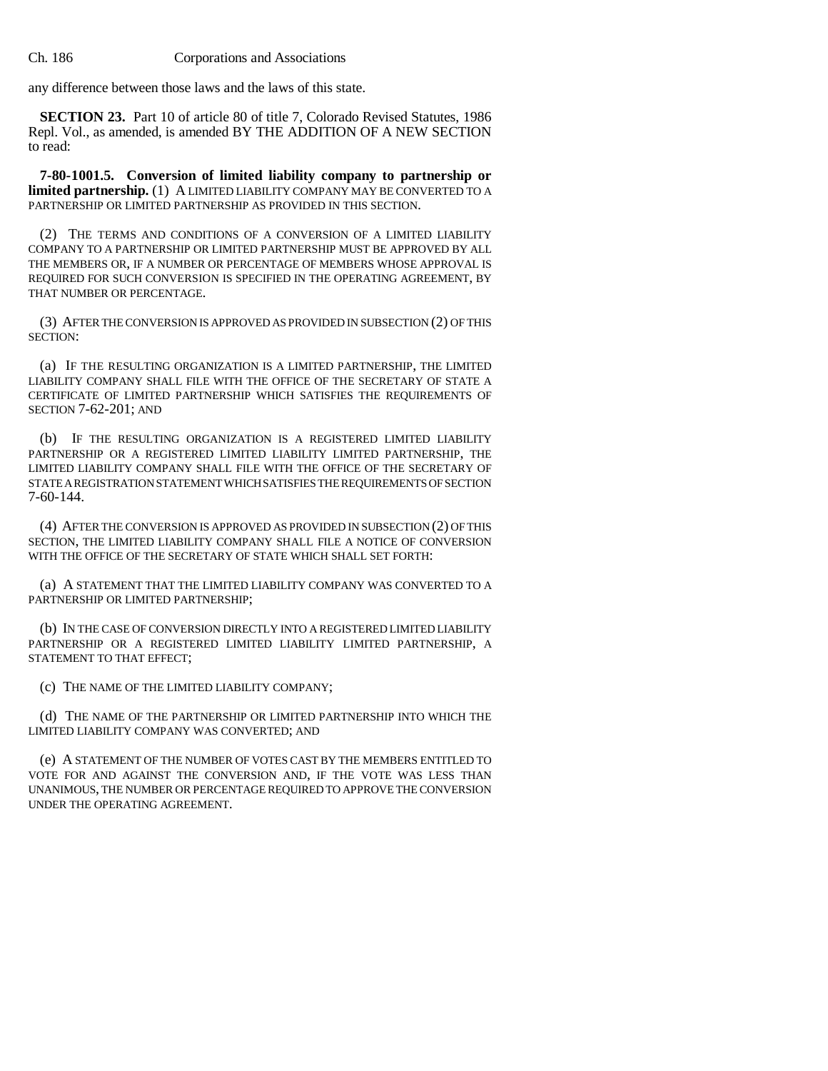any difference between those laws and the laws of this state.

**SECTION 23.** Part 10 of article 80 of title 7, Colorado Revised Statutes, 1986 Repl. Vol., as amended, is amended BY THE ADDITION OF A NEW SECTION to read:

**7-80-1001.5. Conversion of limited liability company to partnership or limited partnership.** (1) A LIMITED LIABILITY COMPANY MAY BE CONVERTED TO A PARTNERSHIP OR LIMITED PARTNERSHIP AS PROVIDED IN THIS SECTION.

(2) THE TERMS AND CONDITIONS OF A CONVERSION OF A LIMITED LIABILITY COMPANY TO A PARTNERSHIP OR LIMITED PARTNERSHIP MUST BE APPROVED BY ALL THE MEMBERS OR, IF A NUMBER OR PERCENTAGE OF MEMBERS WHOSE APPROVAL IS REQUIRED FOR SUCH CONVERSION IS SPECIFIED IN THE OPERATING AGREEMENT, BY THAT NUMBER OR PERCENTAGE.

(3) AFTER THE CONVERSION IS APPROVED AS PROVIDED IN SUBSECTION (2) OF THIS SECTION:

(a) IF THE RESULTING ORGANIZATION IS A LIMITED PARTNERSHIP, THE LIMITED LIABILITY COMPANY SHALL FILE WITH THE OFFICE OF THE SECRETARY OF STATE A CERTIFICATE OF LIMITED PARTNERSHIP WHICH SATISFIES THE REQUIREMENTS OF SECTION 7-62-201; AND

(b) IF THE RESULTING ORGANIZATION IS A REGISTERED LIMITED LIABILITY PARTNERSHIP OR A REGISTERED LIMITED LIABILITY LIMITED PARTNERSHIP, THE LIMITED LIABILITY COMPANY SHALL FILE WITH THE OFFICE OF THE SECRETARY OF STATE A REGISTRATION STATEMENT WHICH SATISFIES THE REQUIREMENTS OF SECTION 7-60-144.

(4) AFTER THE CONVERSION IS APPROVED AS PROVIDED IN SUBSECTION (2) OF THIS SECTION, THE LIMITED LIABILITY COMPANY SHALL FILE A NOTICE OF CONVERSION WITH THE OFFICE OF THE SECRETARY OF STATE WHICH SHALL SET FORTH:

(a) A STATEMENT THAT THE LIMITED LIABILITY COMPANY WAS CONVERTED TO A PARTNERSHIP OR LIMITED PARTNERSHIP;

(b) IN THE CASE OF CONVERSION DIRECTLY INTO A REGISTERED LIMITED LIABILITY PARTNERSHIP OR A REGISTERED LIMITED LIABILITY LIMITED PARTNERSHIP, A STATEMENT TO THAT EFFECT;

(c) THE NAME OF THE LIMITED LIABILITY COMPANY;

(d) THE NAME OF THE PARTNERSHIP OR LIMITED PARTNERSHIP INTO WHICH THE LIMITED LIABILITY COMPANY WAS CONVERTED; AND

(e) A STATEMENT OF THE NUMBER OF VOTES CAST BY THE MEMBERS ENTITLED TO VOTE FOR AND AGAINST THE CONVERSION AND, IF THE VOTE WAS LESS THAN UNANIMOUS, THE NUMBER OR PERCENTAGE REQUIRED TO APPROVE THE CONVERSION UNDER THE OPERATING AGREEMENT.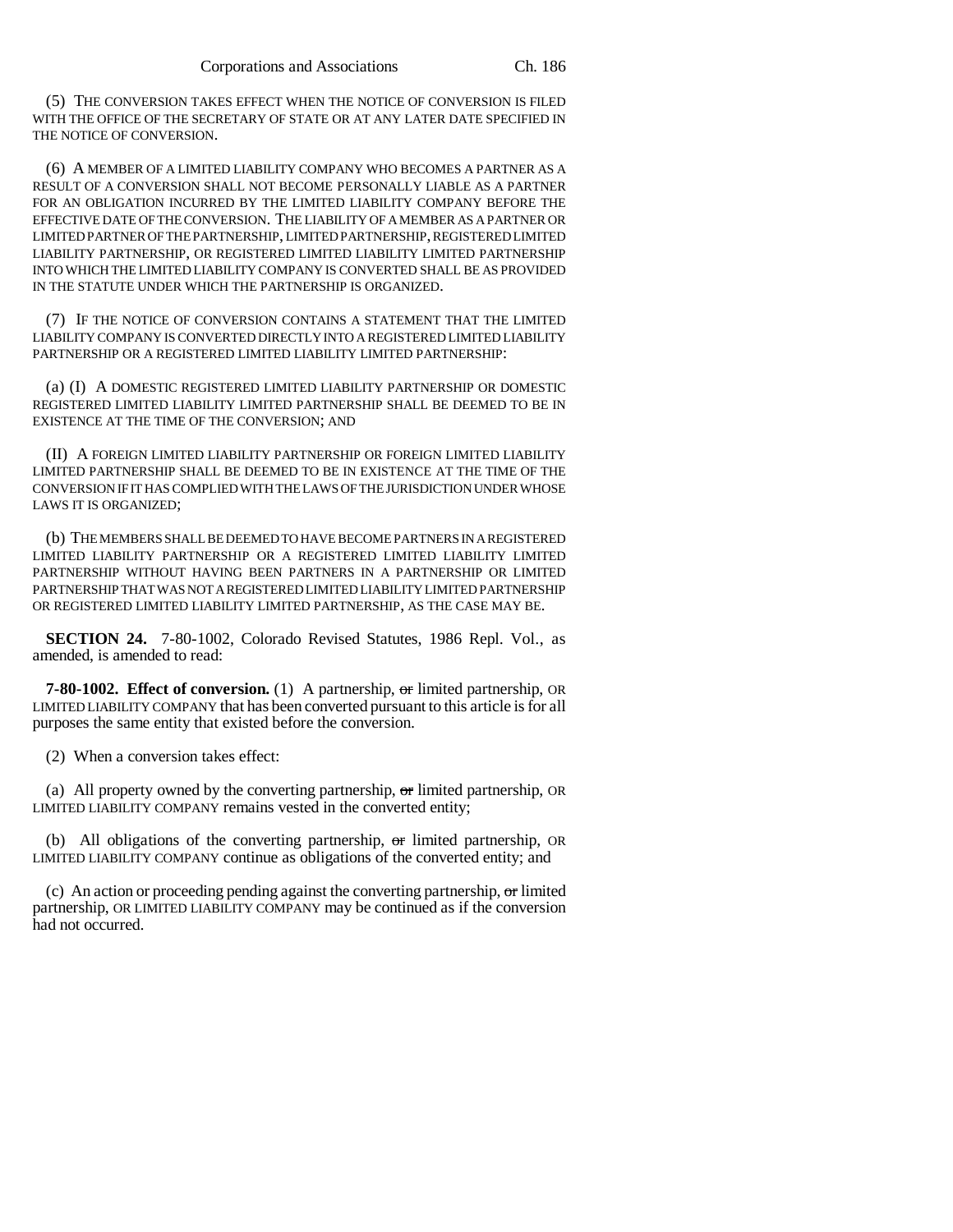(5) THE CONVERSION TAKES EFFECT WHEN THE NOTICE OF CONVERSION IS FILED WITH THE OFFICE OF THE SECRETARY OF STATE OR AT ANY LATER DATE SPECIFIED IN THE NOTICE OF CONVERSION.

(6) A MEMBER OF A LIMITED LIABILITY COMPANY WHO BECOMES A PARTNER AS A RESULT OF A CONVERSION SHALL NOT BECOME PERSONALLY LIABLE AS A PARTNER FOR AN OBLIGATION INCURRED BY THE LIMITED LIABILITY COMPANY BEFORE THE EFFECTIVE DATE OF THE CONVERSION. THE LIABILITY OF A MEMBER AS A PARTNER OR LIMITED PARTNER OF THE PARTNERSHIP, LIMITED PARTNERSHIP, REGISTERED LIMITED LIABILITY PARTNERSHIP, OR REGISTERED LIMITED LIABILITY LIMITED PARTNERSHIP INTO WHICH THE LIMITED LIABILITY COMPANY IS CONVERTED SHALL BE AS PROVIDED IN THE STATUTE UNDER WHICH THE PARTNERSHIP IS ORGANIZED.

(7) IF THE NOTICE OF CONVERSION CONTAINS A STATEMENT THAT THE LIMITED LIABILITY COMPANY IS CONVERTED DIRECTLY INTO A REGISTERED LIMITED LIABILITY PARTNERSHIP OR A REGISTERED LIMITED LIABILITY LIMITED PARTNERSHIP:

(a) (I) A DOMESTIC REGISTERED LIMITED LIABILITY PARTNERSHIP OR DOMESTIC REGISTERED LIMITED LIABILITY LIMITED PARTNERSHIP SHALL BE DEEMED TO BE IN EXISTENCE AT THE TIME OF THE CONVERSION; AND

(II) A FOREIGN LIMITED LIABILITY PARTNERSHIP OR FOREIGN LIMITED LIABILITY LIMITED PARTNERSHIP SHALL BE DEEMED TO BE IN EXISTENCE AT THE TIME OF THE CONVERSION IF IT HAS COMPLIED WITH THE LAWS OF THE JURISDICTION UNDER WHOSE LAWS IT IS ORGANIZED;

(b) THE MEMBERS SHALL BE DEEMED TO HAVE BECOME PARTNERS IN A REGISTERED LIMITED LIABILITY PARTNERSHIP OR A REGISTERED LIMITED LIABILITY LIMITED PARTNERSHIP WITHOUT HAVING BEEN PARTNERS IN A PARTNERSHIP OR LIMITED PARTNERSHIP THAT WAS NOT A REGISTERED LIMITED LIABILITY LIMITED PARTNERSHIP OR REGISTERED LIMITED LIABILITY LIMITED PARTNERSHIP, AS THE CASE MAY BE.

**SECTION 24.** 7-80-1002, Colorado Revised Statutes, 1986 Repl. Vol., as amended, is amended to read:

**7-80-1002. Effect of conversion.** (1) A partnership, ~~or~~ limited partnership, OR LIMITED LIABILITY COMPANY that has been converted pursuant to this article is for all purposes the same entity that existed before the conversion.

(2) When a conversion takes effect:

(a) All property owned by the converting partnership, ~~or~~ limited partnership, OR LIMITED LIABILITY COMPANY remains vested in the converted entity;

(b) All obligations of the converting partnership, ~~or~~ limited partnership, OR LIMITED LIABILITY COMPANY continue as obligations of the converted entity; and

(c) An action or proceeding pending against the converting partnership, ~~or~~ limited partnership, OR LIMITED LIABILITY COMPANY may be continued as if the conversion had not occurred.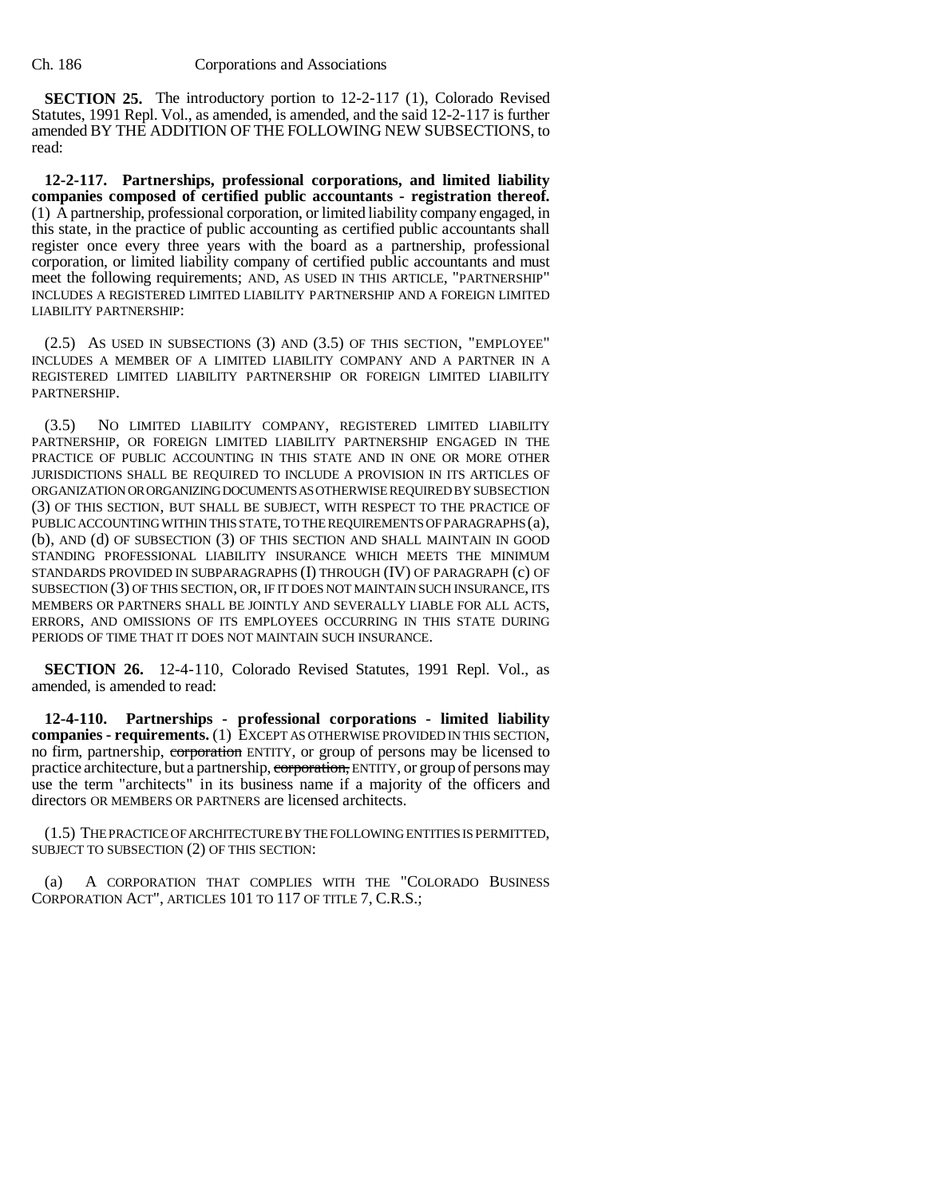**SECTION 25.** The introductory portion to 12-2-117 (1), Colorado Revised Statutes, 1991 Repl. Vol., as amended, is amended, and the said 12-2-117 is further amended BY THE ADDITION OF THE FOLLOWING NEW SUBSECTIONS, to read:

**12-2-117. Partnerships, professional corporations, and limited liability companies composed of certified public accountants - registration thereof.** (1) A partnership, professional corporation, or limited liability company engaged, in this state, in the practice of public accounting as certified public accountants shall register once every three years with the board as a partnership, professional corporation, or limited liability company of certified public accountants and must meet the following requirements; AND, AS USED IN THIS ARTICLE, "PARTNERSHIP" INCLUDES A REGISTERED LIMITED LIABILITY PARTNERSHIP AND A FOREIGN LIMITED LIABILITY PARTNERSHIP:

(2.5) AS USED IN SUBSECTIONS (3) AND (3.5) OF THIS SECTION, "EMPLOYEE" INCLUDES A MEMBER OF A LIMITED LIABILITY COMPANY AND A PARTNER IN A REGISTERED LIMITED LIABILITY PARTNERSHIP OR FOREIGN LIMITED LIABILITY PARTNERSHIP.

(3.5) NO LIMITED LIABILITY COMPANY, REGISTERED LIMITED LIABILITY PARTNERSHIP, OR FOREIGN LIMITED LIABILITY PARTNERSHIP ENGAGED IN THE PRACTICE OF PUBLIC ACCOUNTING IN THIS STATE AND IN ONE OR MORE OTHER JURISDICTIONS SHALL BE REQUIRED TO INCLUDE A PROVISION IN ITS ARTICLES OF ORGANIZATION OR ORGANIZING DOCUMENTS AS OTHERWISE REQUIRED BY SUBSECTION (3) OF THIS SECTION, BUT SHALL BE SUBJECT, WITH RESPECT TO THE PRACTICE OF PUBLIC ACCOUNTING WITHIN THIS STATE, TO THE REQUIREMENTS OF PARAGRAPHS (a), (b), AND (d) OF SUBSECTION (3) OF THIS SECTION AND SHALL MAINTAIN IN GOOD STANDING PROFESSIONAL LIABILITY INSURANCE WHICH MEETS THE MINIMUM STANDARDS PROVIDED IN SUBPARAGRAPHS (I) THROUGH (IV) OF PARAGRAPH (c) OF SUBSECTION (3) OF THIS SECTION, OR, IF IT DOES NOT MAINTAIN SUCH INSURANCE, ITS MEMBERS OR PARTNERS SHALL BE JOINTLY AND SEVERALLY LIABLE FOR ALL ACTS, ERRORS, AND OMISSIONS OF ITS EMPLOYEES OCCURRING IN THIS STATE DURING PERIODS OF TIME THAT IT DOES NOT MAINTAIN SUCH INSURANCE.

**SECTION 26.** 12-4-110, Colorado Revised Statutes, 1991 Repl. Vol., as amended, is amended to read:

**12-4-110. Partnerships - professional corporations - limited liability companies - requirements.** (1) EXCEPT AS OTHERWISE PROVIDED IN THIS SECTION, no firm, partnership, ~~corporation~~ ENTITY, or group of persons may be licensed to practice architecture, but a partnership, ~~corporation,~~ ENTITY, or group of persons may use the term "architects" in its business name if a majority of the officers and directors OR MEMBERS OR PARTNERS are licensed architects.

(1.5) THE PRACTICE OF ARCHITECTURE BY THE FOLLOWING ENTITIES IS PERMITTED, SUBJECT TO SUBSECTION (2) OF THIS SECTION:

(a) A CORPORATION THAT COMPLIES WITH THE "COLORADO BUSINESS CORPORATION ACT", ARTICLES 101 TO 117 OF TITLE 7, C.R.S.;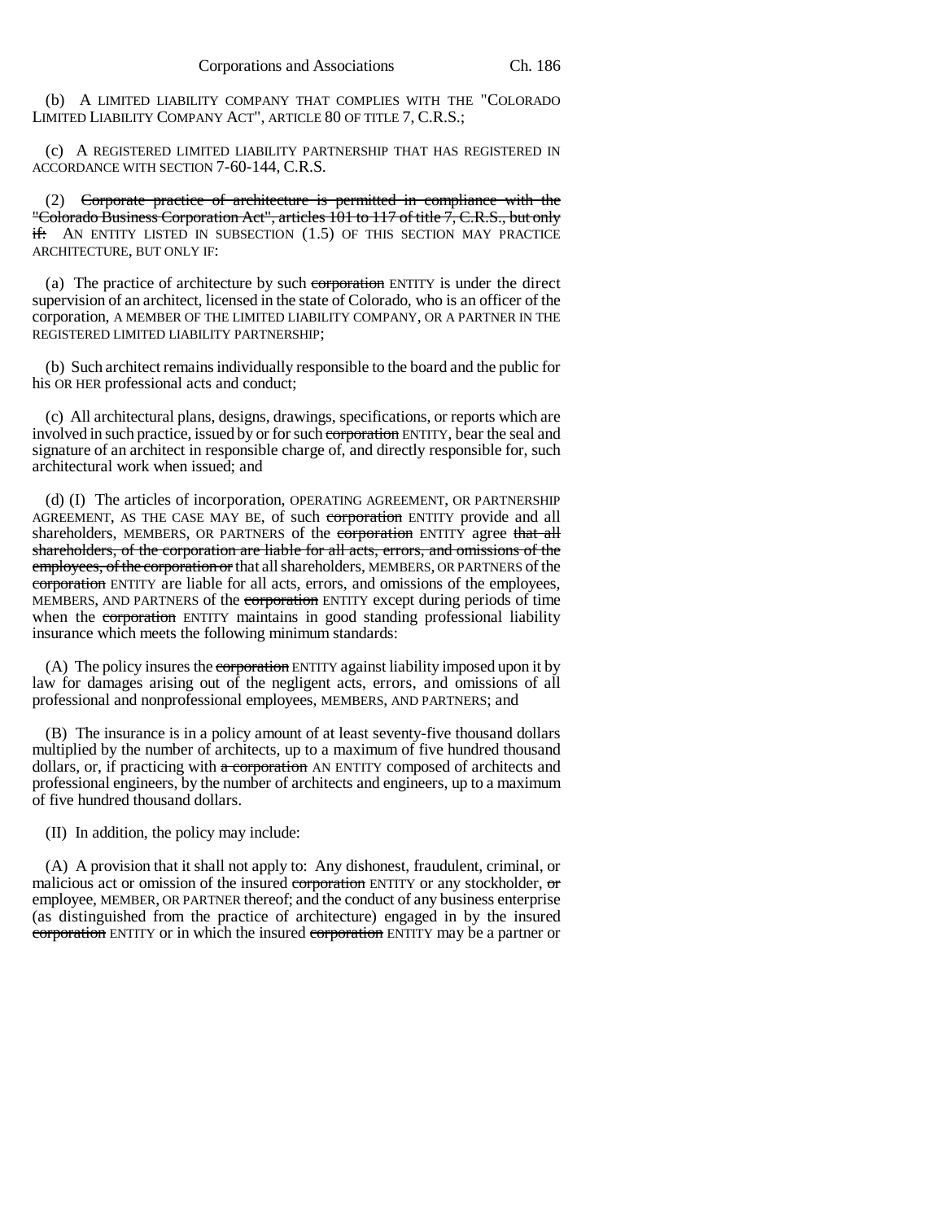(b) A LIMITED LIABILITY COMPANY THAT COMPLIES WITH THE "COLORADO LIMITED LIABILITY COMPANY ACT", ARTICLE 80 OF TITLE 7, C.R.S.;

(c) A REGISTERED LIMITED LIABILITY PARTNERSHIP THAT HAS REGISTERED IN ACCORDANCE WITH SECTION 7-60-144, C.R.S.

(2) ~~Corporate practice of architecture is permitted in compliance with the "Colorado Business Corporation Act", articles 101 to 117 of title 7, C.R.S., but only if:~~ AN ENTITY LISTED IN SUBSECTION (1.5) OF THIS SECTION MAY PRACTICE ARCHITECTURE, BUT ONLY IF:

(a) The practice of architecture by such ~~corporation~~ ENTITY is under the direct supervision of an architect, licensed in the state of Colorado, who is an officer of the corporation, A MEMBER OF THE LIMITED LIABILITY COMPANY, OR A PARTNER IN THE REGISTERED LIMITED LIABILITY PARTNERSHIP;

(b) Such architect remains individually responsible to the board and the public for his OR HER professional acts and conduct;

(c) All architectural plans, designs, drawings, specifications, or reports which are involved in such practice, issued by or for such ~~corporation~~ ENTITY, bear the seal and signature of an architect in responsible charge of, and directly responsible for, such architectural work when issued; and

(d) (I) The articles of incorporation, OPERATING AGREEMENT, OR PARTNERSHIP AGREEMENT, AS THE CASE MAY BE, of such ~~corporation~~ ENTITY provide and all shareholders, MEMBERS, OR PARTNERS of the ~~corporation~~ ENTITY agree ~~that all shareholders, of the corporation are liable for all acts, errors, and omissions of the employees, of the corporation or~~ that all shareholders, MEMBERS, OR PARTNERS of the ~~corporation~~ ENTITY are liable for all acts, errors, and omissions of the employees, MEMBERS, AND PARTNERS of the ~~corporation~~ ENTITY except during periods of time when the ~~corporation~~ ENTITY maintains in good standing professional liability insurance which meets the following minimum standards:

(A) The policy insures the ~~corporation~~ ENTITY against liability imposed upon it by law for damages arising out of the negligent acts, errors, and omissions of all professional and nonprofessional employees, MEMBERS, AND PARTNERS; and

(B) The insurance is in a policy amount of at least seventy-five thousand dollars multiplied by the number of architects, up to a maximum of five hundred thousand dollars, or, if practicing with ~~a corporation~~ AN ENTITY composed of architects and professional engineers, by the number of architects and engineers, up to a maximum of five hundred thousand dollars.

(II) In addition, the policy may include:

(A) A provision that it shall not apply to: Any dishonest, fraudulent, criminal, or malicious act or omission of the insured ~~corporation~~ ENTITY or any stockholder, ~~or~~ employee, MEMBER, OR PARTNER thereof; and the conduct of any business enterprise (as distinguished from the practice of architecture) engaged in by the insured ~~corporation~~ ENTITY or in which the insured ~~corporation~~ ENTITY may be a partner or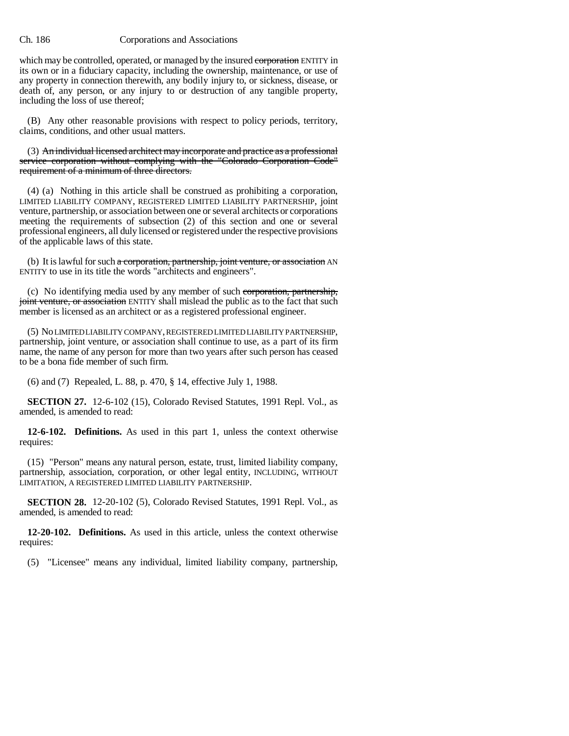which may be controlled, operated, or managed by the insured ~~corporation~~ ENTITY in its own or in a fiduciary capacity, including the ownership, maintenance, or use of any property in connection therewith, any bodily injury to, or sickness, disease, or death of, any person, or any injury to or destruction of any tangible property, including the loss of use thereof;

(B) Any other reasonable provisions with respect to policy periods, territory, claims, conditions, and other usual matters.

(3) ~~An individual licensed architect may incorporate and practice as a professional service corporation without complying with the "Colorado Corporation Code" requirement of a minimum of three directors.~~

(4) (a) Nothing in this article shall be construed as prohibiting a corporation, LIMITED LIABILITY COMPANY, REGISTERED LIMITED LIABILITY PARTNERSHIP, joint venture, partnership, or association between one or several architects or corporations meeting the requirements of subsection (2) of this section and one or several professional engineers, all duly licensed or registered under the respective provisions of the applicable laws of this state.

(b) It is lawful for such ~~a corporation, partnership, joint venture, or association~~ AN ENTITY to use in its title the words "architects and engineers".

(c) No identifying media used by any member of such ~~corporation, partnership, joint venture, or association~~ ENTITY shall mislead the public as to the fact that such member is licensed as an architect or as a registered professional engineer.

(5) No LIMITED LIABILITY COMPANY, REGISTERED LIMITED LIABILITY PARTNERSHIP, partnership, joint venture, or association shall continue to use, as a part of its firm name, the name of any person for more than two years after such person has ceased to be a bona fide member of such firm.

(6) and (7) Repealed, L. 88, p. 470, § 14, effective July 1, 1988.

**SECTION 27.** 12-6-102 (15), Colorado Revised Statutes, 1991 Repl. Vol., as amended, is amended to read:

**12-6-102. Definitions.** As used in this part 1, unless the context otherwise requires:

(15) "Person" means any natural person, estate, trust, limited liability company, partnership, association, corporation, or other legal entity, INCLUDING, WITHOUT LIMITATION, A REGISTERED LIMITED LIABILITY PARTNERSHIP.

**SECTION 28.** 12-20-102 (5), Colorado Revised Statutes, 1991 Repl. Vol., as amended, is amended to read:

**12-20-102. Definitions.** As used in this article, unless the context otherwise requires:

(5) "Licensee" means any individual, limited liability company, partnership,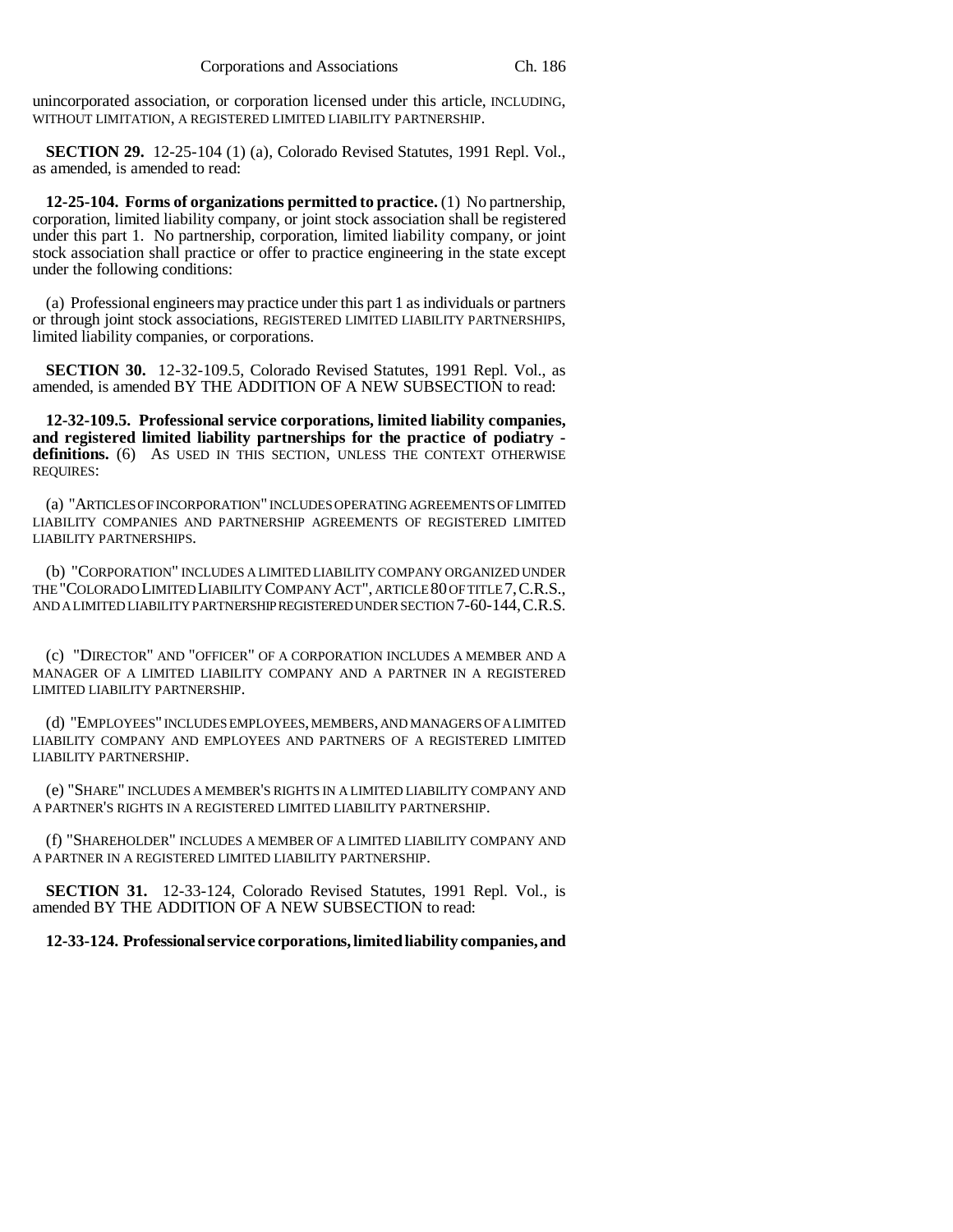unincorporated association, or corporation licensed under this article, INCLUDING, WITHOUT LIMITATION, A REGISTERED LIMITED LIABILITY PARTNERSHIP.

**SECTION 29.** 12-25-104 (1) (a), Colorado Revised Statutes, 1991 Repl. Vol., as amended, is amended to read:

**12-25-104. Forms of organizations permitted to practice.** (1) No partnership, corporation, limited liability company, or joint stock association shall be registered under this part 1. No partnership, corporation, limited liability company, or joint stock association shall practice or offer to practice engineering in the state except under the following conditions:

(a) Professional engineers may practice under this part 1 as individuals or partners or through joint stock associations, REGISTERED LIMITED LIABILITY PARTNERSHIPS, limited liability companies, or corporations.

**SECTION 30.** 12-32-109.5, Colorado Revised Statutes, 1991 Repl. Vol., as amended, is amended BY THE ADDITION OF A NEW SUBSECTION to read:

**12-32-109.5. Professional service corporations, limited liability companies, and registered limited liability partnerships for the practice of podiatry - definitions.** (6) AS USED IN THIS SECTION, UNLESS THE CONTEXT OTHERWISE REQUIRES:

(a) "ARTICLES OF INCORPORATION" INCLUDES OPERATING AGREEMENTS OF LIMITED LIABILITY COMPANIES AND PARTNERSHIP AGREEMENTS OF REGISTERED LIMITED LIABILITY PARTNERSHIPS.

(b) "CORPORATION" INCLUDES A LIMITED LIABILITY COMPANY ORGANIZED UNDER THE "COLORADO LIMITED LIABILITY COMPANY ACT", ARTICLE 80 OF TITLE 7, C.R.S., AND A LIMITED LIABILITY PARTNERSHIP REGISTERED UNDER SECTION 7-60-144, C.R.S.

(c) "DIRECTOR" AND "OFFICER" OF A CORPORATION INCLUDES A MEMBER AND A MANAGER OF A LIMITED LIABILITY COMPANY AND A PARTNER IN A REGISTERED LIMITED LIABILITY PARTNERSHIP.

(d) "EMPLOYEES" INCLUDES EMPLOYEES, MEMBERS, AND MANAGERS OF A LIMITED LIABILITY COMPANY AND EMPLOYEES AND PARTNERS OF A REGISTERED LIMITED LIABILITY PARTNERSHIP.

(e) "SHARE" INCLUDES A MEMBER'S RIGHTS IN A LIMITED LIABILITY COMPANY AND A PARTNER'S RIGHTS IN A REGISTERED LIMITED LIABILITY PARTNERSHIP.

(f) "SHAREHOLDER" INCLUDES A MEMBER OF A LIMITED LIABILITY COMPANY AND A PARTNER IN A REGISTERED LIMITED LIABILITY PARTNERSHIP.

**SECTION 31.** 12-33-124, Colorado Revised Statutes, 1991 Repl. Vol., is amended BY THE ADDITION OF A NEW SUBSECTION to read:

**12-33-124. Professional service corporations, limited liability companies, and**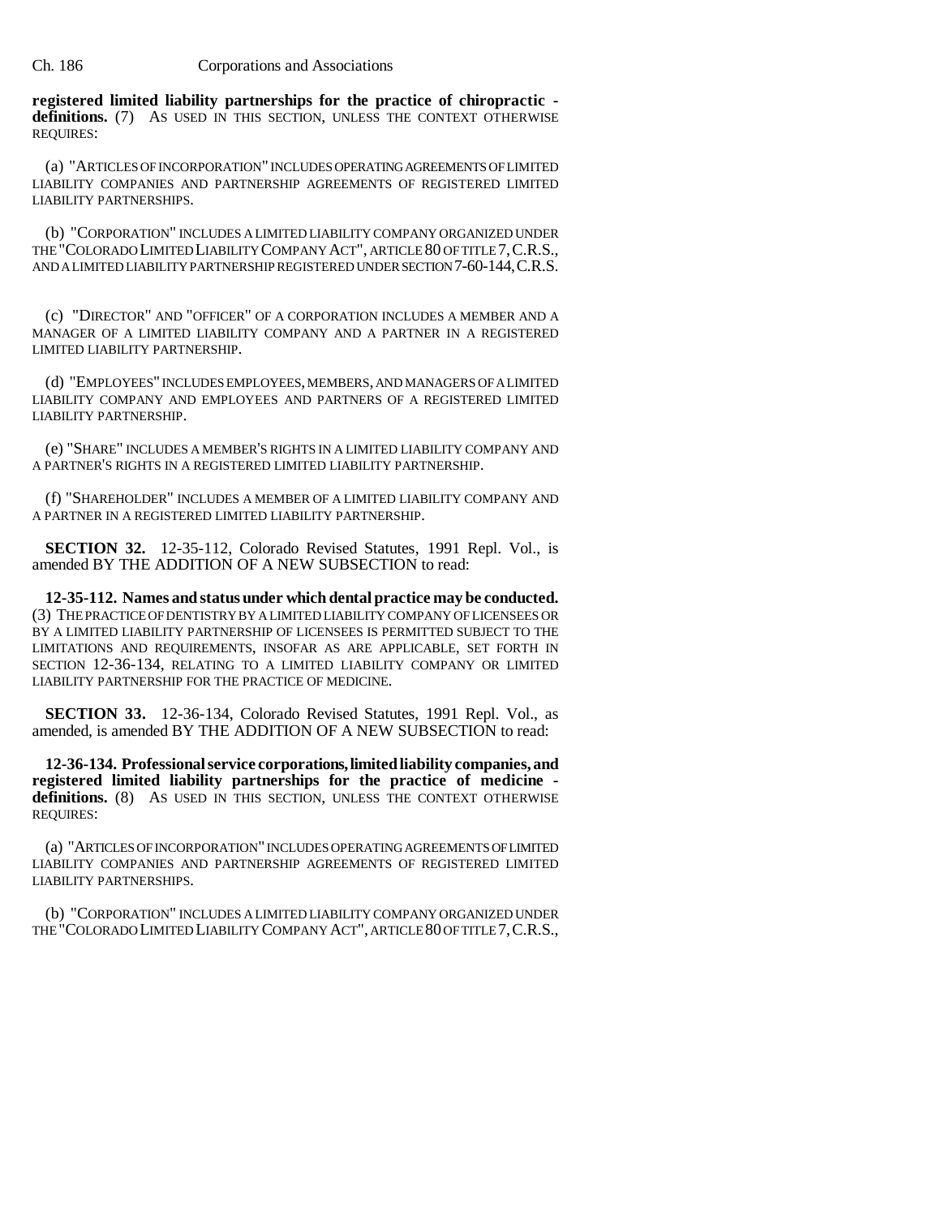**registered limited liability partnerships for the practice of chiropractic - definitions.** (7) AS USED IN THIS SECTION, UNLESS THE CONTEXT OTHERWISE REQUIRES:

(a) "ARTICLES OF INCORPORATION" INCLUDES OPERATING AGREEMENTS OF LIMITED LIABILITY COMPANIES AND PARTNERSHIP AGREEMENTS OF REGISTERED LIMITED LIABILITY PARTNERSHIPS.

(b) "CORPORATION" INCLUDES A LIMITED LIABILITY COMPANY ORGANIZED UNDER THE "COLORADO LIMITED LIABILITY COMPANY ACT", ARTICLE 80 OF TITLE 7, C.R.S., AND A LIMITED LIABILITY PARTNERSHIP REGISTERED UNDER SECTION 7-60-144, C.R.S.

(c) "DIRECTOR" AND "OFFICER" OF A CORPORATION INCLUDES A MEMBER AND A MANAGER OF A LIMITED LIABILITY COMPANY AND A PARTNER IN A REGISTERED LIMITED LIABILITY PARTNERSHIP.

(d) "EMPLOYEES" INCLUDES EMPLOYEES, MEMBERS, AND MANAGERS OF A LIMITED LIABILITY COMPANY AND EMPLOYEES AND PARTNERS OF A REGISTERED LIMITED LIABILITY PARTNERSHIP.

(e) "SHARE" INCLUDES A MEMBER'S RIGHTS IN A LIMITED LIABILITY COMPANY AND A PARTNER'S RIGHTS IN A REGISTERED LIMITED LIABILITY PARTNERSHIP.

(f) "SHAREHOLDER" INCLUDES A MEMBER OF A LIMITED LIABILITY COMPANY AND A PARTNER IN A REGISTERED LIMITED LIABILITY PARTNERSHIP.

**SECTION 32.** 12-35-112, Colorado Revised Statutes, 1991 Repl. Vol., is amended BY THE ADDITION OF A NEW SUBSECTION to read:

**12-35-112. Names and status under which dental practice may be conducted.** (3) THE PRACTICE OF DENTISTRY BY A LIMITED LIABILITY COMPANY OF LICENSEES OR BY A LIMITED LIABILITY PARTNERSHIP OF LICENSEES IS PERMITTED SUBJECT TO THE LIMITATIONS AND REQUIREMENTS, INSOFAR AS ARE APPLICABLE, SET FORTH IN SECTION 12-36-134, RELATING TO A LIMITED LIABILITY COMPANY OR LIMITED LIABILITY PARTNERSHIP FOR THE PRACTICE OF MEDICINE.

**SECTION 33.** 12-36-134, Colorado Revised Statutes, 1991 Repl. Vol., as amended, is amended BY THE ADDITION OF A NEW SUBSECTION to read:

**12-36-134. Professional service corporations, limited liability companies, and registered limited liability partnerships for the practice of medicine - definitions.** (8) AS USED IN THIS SECTION, UNLESS THE CONTEXT OTHERWISE REQUIRES:

(a) "ARTICLES OF INCORPORATION" INCLUDES OPERATING AGREEMENTS OF LIMITED LIABILITY COMPANIES AND PARTNERSHIP AGREEMENTS OF REGISTERED LIMITED LIABILITY PARTNERSHIPS.

(b) "CORPORATION" INCLUDES A LIMITED LIABILITY COMPANY ORGANIZED UNDER THE "COLORADO LIMITED LIABILITY COMPANY ACT", ARTICLE 80 OF TITLE 7, C.R.S.,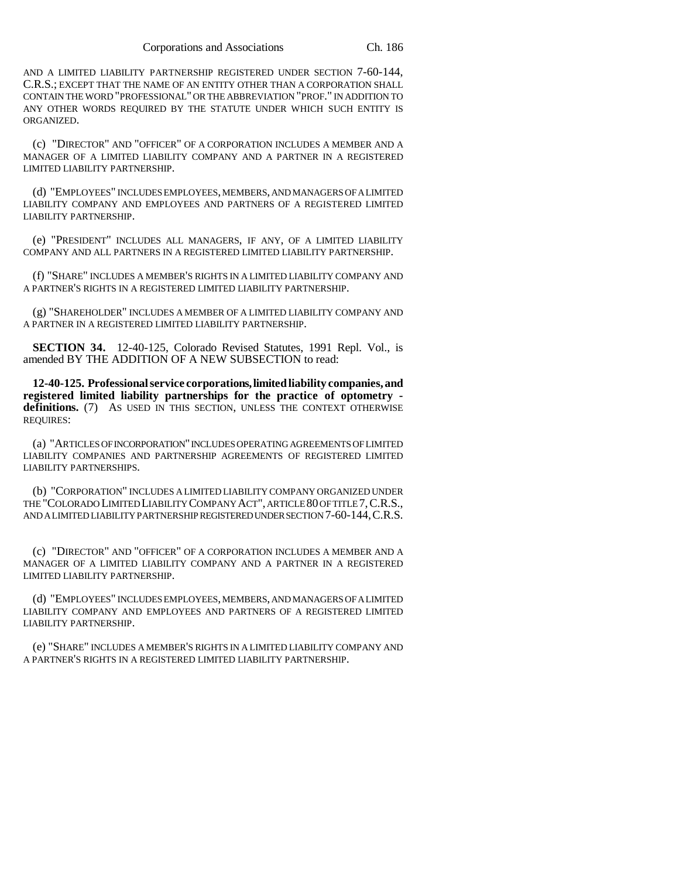AND A LIMITED LIABILITY PARTNERSHIP REGISTERED UNDER SECTION 7-60-144, C.R.S.; EXCEPT THAT THE NAME OF AN ENTITY OTHER THAN A CORPORATION SHALL CONTAIN THE WORD "PROFESSIONAL" OR THE ABBREVIATION "PROF." IN ADDITION TO ANY OTHER WORDS REQUIRED BY THE STATUTE UNDER WHICH SUCH ENTITY IS ORGANIZED.

(c) "DIRECTOR" AND "OFFICER" OF A CORPORATION INCLUDES A MEMBER AND A MANAGER OF A LIMITED LIABILITY COMPANY AND A PARTNER IN A REGISTERED LIMITED LIABILITY PARTNERSHIP.

(d) "EMPLOYEES" INCLUDES EMPLOYEES, MEMBERS, AND MANAGERS OF A LIMITED LIABILITY COMPANY AND EMPLOYEES AND PARTNERS OF A REGISTERED LIMITED LIABILITY PARTNERSHIP.

(e) "PRESIDENT" INCLUDES ALL MANAGERS, IF ANY, OF A LIMITED LIABILITY COMPANY AND ALL PARTNERS IN A REGISTERED LIMITED LIABILITY PARTNERSHIP.

(f) "SHARE" INCLUDES A MEMBER'S RIGHTS IN A LIMITED LIABILITY COMPANY AND A PARTNER'S RIGHTS IN A REGISTERED LIMITED LIABILITY PARTNERSHIP.

(g) "SHAREHOLDER" INCLUDES A MEMBER OF A LIMITED LIABILITY COMPANY AND A PARTNER IN A REGISTERED LIMITED LIABILITY PARTNERSHIP.

**SECTION 34.** 12-40-125, Colorado Revised Statutes, 1991 Repl. Vol., is amended BY THE ADDITION OF A NEW SUBSECTION to read:

**12-40-125. Professional service corporations, limited liability companies, and registered limited liability partnerships for the practice of optometry - definitions.** (7) AS USED IN THIS SECTION, UNLESS THE CONTEXT OTHERWISE REQUIRES:

(a) "ARTICLES OF INCORPORATION" INCLUDES OPERATING AGREEMENTS OF LIMITED LIABILITY COMPANIES AND PARTNERSHIP AGREEMENTS OF REGISTERED LIMITED LIABILITY PARTNERSHIPS.

(b) "CORPORATION" INCLUDES A LIMITED LIABILITY COMPANY ORGANIZED UNDER THE "COLORADO LIMITED LIABILITY COMPANY ACT", ARTICLE 80 OF TITLE 7, C.R.S., AND A LIMITED LIABILITY PARTNERSHIP REGISTERED UNDER SECTION 7-60-144, C.R.S.

(c) "DIRECTOR" AND "OFFICER" OF A CORPORATION INCLUDES A MEMBER AND A MANAGER OF A LIMITED LIABILITY COMPANY AND A PARTNER IN A REGISTERED LIMITED LIABILITY PARTNERSHIP.

(d) "EMPLOYEES" INCLUDES EMPLOYEES, MEMBERS, AND MANAGERS OF A LIMITED LIABILITY COMPANY AND EMPLOYEES AND PARTNERS OF A REGISTERED LIMITED LIABILITY PARTNERSHIP.

(e) "SHARE" INCLUDES A MEMBER'S RIGHTS IN A LIMITED LIABILITY COMPANY AND A PARTNER'S RIGHTS IN A REGISTERED LIMITED LIABILITY PARTNERSHIP.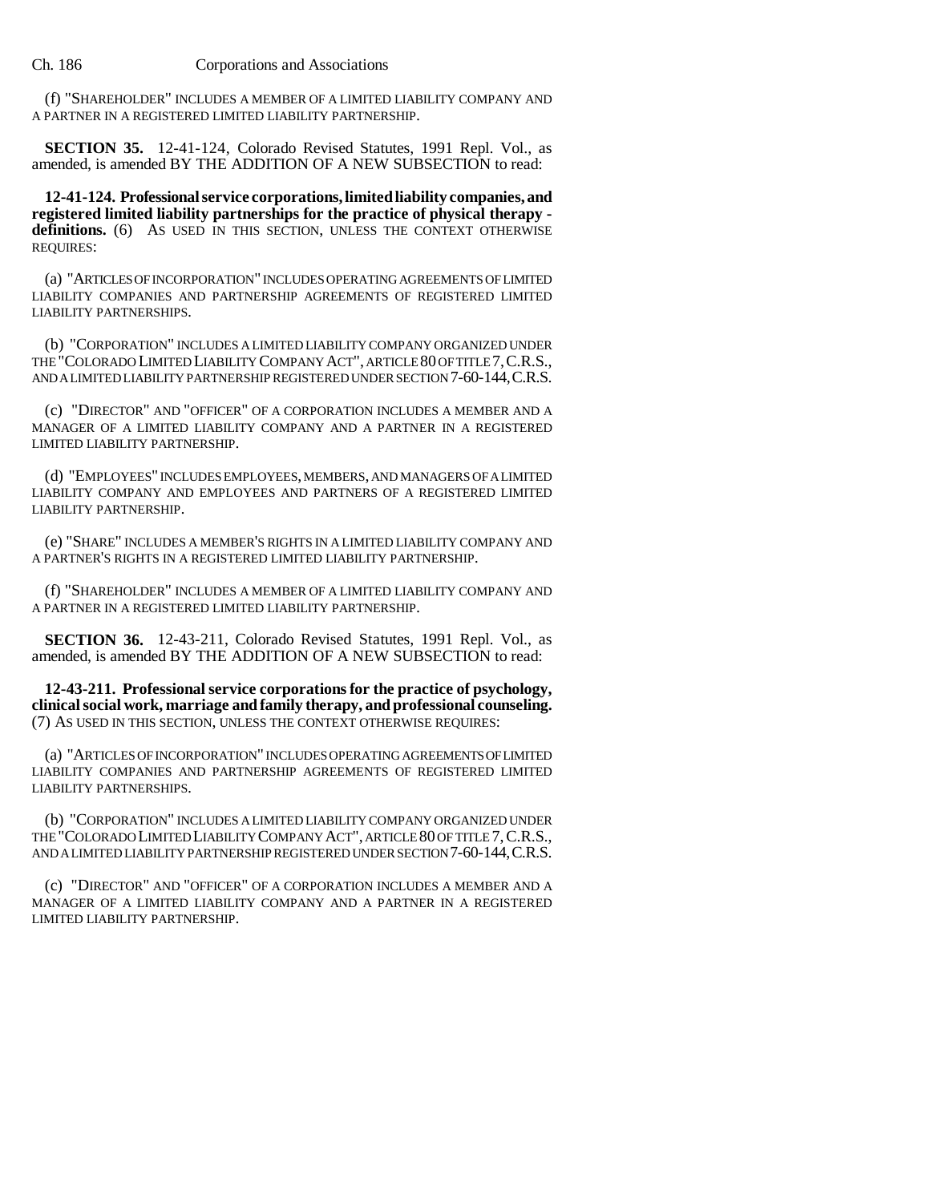(f) "SHAREHOLDER" INCLUDES A MEMBER OF A LIMITED LIABILITY COMPANY AND A PARTNER IN A REGISTERED LIMITED LIABILITY PARTNERSHIP.

**SECTION 35.** 12-41-124, Colorado Revised Statutes, 1991 Repl. Vol., as amended, is amended BY THE ADDITION OF A NEW SUBSECTION to read:

**12-41-124. Professional service corporations, limited liability companies, and registered limited liability partnerships for the practice of physical therapy - definitions.** (6) AS USED IN THIS SECTION, UNLESS THE CONTEXT OTHERWISE REQUIRES:

(a) "ARTICLES OF INCORPORATION" INCLUDES OPERATING AGREEMENTS OF LIMITED LIABILITY COMPANIES AND PARTNERSHIP AGREEMENTS OF REGISTERED LIMITED LIABILITY PARTNERSHIPS.

(b) "CORPORATION" INCLUDES A LIMITED LIABILITY COMPANY ORGANIZED UNDER THE "COLORADO LIMITED LIABILITY COMPANY ACT", ARTICLE 80 OF TITLE 7, C.R.S., AND A LIMITED LIABILITY PARTNERSHIP REGISTERED UNDER SECTION 7-60-144, C.R.S.

(c) "DIRECTOR" AND "OFFICER" OF A CORPORATION INCLUDES A MEMBER AND A MANAGER OF A LIMITED LIABILITY COMPANY AND A PARTNER IN A REGISTERED LIMITED LIABILITY PARTNERSHIP.

(d) "EMPLOYEES" INCLUDES EMPLOYEES, MEMBERS, AND MANAGERS OF A LIMITED LIABILITY COMPANY AND EMPLOYEES AND PARTNERS OF A REGISTERED LIMITED LIABILITY PARTNERSHIP.

(e) "SHARE" INCLUDES A MEMBER'S RIGHTS IN A LIMITED LIABILITY COMPANY AND A PARTNER'S RIGHTS IN A REGISTERED LIMITED LIABILITY PARTNERSHIP.

(f) "SHAREHOLDER" INCLUDES A MEMBER OF A LIMITED LIABILITY COMPANY AND A PARTNER IN A REGISTERED LIMITED LIABILITY PARTNERSHIP.

**SECTION 36.** 12-43-211, Colorado Revised Statutes, 1991 Repl. Vol., as amended, is amended BY THE ADDITION OF A NEW SUBSECTION to read:

**12-43-211. Professional service corporations for the practice of psychology, clinical social work, marriage and family therapy, and professional counseling.** (7) AS USED IN THIS SECTION, UNLESS THE CONTEXT OTHERWISE REQUIRES:

(a) "ARTICLES OF INCORPORATION" INCLUDES OPERATING AGREEMENTS OF LIMITED LIABILITY COMPANIES AND PARTNERSHIP AGREEMENTS OF REGISTERED LIMITED LIABILITY PARTNERSHIPS.

(b) "CORPORATION" INCLUDES A LIMITED LIABILITY COMPANY ORGANIZED UNDER THE "COLORADO LIMITED LIABILITY COMPANY ACT", ARTICLE 80 OF TITLE 7, C.R.S., AND A LIMITED LIABILITY PARTNERSHIP REGISTERED UNDER SECTION 7-60-144, C.R.S.

(c) "DIRECTOR" AND "OFFICER" OF A CORPORATION INCLUDES A MEMBER AND A MANAGER OF A LIMITED LIABILITY COMPANY AND A PARTNER IN A REGISTERED LIMITED LIABILITY PARTNERSHIP.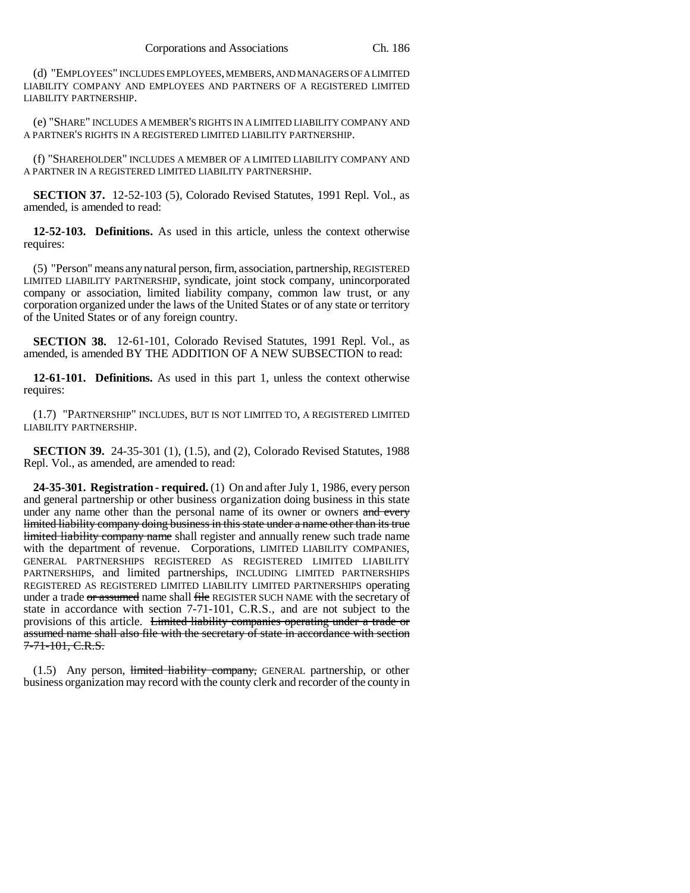(d) "EMPLOYEES" INCLUDES EMPLOYEES, MEMBERS, AND MANAGERS OF A LIMITED LIABILITY COMPANY AND EMPLOYEES AND PARTNERS OF A REGISTERED LIMITED LIABILITY PARTNERSHIP.

(e) "SHARE" INCLUDES A MEMBER'S RIGHTS IN A LIMITED LIABILITY COMPANY AND A PARTNER'S RIGHTS IN A REGISTERED LIMITED LIABILITY PARTNERSHIP.

(f) "SHAREHOLDER" INCLUDES A MEMBER OF A LIMITED LIABILITY COMPANY AND A PARTNER IN A REGISTERED LIMITED LIABILITY PARTNERSHIP.

**SECTION 37.** 12-52-103 (5), Colorado Revised Statutes, 1991 Repl. Vol., as amended, is amended to read:

**12-52-103. Definitions.** As used in this article, unless the context otherwise requires:

(5) "Person" means any natural person, firm, association, partnership, REGISTERED LIMITED LIABILITY PARTNERSHIP, syndicate, joint stock company, unincorporated company or association, limited liability company, common law trust, or any corporation organized under the laws of the United States or of any state or territory of the United States or of any foreign country.

**SECTION 38.** 12-61-101, Colorado Revised Statutes, 1991 Repl. Vol., as amended, is amended BY THE ADDITION OF A NEW SUBSECTION to read:

**12-61-101. Definitions.** As used in this part 1, unless the context otherwise requires:

(1.7) "PARTNERSHIP" INCLUDES, BUT IS NOT LIMITED TO, A REGISTERED LIMITED LIABILITY PARTNERSHIP.

**SECTION 39.** 24-35-301 (1), (1.5), and (2), Colorado Revised Statutes, 1988 Repl. Vol., as amended, are amended to read:

**24-35-301. Registration - required.** (1) On and after July 1, 1986, every person and general partnership or other business organization doing business in this state under any name other than the personal name of its owner or owners ~~and every limited liability company doing business in this state under a name other than its true limited liability company name~~ shall register and annually renew such trade name with the department of revenue. Corporations, LIMITED LIABILITY COMPANIES, GENERAL PARTNERSHIPS REGISTERED AS REGISTERED LIMITED LIABILITY PARTNERSHIPS, and limited partnerships, INCLUDING LIMITED PARTNERSHIPS REGISTERED AS REGISTERED LIMITED LIABILITY LIMITED PARTNERSHIPS operating under a trade ~~or assumed~~ name shall ~~file~~ REGISTER SUCH NAME with the secretary of state in accordance with section 7-71-101, C.R.S., and are not subject to the provisions of this article. ~~Limited liability companies operating under a trade or assumed name shall also file with the secretary of state in accordance with section 7-71-101, C.R.S.~~

(1.5) Any person, ~~limited liability company,~~ GENERAL partnership, or other business organization may record with the county clerk and recorder of the county in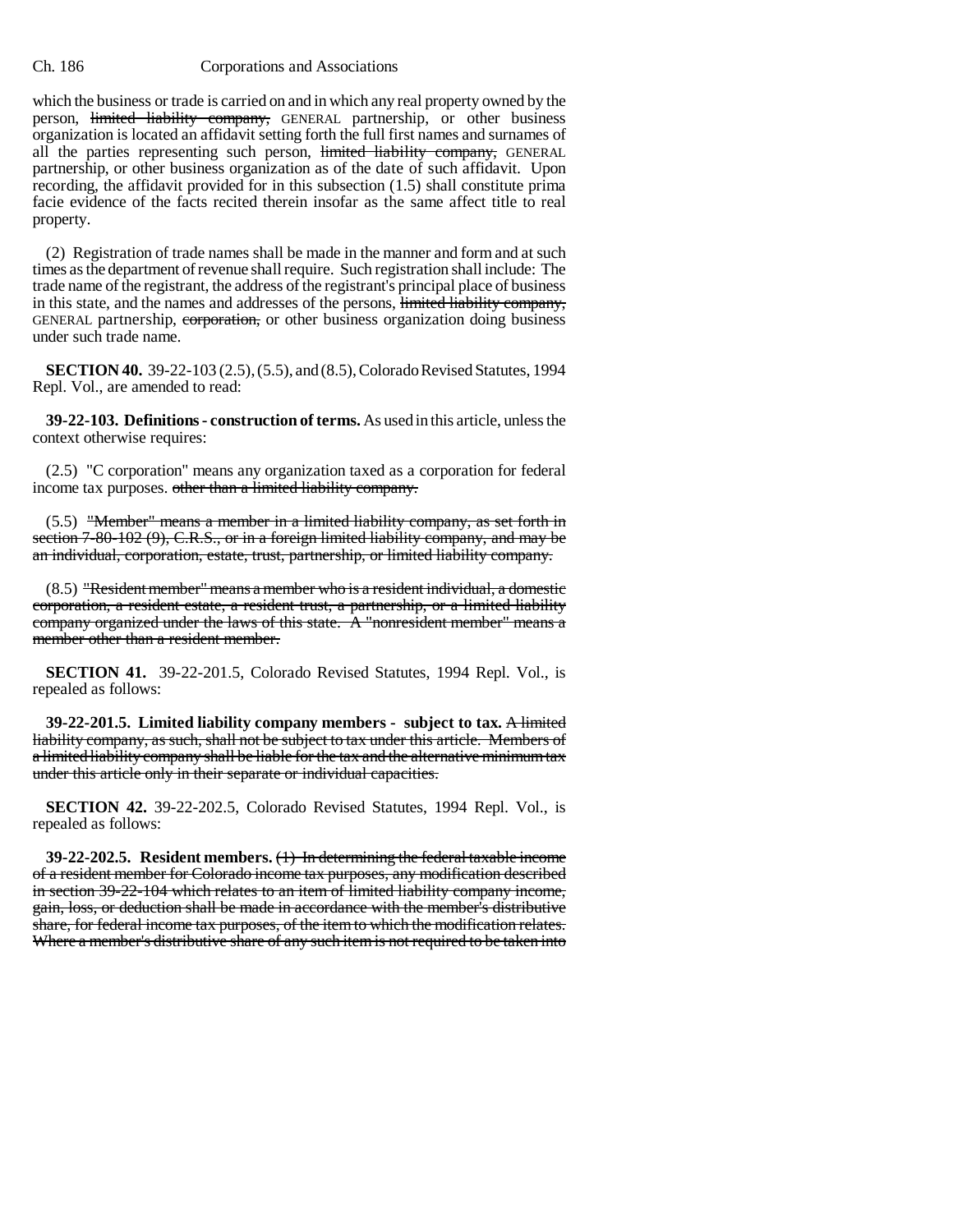which the business or trade is carried on and in which any real property owned by the person, ~~limited liability company,~~ GENERAL partnership, or other business organization is located an affidavit setting forth the full first names and surnames of all the parties representing such person, ~~limited liability company,~~ GENERAL partnership, or other business organization as of the date of such affidavit. Upon recording, the affidavit provided for in this subsection (1.5) shall constitute prima facie evidence of the facts recited therein insofar as the same affect title to real property.

(2) Registration of trade names shall be made in the manner and form and at such times as the department of revenue shall require. Such registration shall include: The trade name of the registrant, the address of the registrant's principal place of business in this state, and the names and addresses of the persons, ~~limited liability company,~~ GENERAL partnership, ~~corporation,~~ or other business organization doing business under such trade name.

**SECTION 40.** 39-22-103 (2.5), (5.5), and (8.5), Colorado Revised Statutes, 1994 Repl. Vol., are amended to read:

**39-22-103. Definitions - construction of terms.** As used in this article, unless the context otherwise requires:

(2.5) "C corporation" means any organization taxed as a corporation for federal income tax purposes. ~~other than a limited liability company.~~

(5.5) ~~"Member" means a member in a limited liability company, as set forth in section 7-80-102 (9), C.R.S., or in a foreign limited liability company, and may be an individual, corporation, estate, trust, partnership, or limited liability company.~~

(8.5) ~~"Resident member" means a member who is a resident individual, a domestic corporation, a resident estate, a resident trust, a partnership, or a limited liability company organized under the laws of this state. A "nonresident member" means a member other than a resident member.~~

**SECTION 41.** 39-22-201.5, Colorado Revised Statutes, 1994 Repl. Vol., is repealed as follows:

**39-22-201.5. Limited liability company members - subject to tax.** ~~A limited liability company, as such, shall not be subject to tax under this article. Members of a limited liability company shall be liable for the tax and the alternative minimum tax under this article only in their separate or individual capacities.~~

**SECTION 42.** 39-22-202.5, Colorado Revised Statutes, 1994 Repl. Vol., is repealed as follows:

**39-22-202.5. Resident members.** ~~(1) In determining the federal taxable income of a resident member for Colorado income tax purposes, any modification described in section 39-22-104 which relates to an item of limited liability company income, gain, loss, or deduction shall be made in accordance with the member's distributive share, for federal income tax purposes, of the item to which the modification relates. Where a member's distributive share of any such item is not required to be taken into~~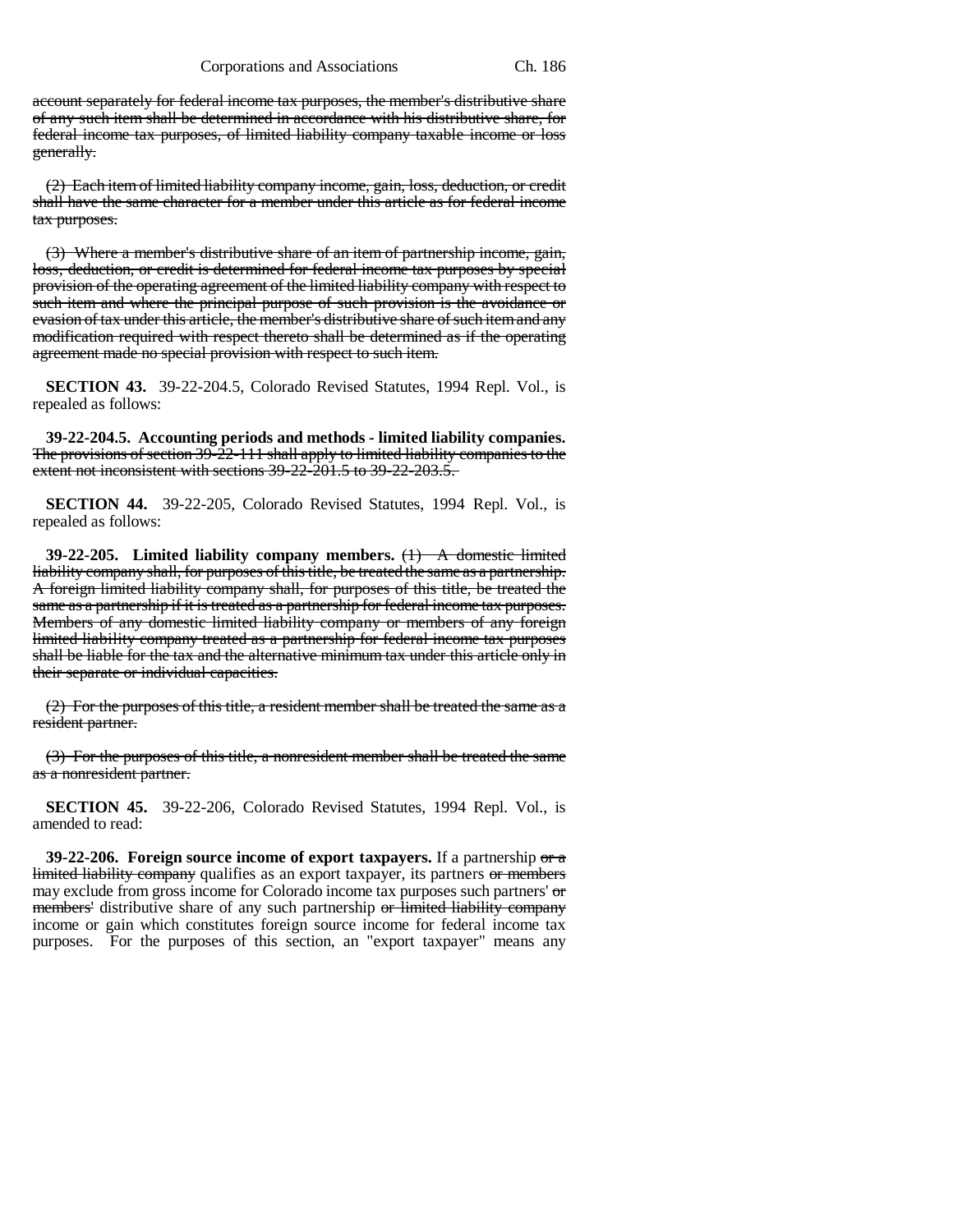account separately for federal income tax purposes, the member's distributive share of any such item shall be determined in accordance with his distributive share, for federal income tax purposes, of limited liability company taxable income or loss generally.

(2) Each item of limited liability company income, gain, loss, deduction, or credit shall have the same character for a member under this article as for federal income tax purposes.

(3) Where a member's distributive share of an item of partnership income, gain, loss, deduction, or credit is determined for federal income tax purposes by special provision of the operating agreement of the limited liability company with respect to such item and where the principal purpose of such provision is the avoidance or evasion of tax under this article, the member's distributive share of such item and any modification required with respect thereto shall be determined as if the operating agreement made no special provision with respect to such item.

**SECTION 43.** 39-22-204.5, Colorado Revised Statutes, 1994 Repl. Vol., is repealed as follows:

**39-22-204.5. Accounting periods and methods - limited liability companies.** The provisions of section 39-22-111 shall apply to limited liability companies to the extent not inconsistent with sections 39-22-201.5 to 39-22-203.5.

**SECTION 44.** 39-22-205, Colorado Revised Statutes, 1994 Repl. Vol., is repealed as follows:

**39-22-205. Limited liability company members.** (1) A domestic limited liability company shall, for purposes of this title, be treated the same as a partnership. A foreign limited liability company shall, for purposes of this title, be treated the same as a partnership if it is treated as a partnership for federal income tax purposes. Members of any domestic limited liability company or members of any foreign limited liability company treated as a partnership for federal income tax purposes shall be liable for the tax and the alternative minimum tax under this article only in their separate or individual capacities.

(2) For the purposes of this title, a resident member shall be treated the same as a resident partner.

(3) For the purposes of this title, a nonresident member shall be treated the same as a nonresident partner.

**SECTION 45.** 39-22-206, Colorado Revised Statutes, 1994 Repl. Vol., is amended to read:

**39-22-206. Foreign source income of export taxpayers.** If a partnership or a limited liability company qualifies as an export taxpayer, its partners or members may exclude from gross income for Colorado income tax purposes such partners' or members' distributive share of any such partnership or limited liability company income or gain which constitutes foreign source income for federal income tax purposes. For the purposes of this section, an "export taxpayer" means any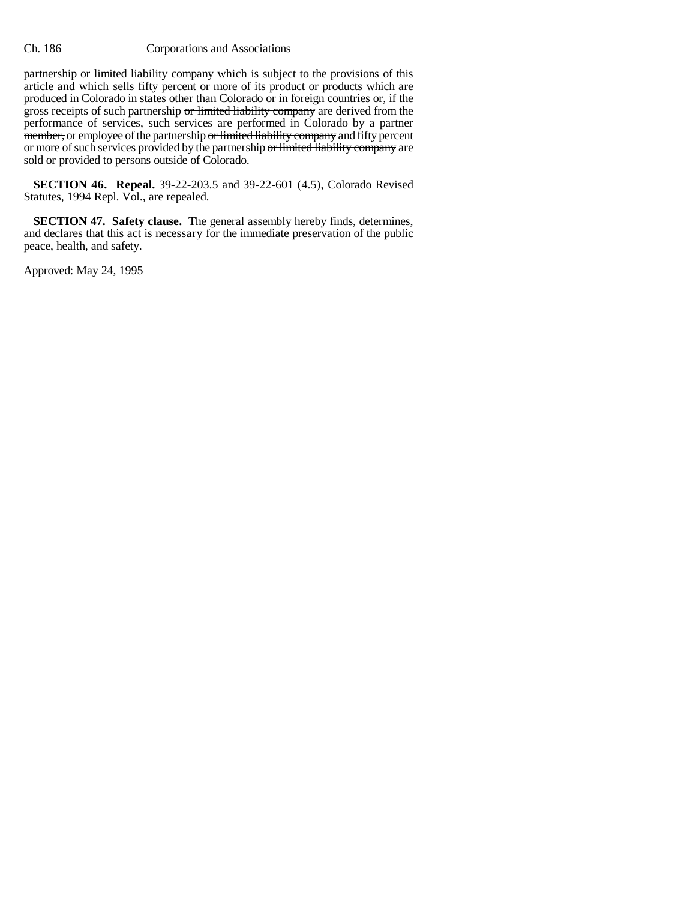partnership ~~or limited liability company~~ which is subject to the provisions of this article and which sells fifty percent or more of its product or products which are produced in Colorado in states other than Colorado or in foreign countries or, if the gross receipts of such partnership ~~or limited liability company~~ are derived from the performance of services, such services are performed in Colorado by a partner ~~member,~~ or employee of the partnership ~~or limited liability company~~ and fifty percent or more of such services provided by the partnership ~~or limited liability company~~ are sold or provided to persons outside of Colorado.

**SECTION 46. Repeal.** 39-22-203.5 and 39-22-601 (4.5), Colorado Revised Statutes, 1994 Repl. Vol., are repealed.

**SECTION 47. Safety clause.** The general assembly hereby finds, determines, and declares that this act is necessary for the immediate preservation of the public peace, health, and safety.

Approved: May 24, 1995